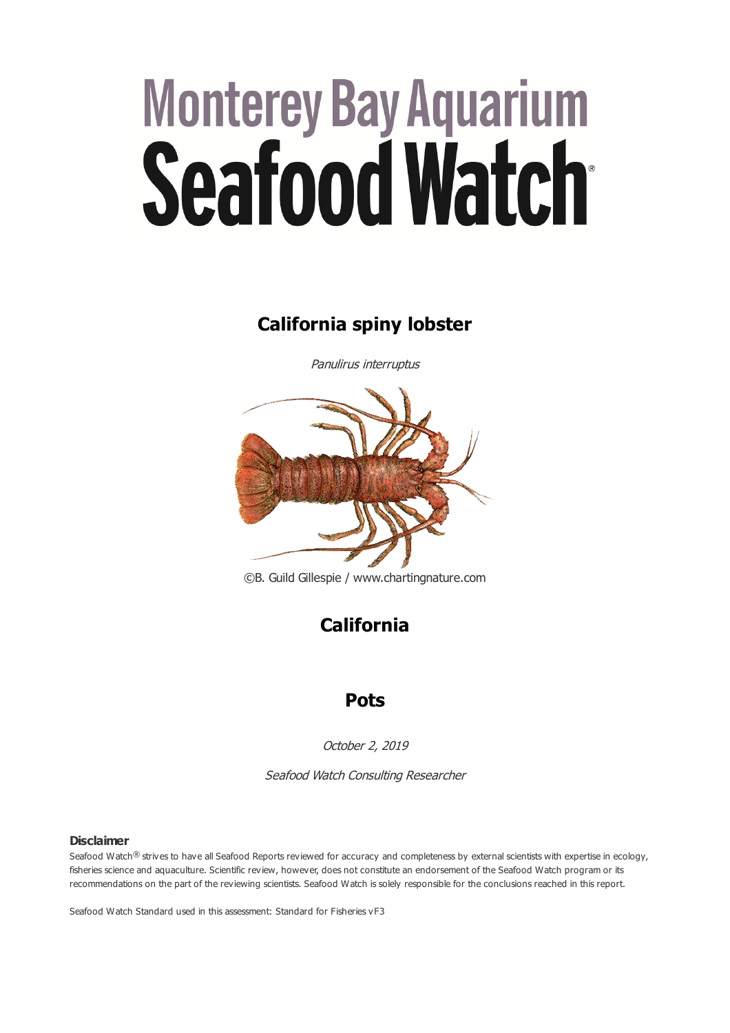# Monterey Bay Aquarium Seafood Watch®

## California spiny lobster

*Panulirus interruptus*

©B. Guild Gillespie / www.chartingnature.com

## California

## Pots

*October 2, 2019*

*Seafood Watch Consulting Researcher*

**Disclaimer**

Seafood Watch® strives to have all Seafood Reports reviewed for accuracy and completeness by external scientists with expertise in ecology, fisheries science and aquaculture. Scientific review, however, does not constitute an endorsement of the Seafood Watch program or its recommendations on the part of the reviewing scientists. Seafood Watch is solely responsible for the conclusions reached in this report.

Seafood Watch Standard used in this assessment: Standard for Fisheries vF3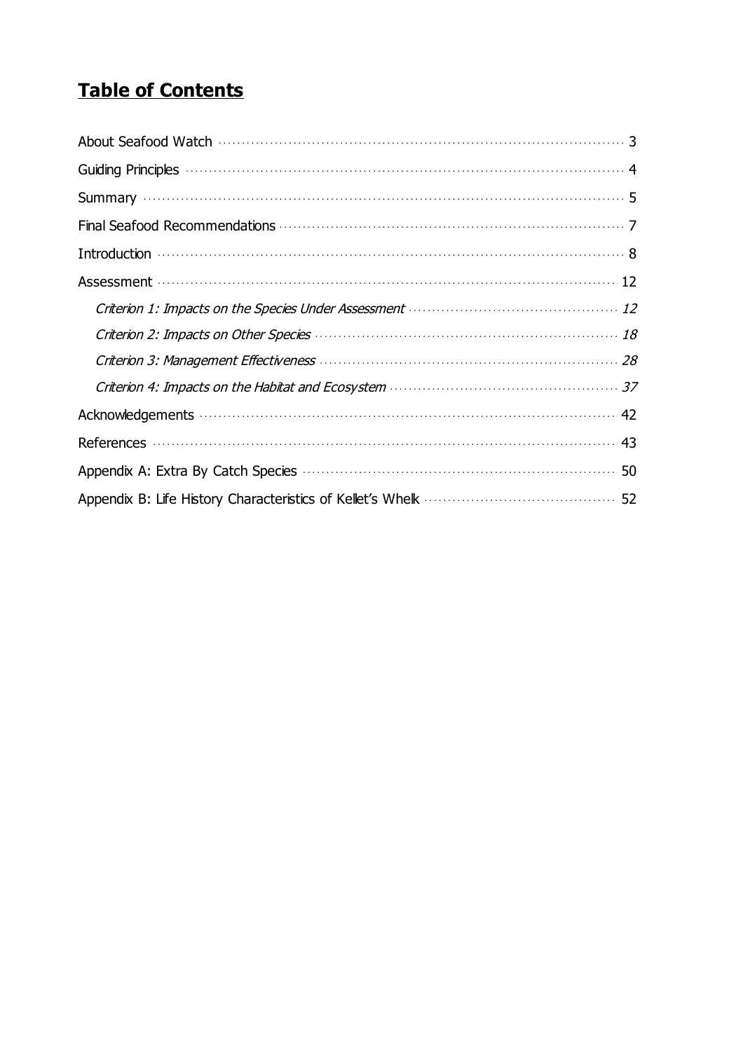# **Table of Contents**

About Seafood Watch ..... 3

Guiding Principles ..... 4

Summary ..... 5

Final Seafood Recommendations ..... 7

Introduction ..... 8

Assessment ..... 12

*Criterion 1: Impacts on the Species Under Assessment ..... 12*

*Criterion 2: Impacts on Other Species ..... 18*

*Criterion 3: Management Effectiveness ..... 28*

*Criterion 4: Impacts on the Habitat and Ecosystem ..... 37*

Acknowledgements ..... 42

References ..... 43

Appendix A: Extra By Catch Species ..... 50

Appendix B: Life History Characteristics of Kellet's Whelk ..... 52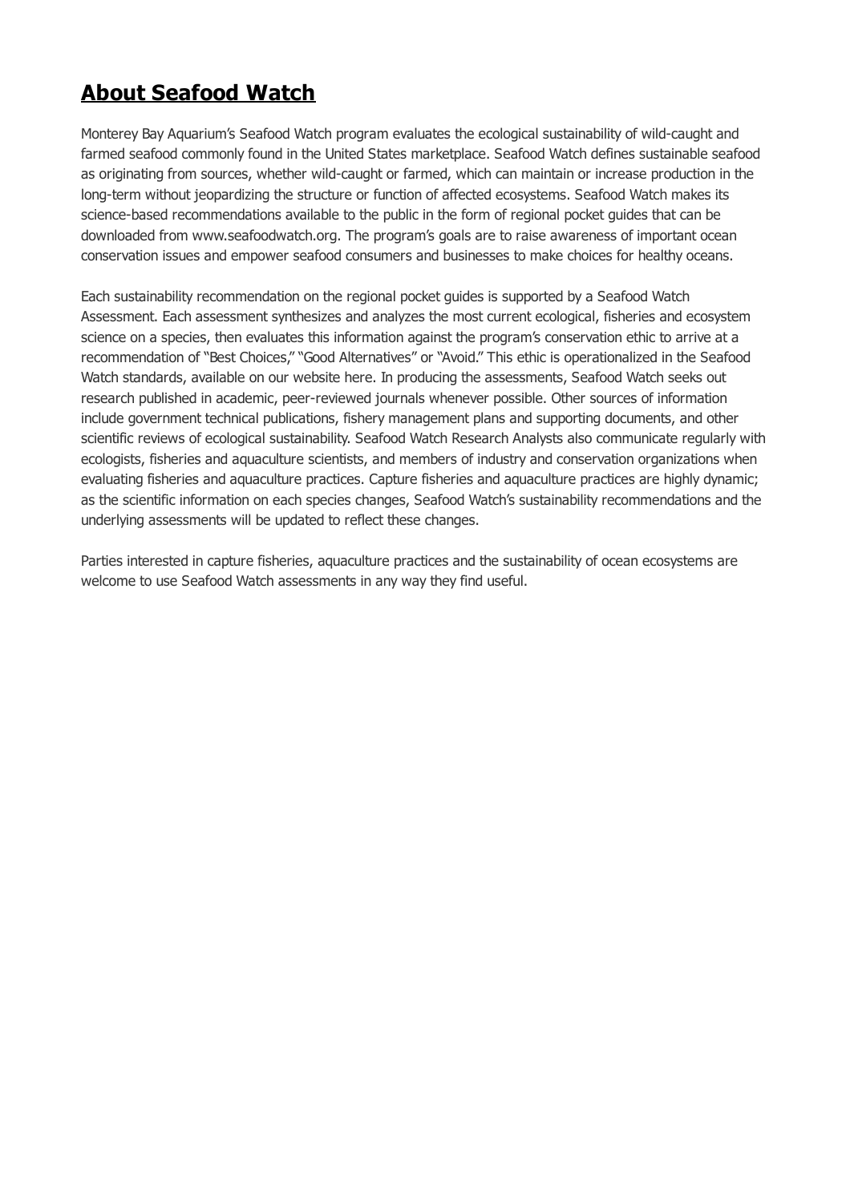## About Seafood Watch

Monterey Bay Aquarium's Seafood Watch program evaluates the ecological sustainability of wild-caught and farmed seafood commonly found in the United States marketplace. Seafood Watch defines sustainable seafood as originating from sources, whether wild-caught or farmed, which can maintain or increase production in the long-term without jeopardizing the structure or function of affected ecosystems. Seafood Watch makes its science-based recommendations available to the public in the form of regional pocket guides that can be downloaded from www.seafoodwatch.org. The program's goals are to raise awareness of important ocean conservation issues and empower seafood consumers and businesses to make choices for healthy oceans.

Each sustainability recommendation on the regional pocket guides is supported by a Seafood Watch Assessment. Each assessment synthesizes and analyzes the most current ecological, fisheries and ecosystem science on a species, then evaluates this information against the program's conservation ethic to arrive at a recommendation of "Best Choices," "Good Alternatives" or "Avoid." This ethic is operationalized in the Seafood Watch standards, available on our website here. In producing the assessments, Seafood Watch seeks out research published in academic, peer-reviewed journals whenever possible. Other sources of information include government technical publications, fishery management plans and supporting documents, and other scientific reviews of ecological sustainability. Seafood Watch Research Analysts also communicate regularly with ecologists, fisheries and aquaculture scientists, and members of industry and conservation organizations when evaluating fisheries and aquaculture practices. Capture fisheries and aquaculture practices are highly dynamic; as the scientific information on each species changes, Seafood Watch's sustainability recommendations and the underlying assessments will be updated to reflect these changes.

Parties interested in capture fisheries, aquaculture practices and the sustainability of ocean ecosystems are welcome to use Seafood Watch assessments in any way they find useful.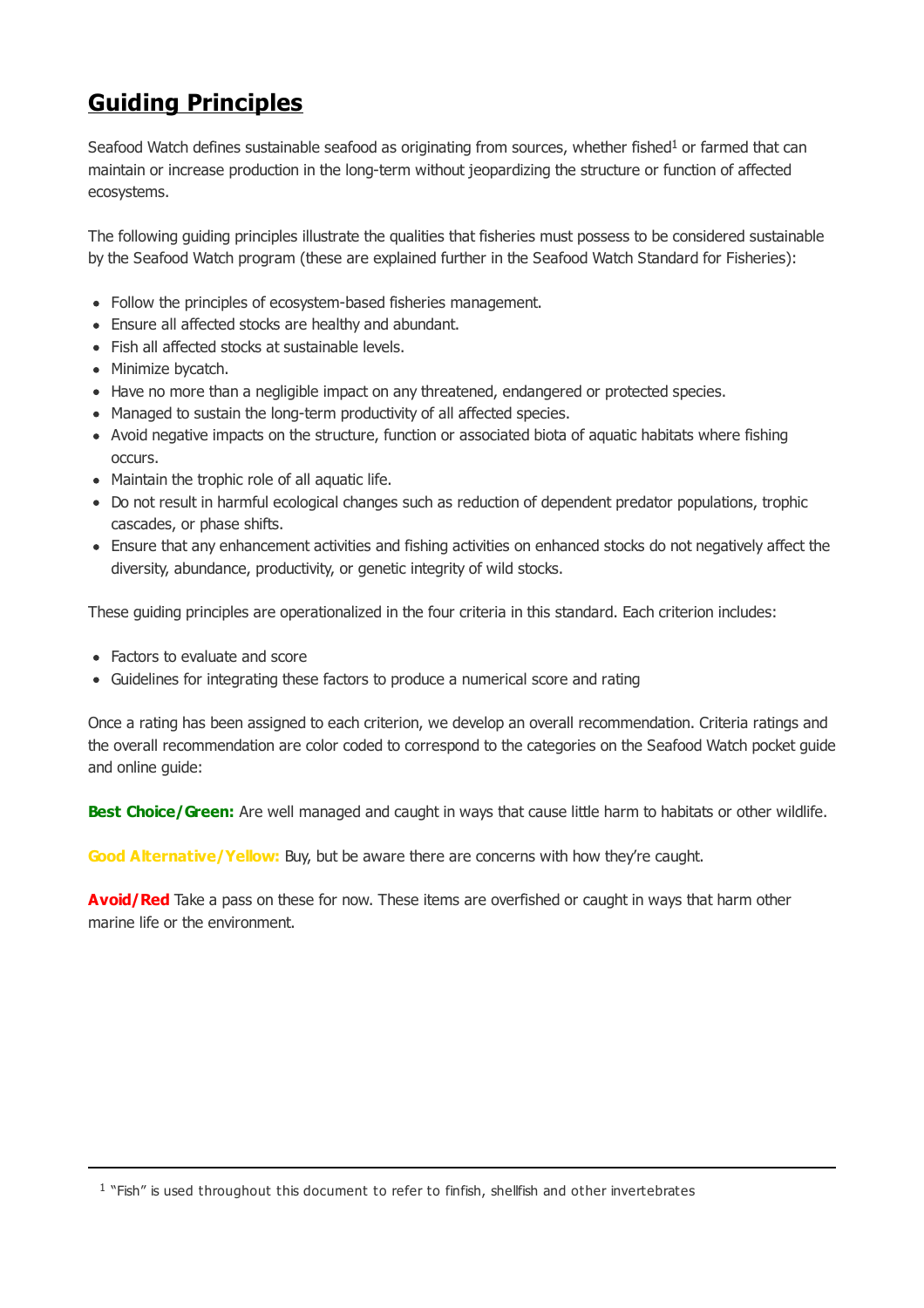# Guiding Principles

Seafood Watch defines sustainable seafood as originating from sources, whether fished[1] or farmed that can maintain or increase production in the long-term without jeopardizing the structure or function of affected ecosystems.

The following guiding principles illustrate the qualities that fisheries must possess to be considered sustainable by the Seafood Watch program (these are explained further in the Seafood Watch Standard for Fisheries):

- Follow the principles of ecosystem-based fisheries management.
- Ensure all affected stocks are healthy and abundant.
- Fish all affected stocks at sustainable levels.
- Minimize bycatch.
- Have no more than a negligible impact on any threatened, endangered or protected species.
- Managed to sustain the long-term productivity of all affected species.
- Avoid negative impacts on the structure, function or associated biota of aquatic habitats where fishing occurs.
- Maintain the trophic role of all aquatic life.
- Do not result in harmful ecological changes such as reduction of dependent predator populations, trophic cascades, or phase shifts.
- Ensure that any enhancement activities and fishing activities on enhanced stocks do not negatively affect the diversity, abundance, productivity, or genetic integrity of wild stocks.

These guiding principles are operationalized in the four criteria in this standard. Each criterion includes:

- Factors to evaluate and score
- Guidelines for integrating these factors to produce a numerical score and rating

Once a rating has been assigned to each criterion, we develop an overall recommendation. Criteria ratings and the overall recommendation are color coded to correspond to the categories on the Seafood Watch pocket guide and online guide:

**Best Choice/Green:** Are well managed and caught in ways that cause little harm to habitats or other wildlife.

**Good Alternative/Yellow:** Buy, but be aware there are concerns with how they're caught.

**Avoid/Red** Take a pass on these for now. These items are overfished or caught in ways that harm other marine life or the environment.

---

[1] "Fish" is used throughout this document to refer to finfish, shellfish and other invertebrates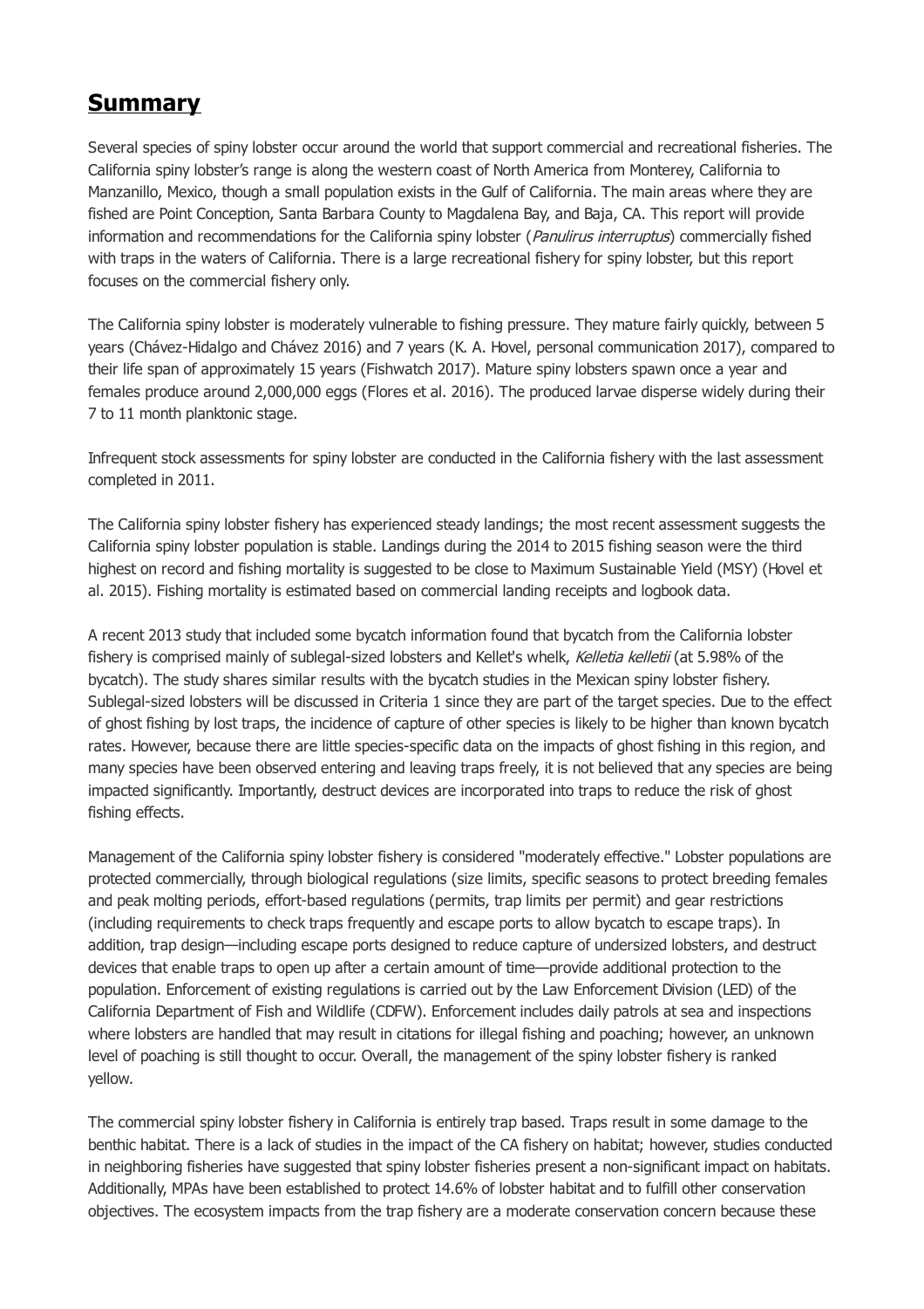## **Summary**

Several species of spiny lobster occur around the world that support commercial and recreational fisheries. The California spiny lobster's range is along the western coast of North America from Monterey, California to Manzanillo, Mexico, though a small population exists in the Gulf of California. The main areas where they are fished are Point Conception, Santa Barbara County to Magdalena Bay, and Baja, CA. This report will provide information and recommendations for the California spiny lobster (*Panulirus interruptus*) commercially fished with traps in the waters of California. There is a large recreational fishery for spiny lobster, but this report focuses on the commercial fishery only.

The California spiny lobster is moderately vulnerable to fishing pressure. They mature fairly quickly, between 5 years (Chávez-Hidalgo and Chávez 2016) and 7 years (K. A. Hovel, personal communication 2017), compared to their life span of approximately 15 years (Fishwatch 2017). Mature spiny lobsters spawn once a year and females produce around 2,000,000 eggs (Flores et al. 2016). The produced larvae disperse widely during their 7 to 11 month planktonic stage.

Infrequent stock assessments for spiny lobster are conducted in the California fishery with the last assessment completed in 2011.

The California spiny lobster fishery has experienced steady landings; the most recent assessment suggests the California spiny lobster population is stable. Landings during the 2014 to 2015 fishing season were the third highest on record and fishing mortality is suggested to be close to Maximum Sustainable Yield (MSY) (Hovel et al. 2015). Fishing mortality is estimated based on commercial landing receipts and logbook data.

A recent 2013 study that included some bycatch information found that bycatch from the California lobster fishery is comprised mainly of sublegal-sized lobsters and Kellet's whelk, *Kelletia kelletii* (at 5.98% of the bycatch). The study shares similar results with the bycatch studies in the Mexican spiny lobster fishery. Sublegal-sized lobsters will be discussed in Criteria 1 since they are part of the target species. Due to the effect of ghost fishing by lost traps, the incidence of capture of other species is likely to be higher than known bycatch rates. However, because there are little species-specific data on the impacts of ghost fishing in this region, and many species have been observed entering and leaving traps freely, it is not believed that any species are being impacted significantly. Importantly, destruct devices are incorporated into traps to reduce the risk of ghost fishing effects.

Management of the California spiny lobster fishery is considered "moderately effective." Lobster populations are protected commercially, through biological regulations (size limits, specific seasons to protect breeding females and peak molting periods, effort-based regulations (permits, trap limits per permit) and gear restrictions (including requirements to check traps frequently and escape ports to allow bycatch to escape traps). In addition, trap design—including escape ports designed to reduce capture of undersized lobsters, and destruct devices that enable traps to open up after a certain amount of time—provide additional protection to the population. Enforcement of existing regulations is carried out by the Law Enforcement Division (LED) of the California Department of Fish and Wildlife (CDFW). Enforcement includes daily patrols at sea and inspections where lobsters are handled that may result in citations for illegal fishing and poaching; however, an unknown level of poaching is still thought to occur. Overall, the management of the spiny lobster fishery is ranked yellow.

The commercial spiny lobster fishery in California is entirely trap based. Traps result in some damage to the benthic habitat. There is a lack of studies in the impact of the CA fishery on habitat; however, studies conducted in neighboring fisheries have suggested that spiny lobster fisheries present a non-significant impact on habitats. Additionally, MPAs have been established to protect 14.6% of lobster habitat and to fulfill other conservation objectives. The ecosystem impacts from the trap fishery are a moderate conservation concern because these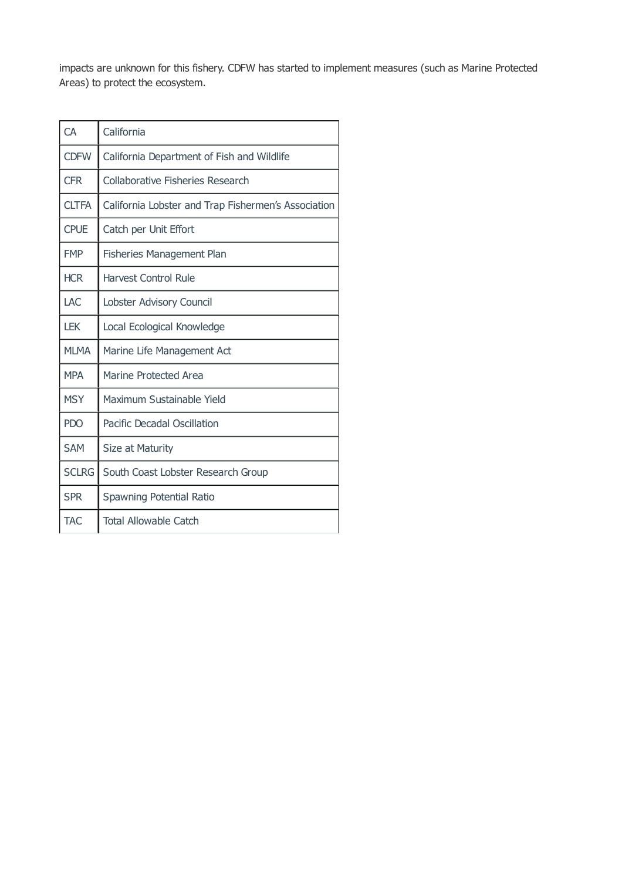impacts are unknown for this fishery. CDFW has started to implement measures (such as Marine Protected Areas) to protect the ecosystem.

| | |
|---|---|
| CA | California |
| CDFW | California Department of Fish and Wildlife |
| CFR | Collaborative Fisheries Research |
| CLTFA | California Lobster and Trap Fishermen's Association |
| CPUE | Catch per Unit Effort |
| FMP | Fisheries Management Plan |
| HCR | Harvest Control Rule |
| LAC | Lobster Advisory Council |
| LEK | Local Ecological Knowledge |
| MLMA | Marine Life Management Act |
| MPA | Marine Protected Area |
| MSY | Maximum Sustainable Yield |
| PDO | Pacific Decadal Oscillation |
| SAM | Size at Maturity |
| SCLRG | South Coast Lobster Research Group |
| SPR | Spawning Potential Ratio |
| TAC | Total Allowable Catch |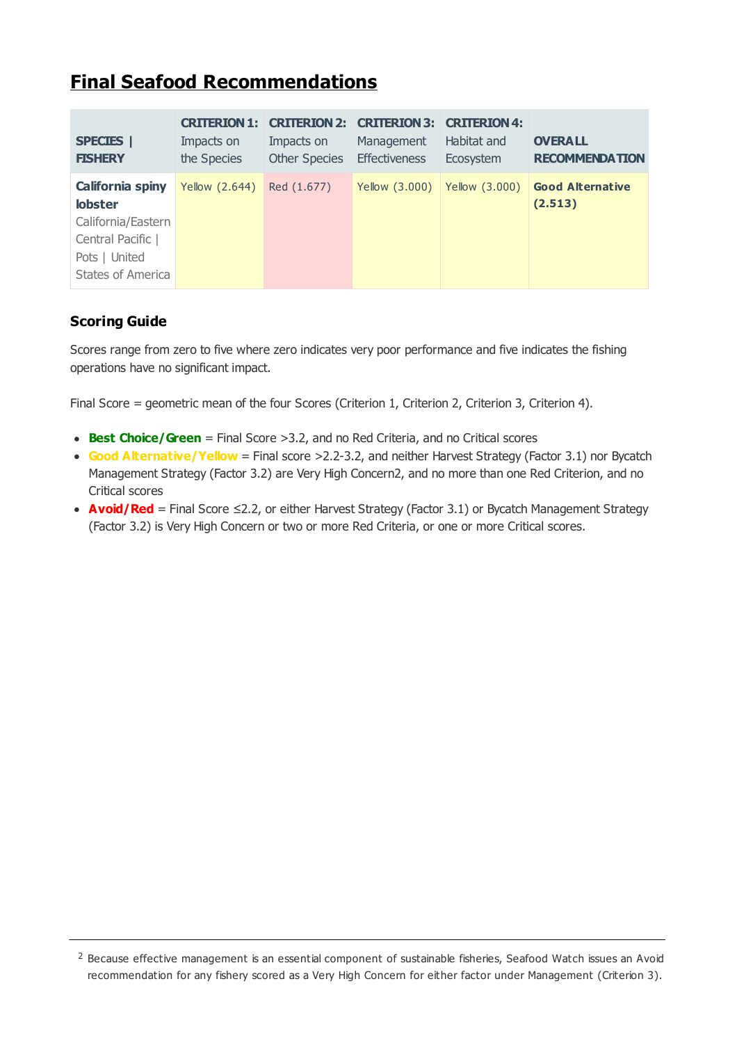# Final Seafood Recommendations

| SPECIES \| FISHERY | CRITERION 1: Impacts on the Species | CRITERION 2: Impacts on Other Species | CRITERION 3: Management Effectiveness | CRITERION 4: Habitat and Ecosystem | OVERALL RECOMMENDATION |
|---|---|---|---|---|---|
| **California spiny lobster** California/Eastern Central Pacific \| Pots \| United States of America | Yellow (2.644) | Red (1.677) | Yellow (3.000) | Yellow (3.000) | **Good Alternative (2.513)** |

### Scoring Guide

Scores range from zero to five where zero indicates very poor performance and five indicates the fishing operations have no significant impact.

Final Score = geometric mean of the four Scores (Criterion 1, Criterion 2, Criterion 3, Criterion 4).

- **Best Choice/Green** = Final Score >3.2, and no Red Criteria, and no Critical scores
- **Good Alternative/Yellow** = Final score >2.2-3.2, and neither Harvest Strategy (Factor 3.1) nor Bycatch Management Strategy (Factor 3.2) are Very High Concern[2], and no more than one Red Criterion, and no Critical scores
- **Avoid/Red** = Final Score ≤2.2, or either Harvest Strategy (Factor 3.1) or Bycatch Management Strategy (Factor 3.2) is Very High Concern or two or more Red Criteria, or one or more Critical scores.

---

[2] Because effective management is an essential component of sustainable fisheries, Seafood Watch issues an Avoid recommendation for any fishery scored as a Very High Concern for either factor under Management (Criterion 3).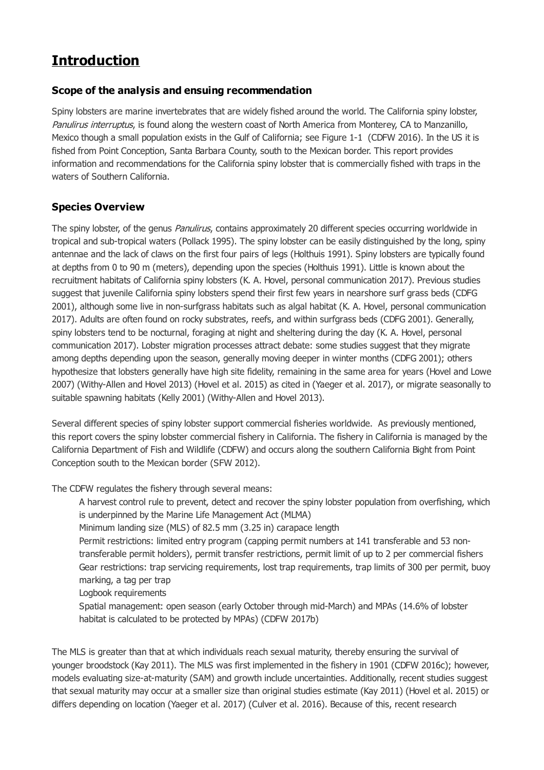# Introduction

### Scope of the analysis and ensuing recommendation

Spiny lobsters are marine invertebrates that are widely fished around the world. The California spiny lobster, *Panulirus interruptus*, is found along the western coast of North America from Monterey, CA to Manzanillo, Mexico though a small population exists in the Gulf of California; see Figure 1-1 (CDFW 2016). In the US it is fished from Point Conception, Santa Barbara County, south to the Mexican border. This report provides information and recommendations for the California spiny lobster that is commercially fished with traps in the waters of Southern California.

### Species Overview

The spiny lobster, of the genus *Panulirus*, contains approximately 20 different species occurring worldwide in tropical and sub-tropical waters (Pollack 1995). The spiny lobster can be easily distinguished by the long, spiny antennae and the lack of claws on the first four pairs of legs (Holthuis 1991). Spiny lobsters are typically found at depths from 0 to 90 m (meters), depending upon the species (Holthuis 1991). Little is known about the recruitment habitats of California spiny lobsters (K. A. Hovel, personal communication 2017). Previous studies suggest that juvenile California spiny lobsters spend their first few years in nearshore surf grass beds (CDFG 2001), although some live in non-surfgrass habitats such as algal habitat (K. A. Hovel, personal communication 2017). Adults are often found on rocky substrates, reefs, and within surfgrass beds (CDFG 2001). Generally, spiny lobsters tend to be nocturnal, foraging at night and sheltering during the day (K. A. Hovel, personal communication 2017). Lobster migration processes attract debate: some studies suggest that they migrate among depths depending upon the season, generally moving deeper in winter months (CDFG 2001); others hypothesize that lobsters generally have high site fidelity, remaining in the same area for years (Hovel and Lowe 2007) (Withy-Allen and Hovel 2013) (Hovel et al. 2015) as cited in (Yaeger et al. 2017), or migrate seasonally to suitable spawning habitats (Kelly 2001) (Withy-Allen and Hovel 2013).

Several different species of spiny lobster support commercial fisheries worldwide. As previously mentioned, this report covers the spiny lobster commercial fishery in California. The fishery in California is managed by the California Department of Fish and Wildlife (CDFW) and occurs along the southern California Bight from Point Conception south to the Mexican border (SFW 2012).

The CDFW regulates the fishery through several means:

- A harvest control rule to prevent, detect and recover the spiny lobster population from overfishing, which is underpinned by the Marine Life Management Act (MLMA)
- Minimum landing size (MLS) of 82.5 mm (3.25 in) carapace length
- Permit restrictions: limited entry program (capping permit numbers at 141 transferable and 53 non-transferable permit holders), permit transfer restrictions, permit limit of up to 2 per commercial fishers
- Gear restrictions: trap servicing requirements, lost trap requirements, trap limits of 300 per permit, buoy marking, a tag per trap
- Logbook requirements
- Spatial management: open season (early October through mid-March) and MPAs (14.6% of lobster habitat is calculated to be protected by MPAs) (CDFW 2017b)

The MLS is greater than that at which individuals reach sexual maturity, thereby ensuring the survival of younger broodstock (Kay 2011). The MLS was first implemented in the fishery in 1901 (CDFW 2016c); however, models evaluating size-at-maturity (SAM) and growth include uncertainties. Additionally, recent studies suggest that sexual maturity may occur at a smaller size than original studies estimate (Kay 2011) (Hovel et al. 2015) or differs depending on location (Yaeger et al. 2017) (Culver et al. 2016). Because of this, recent research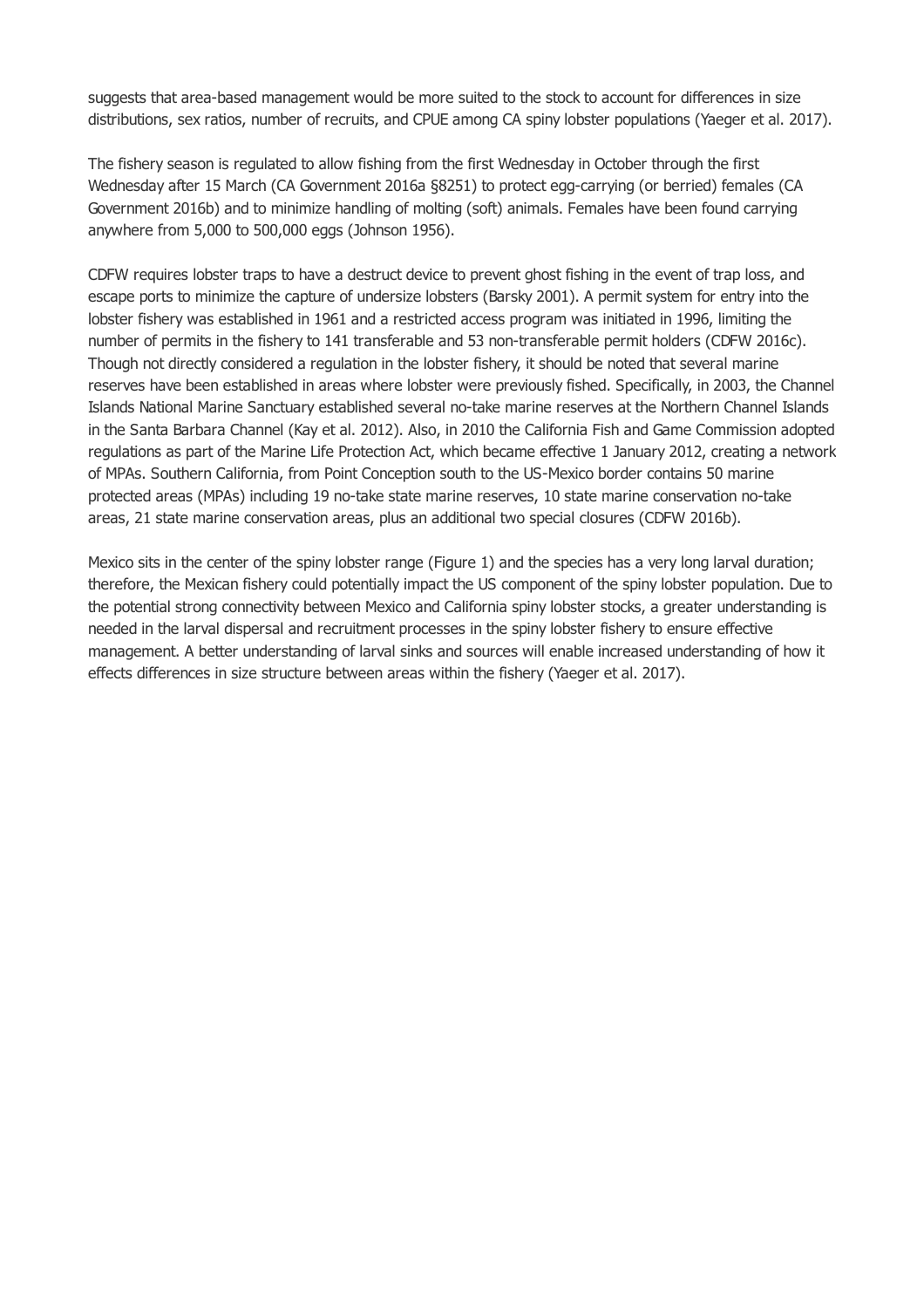suggests that area-based management would be more suited to the stock to account for differences in size distributions, sex ratios, number of recruits, and CPUE among CA spiny lobster populations (Yaeger et al. 2017).

The fishery season is regulated to allow fishing from the first Wednesday in October through the first Wednesday after 15 March (CA Government 2016a §8251) to protect egg-carrying (or berried) females (CA Government 2016b) and to minimize handling of molting (soft) animals. Females have been found carrying anywhere from 5,000 to 500,000 eggs (Johnson 1956).

CDFW requires lobster traps to have a destruct device to prevent ghost fishing in the event of trap loss, and escape ports to minimize the capture of undersize lobsters (Barsky 2001). A permit system for entry into the lobster fishery was established in 1961 and a restricted access program was initiated in 1996, limiting the number of permits in the fishery to 141 transferable and 53 non-transferable permit holders (CDFW 2016c). Though not directly considered a regulation in the lobster fishery, it should be noted that several marine reserves have been established in areas where lobster were previously fished. Specifically, in 2003, the Channel Islands National Marine Sanctuary established several no-take marine reserves at the Northern Channel Islands in the Santa Barbara Channel (Kay et al. 2012). Also, in 2010 the California Fish and Game Commission adopted regulations as part of the Marine Life Protection Act, which became effective 1 January 2012, creating a network of MPAs. Southern California, from Point Conception south to the US-Mexico border contains 50 marine protected areas (MPAs) including 19 no-take state marine reserves, 10 state marine conservation no-take areas, 21 state marine conservation areas, plus an additional two special closures (CDFW 2016b).

Mexico sits in the center of the spiny lobster range (Figure 1) and the species has a very long larval duration; therefore, the Mexican fishery could potentially impact the US component of the spiny lobster population. Due to the potential strong connectivity between Mexico and California spiny lobster stocks, a greater understanding is needed in the larval dispersal and recruitment processes in the spiny lobster fishery to ensure effective management. A better understanding of larval sinks and sources will enable increased understanding of how it effects differences in size structure between areas within the fishery (Yaeger et al. 2017).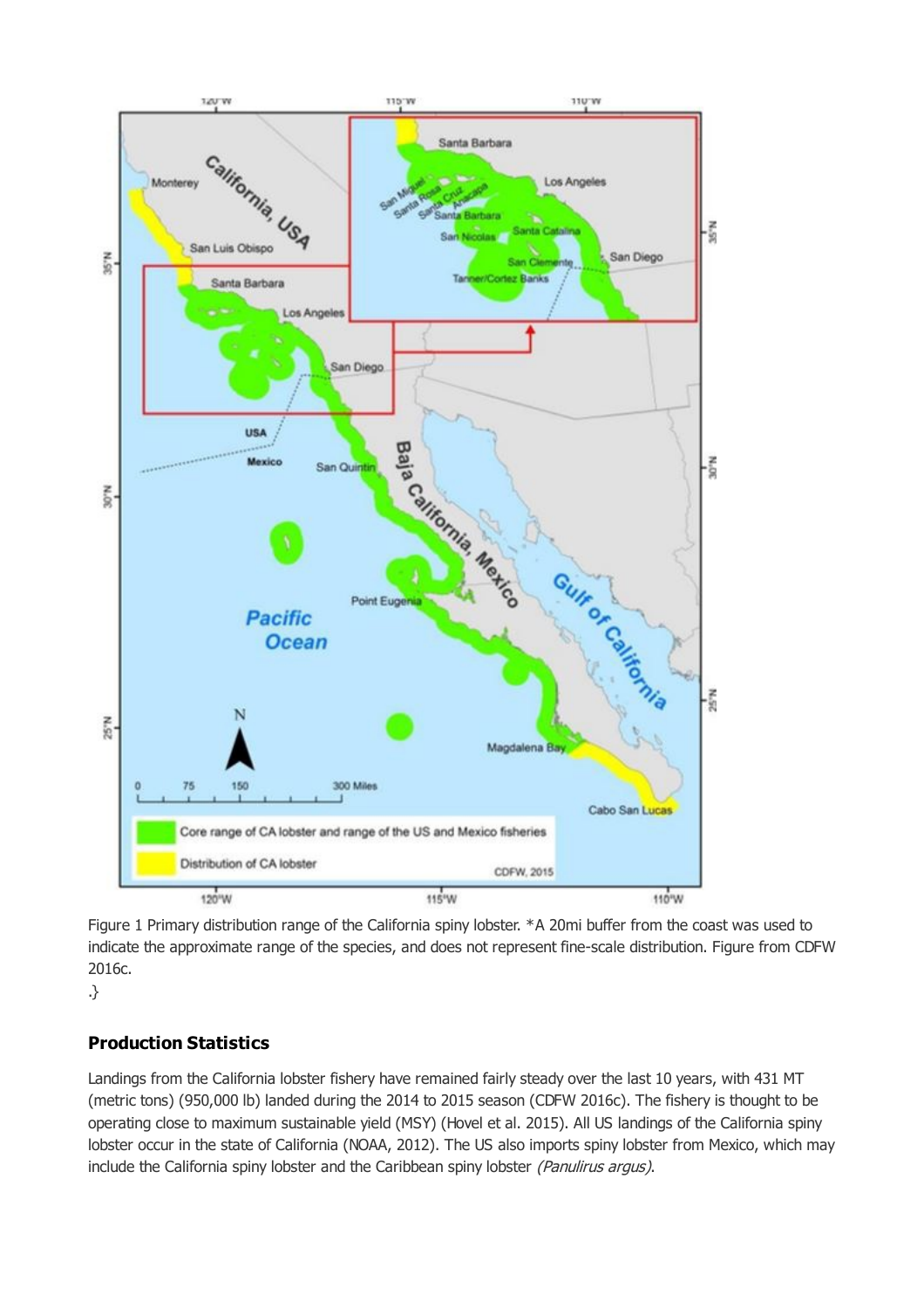Figure 1 Primary distribution range of the California spiny lobster. *A 20mi buffer from the coast was used to indicate the approximate range of the species, and does not represent fine-scale distribution. Figure from CDFW 2016c.

.}

### Production Statistics

Landings from the California lobster fishery have remained fairly steady over the last 10 years, with 431 MT (metric tons) (950,000 lb) landed during the 2014 to 2015 season (CDFW 2016c). The fishery is thought to be operating close to maximum sustainable yield (MSY) (Hovel et al. 2015). All US landings of the California spiny lobster occur in the state of California (NOAA, 2012). The US also imports spiny lobster from Mexico, which may include the California spiny lobster and the Caribbean spiny lobster *(Panulirus argus)*.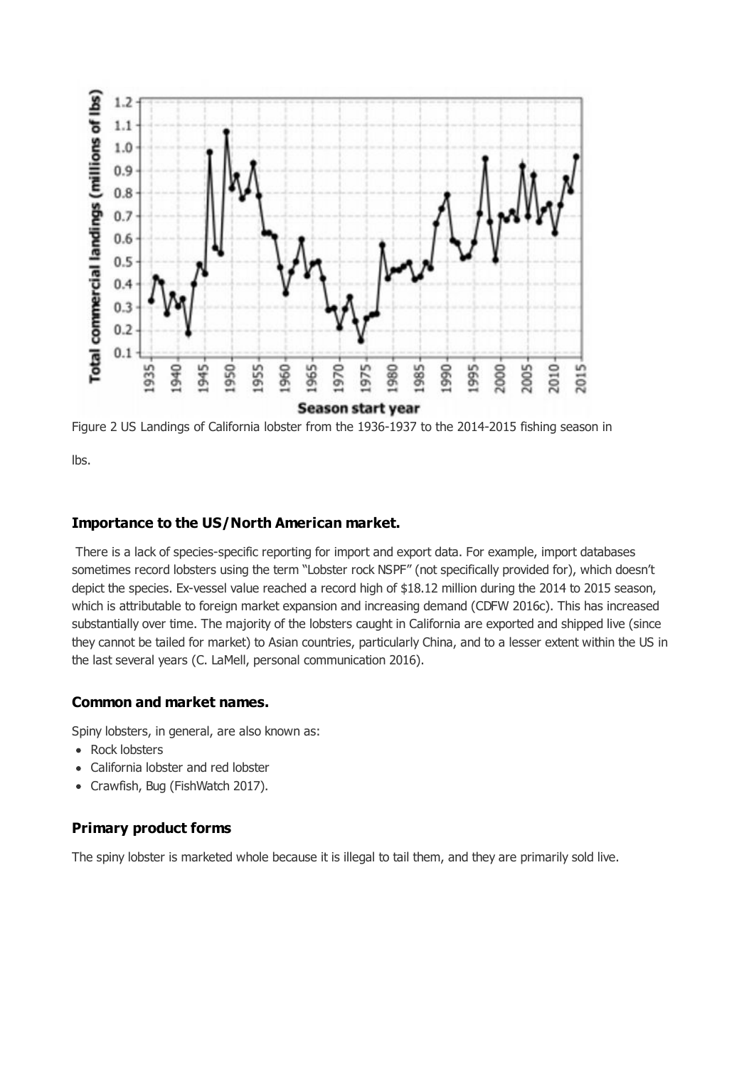Figure 2 US Landings of California lobster from the 1936-1937 to the 2014-2015 fishing season in lbs.

### Importance to the US/North American market.

There is a lack of species-specific reporting for import and export data. For example, import databases sometimes record lobsters using the term "Lobster rock NSPF" (not specifically provided for), which doesn't depict the species. Ex-vessel value reached a record high of $18.12 million during the 2014 to 2015 season, which is attributable to foreign market expansion and increasing demand (CDFW 2016c). This has increased substantially over time. The majority of the lobsters caught in California are exported and shipped live (since they cannot be tailed for market) to Asian countries, particularly China, and to a lesser extent within the US in the last several years (C. LaMell, personal communication 2016).

### Common and market names.

Spiny lobsters, in general, are also known as:

- Rock lobsters
- California lobster and red lobster
- Crawfish, Bug (FishWatch 2017).

### Primary product forms

The spiny lobster is marketed whole because it is illegal to tail them, and they are primarily sold live.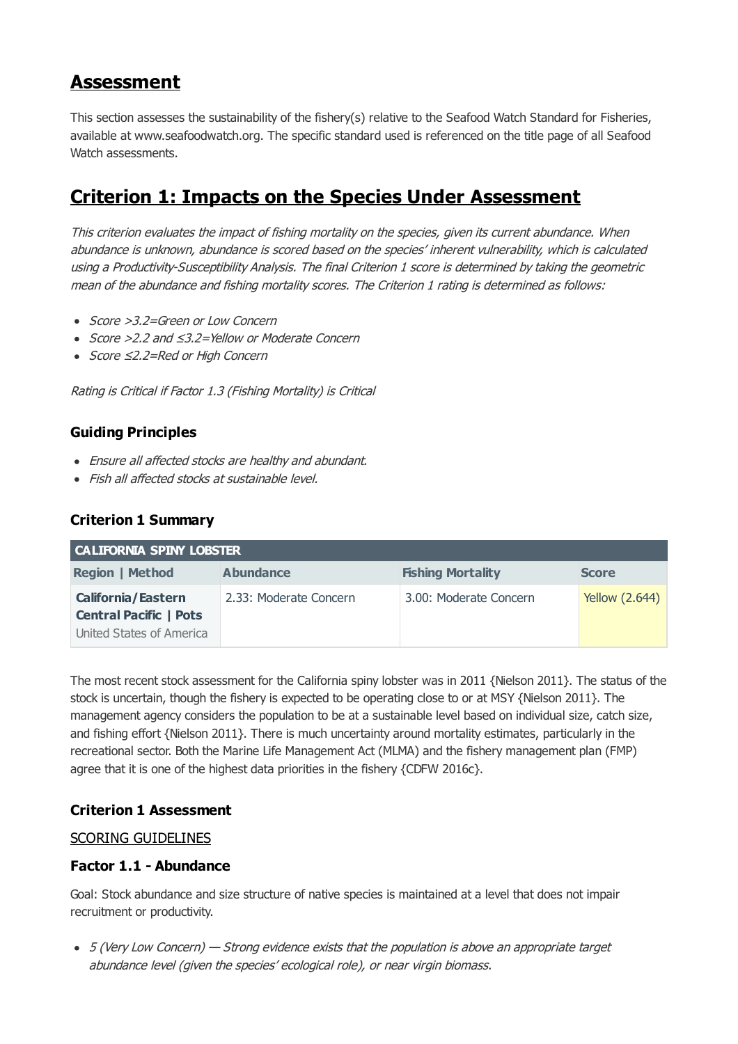# Assessment

This section assesses the sustainability of the fishery(s) relative to the Seafood Watch Standard for Fisheries, available at www.seafoodwatch.org. The specific standard used is referenced on the title page of all Seafood Watch assessments.

# Criterion 1: Impacts on the Species Under Assessment

*This criterion evaluates the impact of fishing mortality on the species, given its current abundance. When abundance is unknown, abundance is scored based on the species' inherent vulnerability, which is calculated using a Productivity-Susceptibility Analysis. The final Criterion 1 score is determined by taking the geometric mean of the abundance and fishing mortality scores. The Criterion 1 rating is determined as follows:*

- *Score >3.2=Green or Low Concern*
- *Score >2.2 and ≤3.2=Yellow or Moderate Concern*
- *Score ≤2.2=Red or High Concern*

*Rating is Critical if Factor 1.3 (Fishing Mortality) is Critical*

### Guiding Principles

- *Ensure all affected stocks are healthy and abundant.*
- *Fish all affected stocks at sustainable level.*

### Criterion 1 Summary

| CALIFORNIA SPINY LOBSTER | | | |
|---|---|---|---|
| **Region \| Method** | **Abundance** | **Fishing Mortality** | **Score** |
| **California/Eastern Central Pacific \| Pots** United States of America | 2.33: Moderate Concern | 3.00: Moderate Concern | Yellow (2.644) |

The most recent stock assessment for the California spiny lobster was in 2011 {Nielson 2011}. The status of the stock is uncertain, though the fishery is expected to be operating close to or at MSY {Nielson 2011}. The management agency considers the population to be at a sustainable level based on individual size, catch size, and fishing effort {Nielson 2011}. There is much uncertainty around mortality estimates, particularly in the recreational sector. Both the Marine Life Management Act (MLMA) and the fishery management plan (FMP) agree that it is one of the highest data priorities in the fishery {CDFW 2016c}.

### Criterion 1 Assessment

SCORING GUIDELINES

### Factor 1.1 - Abundance

Goal: Stock abundance and size structure of native species is maintained at a level that does not impair recruitment or productivity.

- *5 (Very Low Concern) — Strong evidence exists that the population is above an appropriate target abundance level (given the species' ecological role), or near virgin biomass.*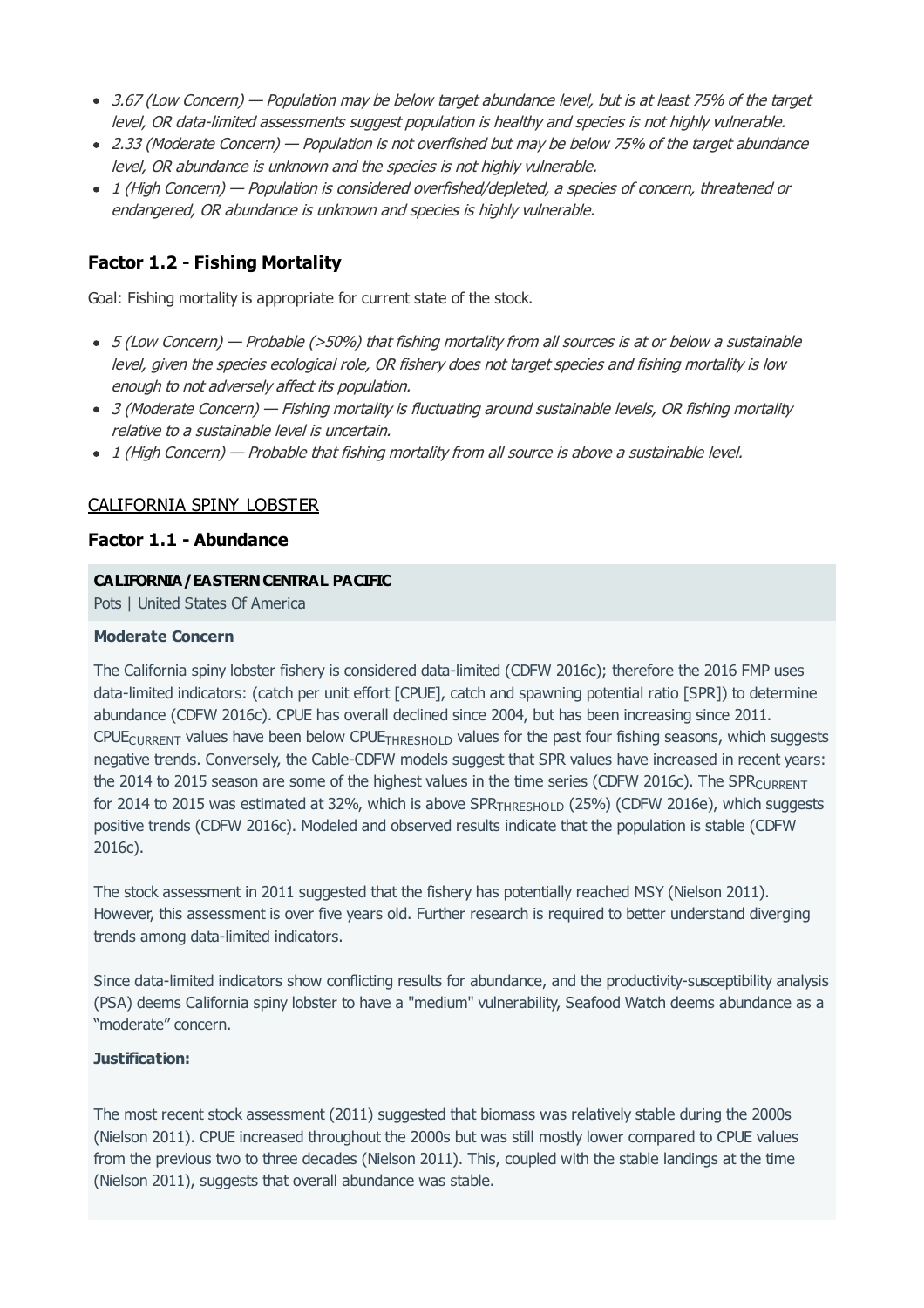- *3.67 (Low Concern) — Population may be below target abundance level, but is at least 75% of the target level, OR data-limited assessments suggest population is healthy and species is not highly vulnerable.*
- *2.33 (Moderate Concern) — Population is not overfished but may be below 75% of the target abundance level, OR abundance is unknown and the species is not highly vulnerable.*
- *1 (High Concern) — Population is considered overfished/depleted, a species of concern, threatened or endangered, OR abundance is unknown and species is highly vulnerable.*

### Factor 1.2 - Fishing Mortality

Goal: Fishing mortality is appropriate for current state of the stock.

- *5 (Low Concern) — Probable (>50%) that fishing mortality from all sources is at or below a sustainable level, given the species ecological role, OR fishery does not target species and fishing mortality is low enough to not adversely affect its population.*
- *3 (Moderate Concern) — Fishing mortality is fluctuating around sustainable levels, OR fishing mortality relative to a sustainable level is uncertain.*
- *1 (High Concern) — Probable that fishing mortality from all source is above a sustainable level.*

## CALIFORNIA SPINY LOBSTER

### Factor 1.1 - Abundance

**CALIFORNIA / EASTERN CENTRAL PACIFIC**

Pots | United States Of America

**Moderate Concern**

The California spiny lobster fishery is considered data-limited (CDFW 2016c); therefore the 2016 FMP uses data-limited indicators: (catch per unit effort [CPUE], catch and spawning potential ratio [SPR]) to determine abundance (CDFW 2016c). CPUE has overall declined since 2004, but has been increasing since 2011. $CPUE_{CURRENT}$ values have been below $CPUE_{THRESHOLD}$ values for the past four fishing seasons, which suggests negative trends. Conversely, the Cable-CDFW models suggest that SPR values have increased in recent years: the 2014 to 2015 season are some of the highest values in the time series (CDFW 2016c). The $SPR_{CURRENT}$ for 2014 to 2015 was estimated at 32%, which is above $SPR_{THRESHOLD}$ (25%) (CDFW 2016e), which suggests positive trends (CDFW 2016c). Modeled and observed results indicate that the population is stable (CDFW 2016c).

The stock assessment in 2011 suggested that the fishery has potentially reached MSY (Nielson 2011). However, this assessment is over five years old. Further research is required to better understand diverging trends among data-limited indicators.

Since data-limited indicators show conflicting results for abundance, and the productivity-susceptibility analysis (PSA) deems California spiny lobster to have a "medium" vulnerability, Seafood Watch deems abundance as a "moderate" concern.

**Justification:**

The most recent stock assessment (2011) suggested that biomass was relatively stable during the 2000s (Nielson 2011). CPUE increased throughout the 2000s but was still mostly lower compared to CPUE values from the previous two to three decades (Nielson 2011). This, coupled with the stable landings at the time (Nielson 2011), suggests that overall abundance was stable.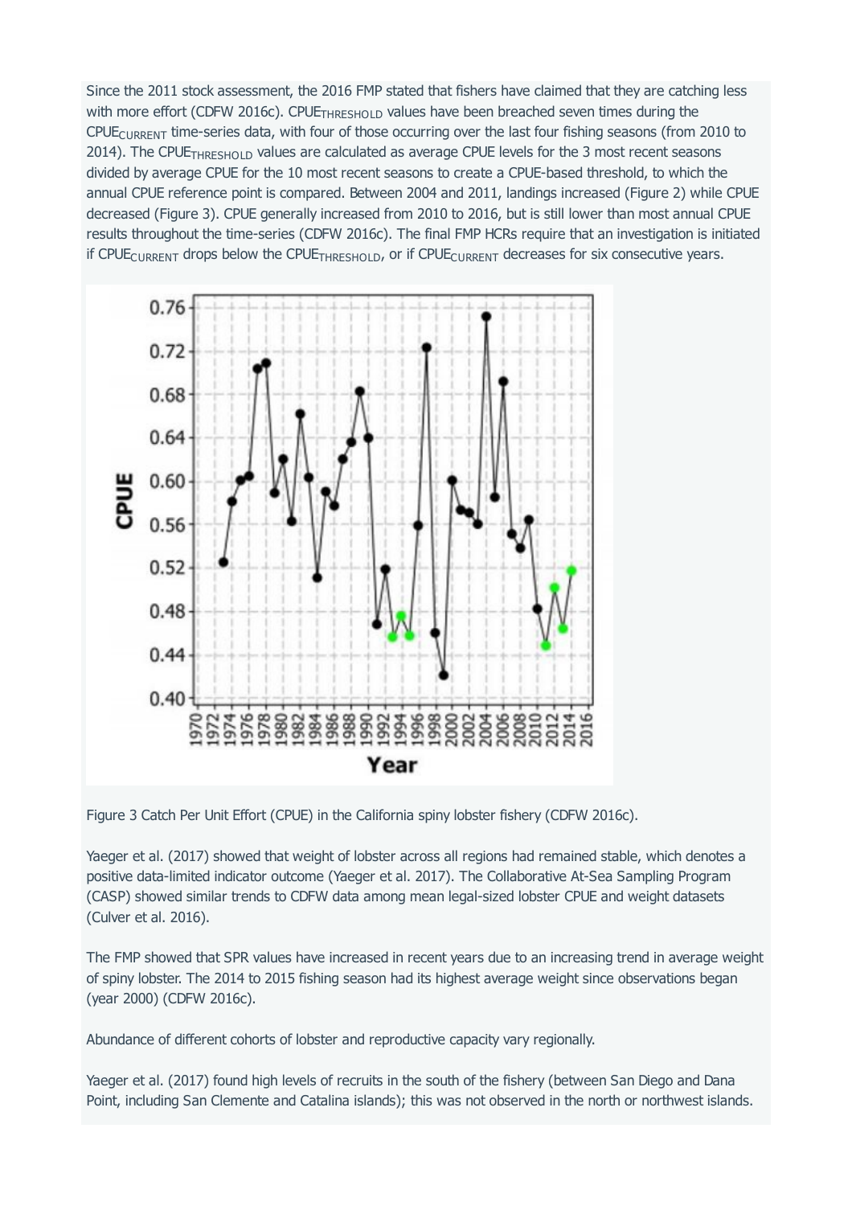Since the 2011 stock assessment, the 2016 FMP stated that fishers have claimed that they are catching less with more effort (CDFW 2016c). $CPUE_{THRESHOLD}$ values have been breached seven times during the $CPUE_{CURRENT}$ time-series data, with four of those occurring over the last four fishing seasons (from 2010 to 2014). The $CPUE_{THRESHOLD}$ values are calculated as average CPUE levels for the 3 most recent seasons divided by average CPUE for the 10 most recent seasons to create a CPUE-based threshold, to which the annual CPUE reference point is compared. Between 2004 and 2011, landings increased (Figure 2) while CPUE decreased (Figure 3). CPUE generally increased from 2010 to 2016, but is still lower than most annual CPUE results throughout the time-series (CDFW 2016c). The final FMP HCRs require that an investigation is initiated if $CPUE_{CURRENT}$ drops below the $CPUE_{THRESHOLD}$, or if $CPUE_{CURRENT}$ decreases for six consecutive years.

Figure 3 Catch Per Unit Effort (CPUE) in the California spiny lobster fishery (CDFW 2016c).

Yaeger et al. (2017) showed that weight of lobster across all regions had remained stable, which denotes a positive data-limited indicator outcome (Yaeger et al. 2017). The Collaborative At-Sea Sampling Program (CASP) showed similar trends to CDFW data among mean legal-sized lobster CPUE and weight datasets (Culver et al. 2016).

The FMP showed that SPR values have increased in recent years due to an increasing trend in average weight of spiny lobster. The 2014 to 2015 fishing season had its highest average weight since observations began (year 2000) (CDFW 2016c).

Abundance of different cohorts of lobster and reproductive capacity vary regionally.

Yaeger et al. (2017) found high levels of recruits in the south of the fishery (between San Diego and Dana Point, including San Clemente and Catalina islands); this was not observed in the north or northwest islands.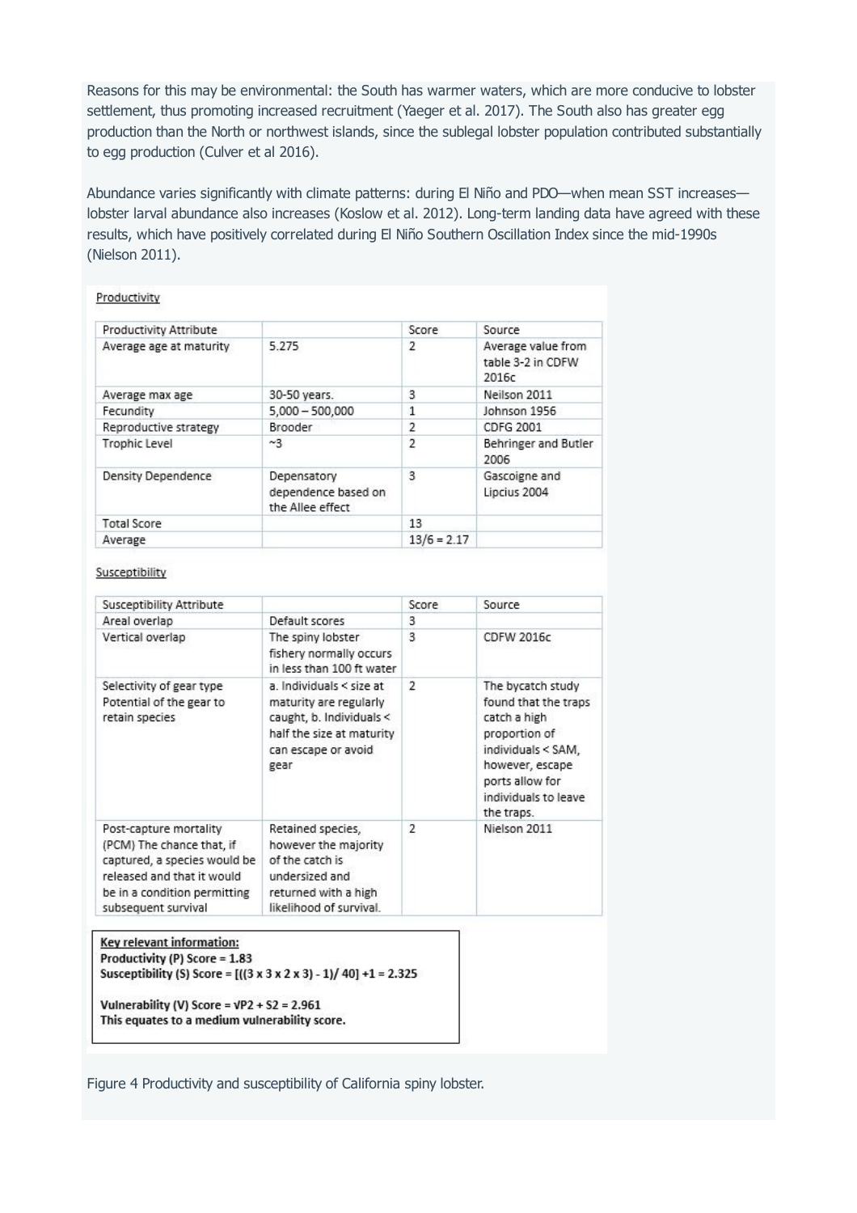Reasons for this may be environmental: the South has warmer waters, which are more conducive to lobster settlement, thus promoting increased recruitment (Yaeger et al. 2017). The South also has greater egg production than the North or northwest islands, since the sublegal lobster population contributed substantially to egg production (Culver et al 2016).

Abundance varies significantly with climate patterns: during El Niño and PDO—when mean SST increases—lobster larval abundance also increases (Koslow et al. 2012). Long-term landing data have agreed with these results, which have positively correlated during El Niño Southern Oscillation Index since the mid-1990s (Nielson 2011).

Productivity

| Productivity Attribute | | Score | Source |
|---|---|---|---|
| Average age at maturity | 5.275 | 2 | Average value from table 3-2 in CDFW 2016c |
| Average max age | 30-50 years. | 3 | Neilson 2011 |
| Fecundity | 5,000 – 500,000 | 1 | Johnson 1956 |
| Reproductive strategy | Brooder | 2 | CDFG 2001 |
| Trophic Level | ~3 | 2 | Behringer and Butler 2006 |
| Density Dependence | Depensatory dependence based on the Allee effect | 3 | Gascoigne and Lipcius 2004 |
| Total Score | | 13 | |
| Average | | 13/6 = 2.17 | |

Susceptibility

| Susceptibility Attribute | | Score | Source |
|---|---|---|---|
| Areal overlap | Default scores | 3 | |
| Vertical overlap | The spiny lobster fishery normally occurs in less than 100 ft water | 3 | CDFW 2016c |
| Selectivity of gear type Potential of the gear to retain species | a. Individuals < size at maturity are regularly caught, b. Individuals < half the size at maturity can escape or avoid gear | 2 | The bycatch study found that the traps catch a high proportion of individuals < SAM, however, escape ports allow for individuals to leave the traps. |
| Post-capture mortality (PCM) The chance that, if captured, a species would be released and that it would be in a condition permitting subsequent survival | Retained species, however the majority of the catch is undersized and returned with a high likelihood of survival. | 2 | Nielson 2011 |

**Key relevant information:**
**Productivity (P) Score = 1.83**
**Susceptibility (S) Score = [((3 x 3 x 2 x 3) - 1)/ 40] +1 = 2.325**

**Vulnerability (V) Score = √P2 + S2 = 2.961**
**This equates to a medium vulnerability score.**

Figure 4 Productivity and susceptibility of California spiny lobster.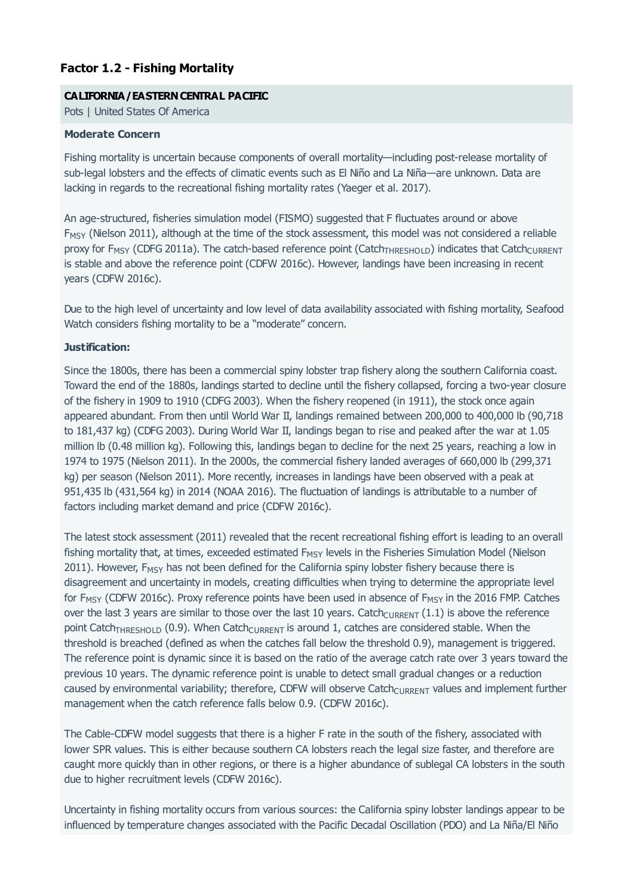### Factor 1.2 - Fishing Mortality

**CALIFORNIA / EASTERN CENTRAL PACIFIC**

Pots | United States Of America

**Moderate Concern**

Fishing mortality is uncertain because components of overall mortality—including post-release mortality of sub-legal lobsters and the effects of climatic events such as El Niño and La Niña—are unknown. Data are lacking in regards to the recreational fishing mortality rates (Yaeger et al. 2017).

An age-structured, fisheries simulation model (FISMO) suggested that F fluctuates around or above $F_{MSY}$ (Nielson 2011), although at the time of the stock assessment, this model was not considered a reliable proxy for $F_{MSY}$ (CDFG 2011a). The catch-based reference point ($Catch_{THRESHOLD}$) indicates that $Catch_{CURRENT}$ is stable and above the reference point (CDFW 2016c). However, landings have been increasing in recent years (CDFW 2016c).

Due to the high level of uncertainty and low level of data availability associated with fishing mortality, Seafood Watch considers fishing mortality to be a "moderate" concern.

**Justification:**

Since the 1800s, there has been a commercial spiny lobster trap fishery along the southern California coast. Toward the end of the 1880s, landings started to decline until the fishery collapsed, forcing a two-year closure of the fishery in 1909 to 1910 (CDFG 2003). When the fishery reopened (in 1911), the stock once again appeared abundant. From then until World War II, landings remained between 200,000 to 400,000 lb (90,718 to 181,437 kg) (CDFG 2003). During World War II, landings began to rise and peaked after the war at 1.05 million lb (0.48 million kg). Following this, landings began to decline for the next 25 years, reaching a low in 1974 to 1975 (Nielson 2011). In the 2000s, the commercial fishery landed averages of 660,000 lb (299,371 kg) per season (Nielson 2011). More recently, increases in landings have been observed with a peak at 951,435 lb (431,564 kg) in 2014 (NOAA 2016). The fluctuation of landings is attributable to a number of factors including market demand and price (CDFW 2016c).

The latest stock assessment (2011) revealed that the recent recreational fishing effort is leading to an overall fishing mortality that, at times, exceeded estimated $F_{MSY}$ levels in the Fisheries Simulation Model (Nielson 2011). However, $F_{MSY}$ has not been defined for the California spiny lobster fishery because there is disagreement and uncertainty in models, creating difficulties when trying to determine the appropriate level for $F_{MSY}$ (CDFW 2016c). Proxy reference points have been used in absence of $F_{MSY}$ in the 2016 FMP. Catches over the last 3 years are similar to those over the last 10 years. $Catch_{CURRENT}$ (1.1) is above the reference point $Catch_{THRESHOLD}$ (0.9). When $Catch_{CURRENT}$ is around 1, catches are considered stable. When the threshold is breached (defined as when the catches fall below the threshold 0.9), management is triggered. The reference point is dynamic since it is based on the ratio of the average catch rate over 3 years toward the previous 10 years. The dynamic reference point is unable to detect small gradual changes or a reduction caused by environmental variability; therefore, CDFW will observe $Catch_{CURRENT}$ values and implement further management when the catch reference falls below 0.9. (CDFW 2016c).

The Cable-CDFW model suggests that there is a higher F rate in the south of the fishery, associated with lower SPR values. This is either because southern CA lobsters reach the legal size faster, and therefore are caught more quickly than in other regions, or there is a higher abundance of sublegal CA lobsters in the south due to higher recruitment levels (CDFW 2016c).

Uncertainty in fishing mortality occurs from various sources: the California spiny lobster landings appear to be influenced by temperature changes associated with the Pacific Decadal Oscillation (PDO) and La Niña/El Niño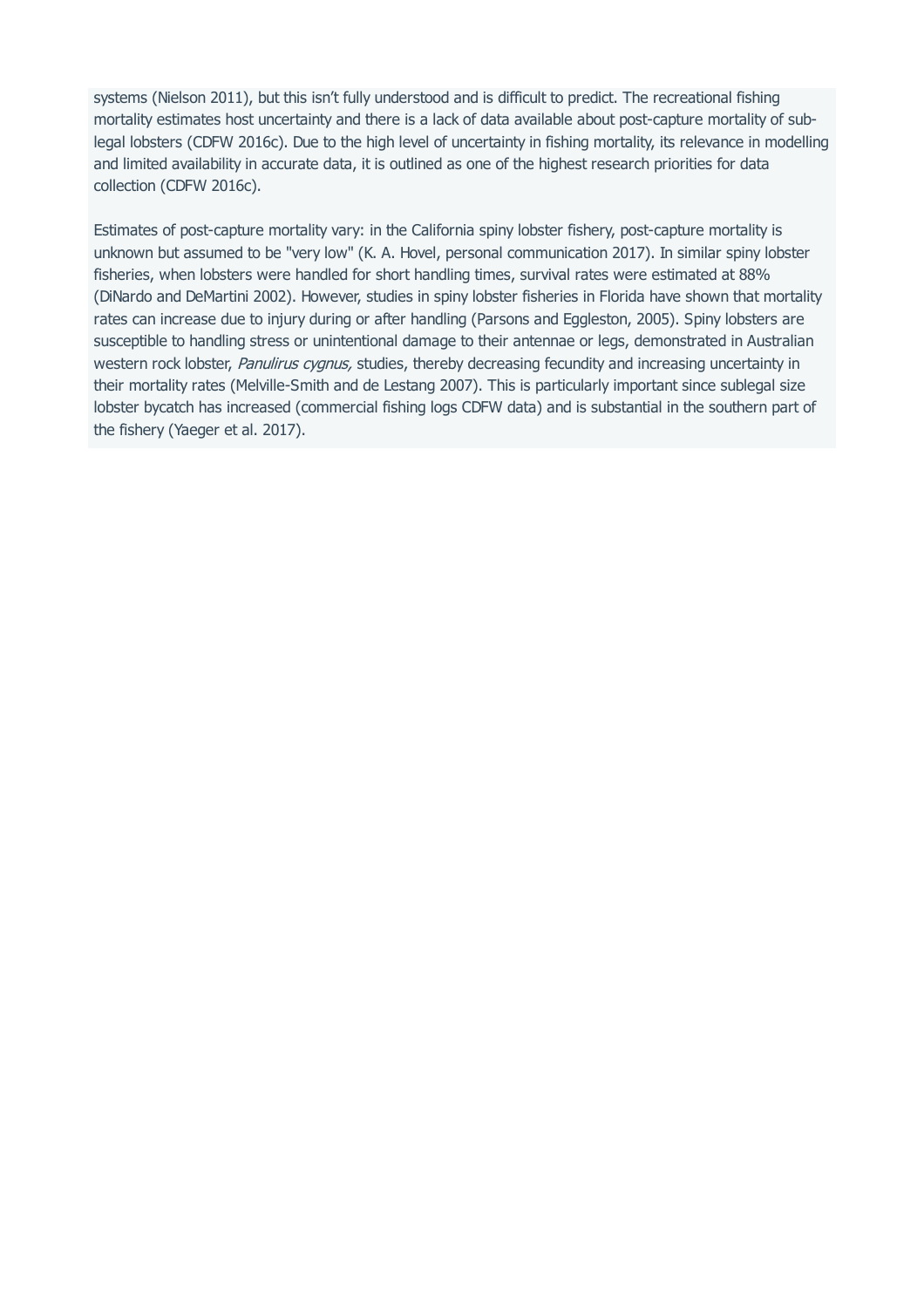systems (Nielson 2011), but this isn't fully understood and is difficult to predict. The recreational fishing mortality estimates host uncertainty and there is a lack of data available about post-capture mortality of sub-legal lobsters (CDFW 2016c). Due to the high level of uncertainty in fishing mortality, its relevance in modelling and limited availability in accurate data, it is outlined as one of the highest research priorities for data collection (CDFW 2016c).

Estimates of post-capture mortality vary: in the California spiny lobster fishery, post-capture mortality is unknown but assumed to be "very low" (K. A. Hovel, personal communication 2017). In similar spiny lobster fisheries, when lobsters were handled for short handling times, survival rates were estimated at 88% (DiNardo and DeMartini 2002). However, studies in spiny lobster fisheries in Florida have shown that mortality rates can increase due to injury during or after handling (Parsons and Eggleston, 2005). Spiny lobsters are susceptible to handling stress or unintentional damage to their antennae or legs, demonstrated in Australian western rock lobster, *Panulirus cygnus,* studies, thereby decreasing fecundity and increasing uncertainty in their mortality rates (Melville-Smith and de Lestang 2007). This is particularly important since sublegal size lobster bycatch has increased (commercial fishing logs CDFW data) and is substantial in the southern part of the fishery (Yaeger et al. 2017).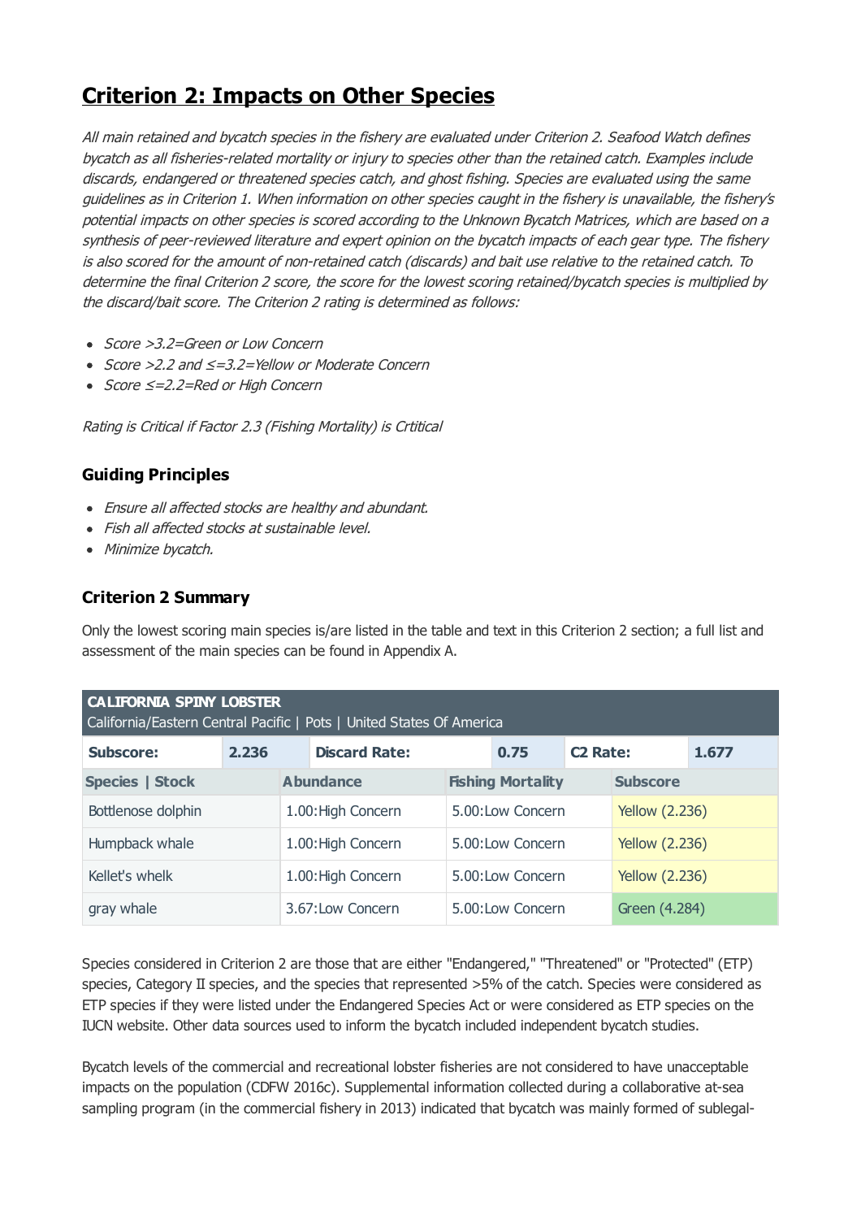# Criterion 2: Impacts on Other Species

*All main retained and bycatch species in the fishery are evaluated under Criterion 2. Seafood Watch defines bycatch as all fisheries-related mortality or injury to species other than the retained catch. Examples include discards, endangered or threatened species catch, and ghost fishing. Species are evaluated using the same guidelines as in Criterion 1. When information on other species caught in the fishery is unavailable, the fishery's potential impacts on other species is scored according to the Unknown Bycatch Matrices, which are based on a synthesis of peer-reviewed literature and expert opinion on the bycatch impacts of each gear type. The fishery is also scored for the amount of non-retained catch (discards) and bait use relative to the retained catch. To determine the final Criterion 2 score, the score for the lowest scoring retained/bycatch species is multiplied by the discard/bait score. The Criterion 2 rating is determined as follows:*

- *Score >3.2=Green or Low Concern*
- *Score >2.2 and ≤=3.2=Yellow or Moderate Concern*
- *Score ≤=2.2=Red or High Concern*

*Rating is Critical if Factor 2.3 (Fishing Mortality) is Crtitical*

### Guiding Principles

- *Ensure all affected stocks are healthy and abundant.*
- *Fish all affected stocks at sustainable level.*
- *Minimize bycatch.*

### Criterion 2 Summary

Only the lowest scoring main species is/are listed in the table and text in this Criterion 2 section; a full list and assessment of the main species can be found in Appendix A.

| **CALIFORNIA SPINY LOBSTER**<br>California/Eastern Central Pacific \| Pots \| United States Of America | | | |
|---|---|---|---|
| **Subscore:** 2.236 | **Discard Rate:** 0.75 | **C2 Rate:** 1.677 | |
| **Species \| Stock** | **Abundance** | **Fishing Mortality** | **Subscore** |
| Bottlenose dolphin | 1.00:High Concern | 5.00:Low Concern | Yellow (2.236) |
| Humpback whale | 1.00:High Concern | 5.00:Low Concern | Yellow (2.236) |
| Kellet's whelk | 1.00:High Concern | 5.00:Low Concern | Yellow (2.236) |
| gray whale | 3.67:Low Concern | 5.00:Low Concern | Green (4.284) |

Species considered in Criterion 2 are those that are either "Endangered," "Threatened" or "Protected" (ETP) species, Category II species, and the species that represented >5% of the catch. Species were considered as ETP species if they were listed under the Endangered Species Act or were considered as ETP species on the IUCN website. Other data sources used to inform the bycatch included independent bycatch studies.

Bycatch levels of the commercial and recreational lobster fisheries are not considered to have unacceptable impacts on the population (CDFW 2016c). Supplemental information collected during a collaborative at-sea sampling program (in the commercial fishery in 2013) indicated that bycatch was mainly formed of sublegal-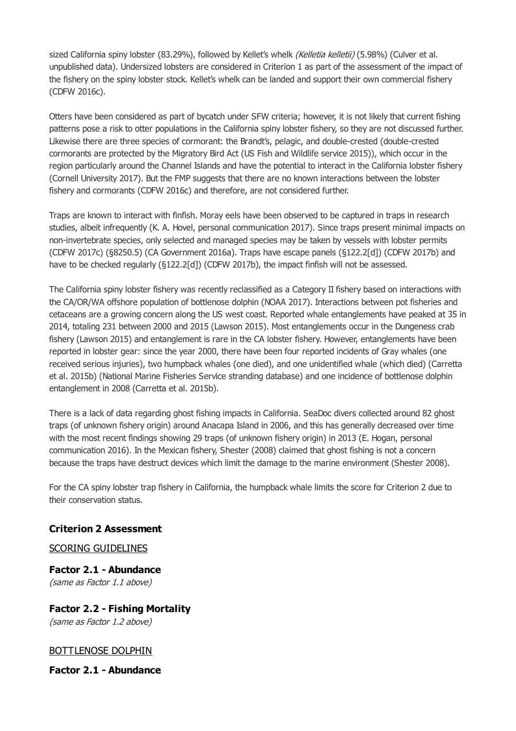sized California spiny lobster (83.29%), followed by Kellet's whelk *(Kelletia kelletii)* (5.98%) (Culver et al. unpublished data). Undersized lobsters are considered in Criterion 1 as part of the assessment of the impact of the fishery on the spiny lobster stock. Kellet's whelk can be landed and support their own commercial fishery (CDFW 2016c).

Otters have been considered as part of bycatch under SFW criteria; however, it is not likely that current fishing patterns pose a risk to otter populations in the California spiny lobster fishery, so they are not discussed further. Likewise there are three species of cormorant: the Brandt's, pelagic, and double-crested (double-crested cormorants are protected by the Migratory Bird Act (US Fish and Wildlife service 2015)), which occur in the region particularly around the Channel Islands and have the potential to interact in the California lobster fishery (Cornell University 2017). But the FMP suggests that there are no known interactions between the lobster fishery and cormorants (CDFW 2016c) and therefore, are not considered further.

Traps are known to interact with finfish. Moray eels have been observed to be captured in traps in research studies, albeit infrequently (K. A. Hovel, personal communication 2017). Since traps present minimal impacts on non-invertebrate species, only selected and managed species may be taken by vessels with lobster permits (CDFW 2017c) (§8250.5) (CA Government 2016a). Traps have escape panels (§122.2[d]) (CDFW 2017b) and have to be checked regularly (§122.2[d]) (CDFW 2017b), the impact finfish will not be assessed.

The California spiny lobster fishery was recently reclassified as a Category II fishery based on interactions with the CA/OR/WA offshore population of bottlenose dolphin (NOAA 2017). Interactions between pot fisheries and cetaceans are a growing concern along the US west coast. Reported whale entanglements have peaked at 35 in 2014, totaling 231 between 2000 and 2015 (Lawson 2015). Most entanglements occur in the Dungeness crab fishery (Lawson 2015) and entanglement is rare in the CA lobster fishery. However, entanglements have been reported in lobster gear: since the year 2000, there have been four reported incidents of Gray whales (one received serious injuries), two humpback whales (one died), and one unidentified whale (which died) (Carretta et al. 2015b) (National Marine Fisheries Service stranding database) and one incidence of bottlenose dolphin entanglement in 2008 (Carretta et al. 2015b).

There is a lack of data regarding ghost fishing impacts in California. SeaDoc divers collected around 82 ghost traps (of unknown fishery origin) around Anacapa Island in 2006, and this has generally decreased over time with the most recent findings showing 29 traps (of unknown fishery origin) in 2013 (E. Hogan, personal communication 2016). In the Mexican fishery, Shester (2008) claimed that ghost fishing is not a concern because the traps have destruct devices which limit the damage to the marine environment (Shester 2008).

For the CA spiny lobster trap fishery in California, the humpback whale limits the score for Criterion 2 due to their conservation status.

## Criterion 2 Assessment

<u>SCORING GUIDELINES</u>

### Factor 2.1 - Abundance

*(same as Factor 1.1 above)*

### Factor 2.2 - Fishing Mortality

*(same as Factor 1.2 above)*

<u>BOTTLENOSE DOLPHIN</u>

### Factor 2.1 - Abundance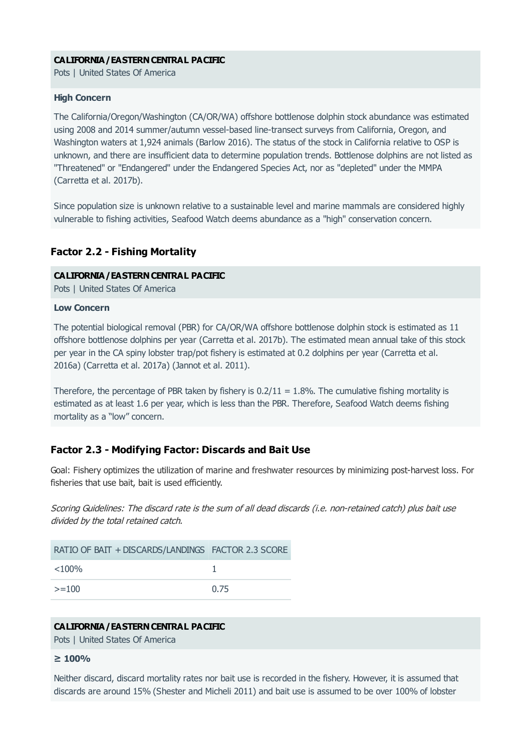**CALIFORNIA / EASTERN CENTRAL PACIFIC**
Pots | United States Of America

**High Concern**

The California/Oregon/Washington (CA/OR/WA) offshore bottlenose dolphin stock abundance was estimated using 2008 and 2014 summer/autumn vessel-based line-transect surveys from California, Oregon, and Washington waters at 1,924 animals (Barlow 2016). The status of the stock in California relative to OSP is unknown, and there are insufficient data to determine population trends. Bottlenose dolphins are not listed as "Threatened" or "Endangered" under the Endangered Species Act, nor as "depleted" under the MMPA (Carretta et al. 2017b).

Since population size is unknown relative to a sustainable level and marine mammals are considered highly vulnerable to fishing activities, Seafood Watch deems abundance as a "high" conservation concern.

### Factor 2.2 - Fishing Mortality

**CALIFORNIA / EASTERN CENTRAL PACIFIC**
Pots | United States Of America

**Low Concern**

The potential biological removal (PBR) for CA/OR/WA offshore bottlenose dolphin stock is estimated as 11 offshore bottlenose dolphins per year (Carretta et al. 2017b). The estimated mean annual take of this stock per year in the CA spiny lobster trap/pot fishery is estimated at 0.2 dolphins per year (Carretta et al. 2016a) (Carretta et al. 2017a) (Jannot et al. 2011).

Therefore, the percentage of PBR taken by fishery is 0.2/11 = 1.8%. The cumulative fishing mortality is estimated as at least 1.6 per year, which is less than the PBR. Therefore, Seafood Watch deems fishing mortality as a "low" concern.

### Factor 2.3 - Modifying Factor: Discards and Bait Use

Goal: Fishery optimizes the utilization of marine and freshwater resources by minimizing post-harvest loss. For fisheries that use bait, bait is used efficiently.

*Scoring Guidelines: The discard rate is the sum of all dead discards (i.e. non-retained catch) plus bait use divided by the total retained catch.*

| RATIO OF BAIT + DISCARDS/LANDINGS | FACTOR 2.3 SCORE |
|---|---|
| <100% | 1 |
| >=100 | 0.75 |

**CALIFORNIA / EASTERN CENTRAL PACIFIC**
Pots | United States Of America

**≥ 100%**

Neither discard, discard mortality rates nor bait use is recorded in the fishery. However, it is assumed that discards are around 15% (Shester and Micheli 2011) and bait use is assumed to be over 100% of lobster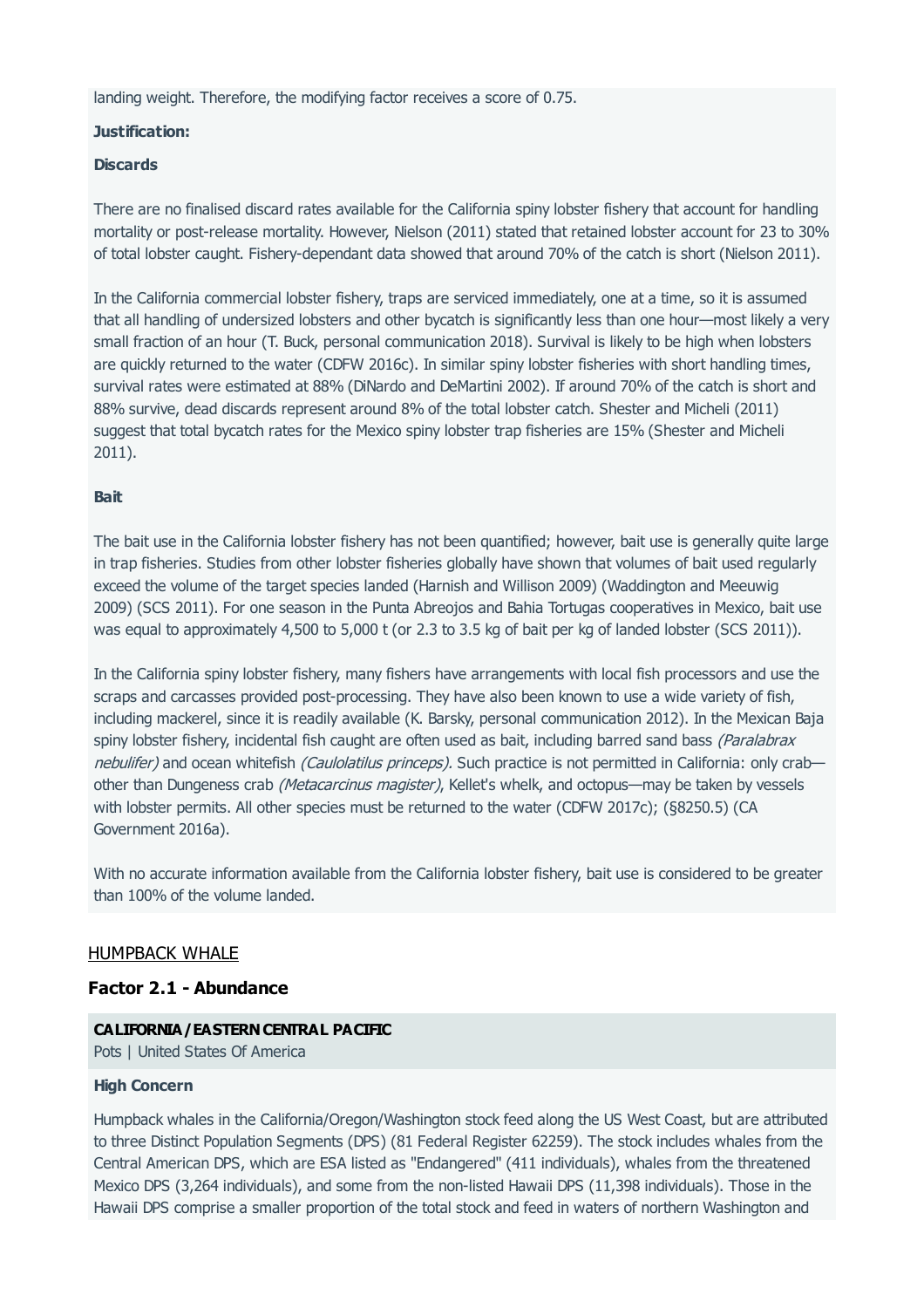landing weight. Therefore, the modifying factor receives a score of 0.75.

**Justification:**

**Discards**

There are no finalised discard rates available for the California spiny lobster fishery that account for handling mortality or post-release mortality. However, Nielson (2011) stated that retained lobster account for 23 to 30% of total lobster caught. Fishery-dependant data showed that around 70% of the catch is short (Nielson 2011).

In the California commercial lobster fishery, traps are serviced immediately, one at a time, so it is assumed that all handling of undersized lobsters and other bycatch is significantly less than one hour—most likely a very small fraction of an hour (T. Buck, personal communication 2018). Survival is likely to be high when lobsters are quickly returned to the water (CDFW 2016c). In similar spiny lobster fisheries with short handling times, survival rates were estimated at 88% (DiNardo and DeMartini 2002). If around 70% of the catch is short and 88% survive, dead discards represent around 8% of the total lobster catch. Shester and Micheli (2011) suggest that total bycatch rates for the Mexico spiny lobster trap fisheries are 15% (Shester and Micheli 2011).

**Bait**

The bait use in the California lobster fishery has not been quantified; however, bait use is generally quite large in trap fisheries. Studies from other lobster fisheries globally have shown that volumes of bait used regularly exceed the volume of the target species landed (Harnish and Willison 2009) (Waddington and Meeuwig 2009) (SCS 2011). For one season in the Punta Abreojos and Bahia Tortugas cooperatives in Mexico, bait use was equal to approximately 4,500 to 5,000 t (or 2.3 to 3.5 kg of bait per kg of landed lobster (SCS 2011)).

In the California spiny lobster fishery, many fishers have arrangements with local fish processors and use the scraps and carcasses provided post-processing. They have also been known to use a wide variety of fish, including mackerel, since it is readily available (K. Barsky, personal communication 2012). In the Mexican Baja spiny lobster fishery, incidental fish caught are often used as bait, including barred sand bass *(Paralabrax nebulifer)* and ocean whitefish *(Caulolatilus princeps)*. Such practice is not permitted in California: only crab—other than Dungeness crab *(Metacarcinus magister)*, Kellet's whelk, and octopus—may be taken by vessels with lobster permits. All other species must be returned to the water (CDFW 2017c); (§8250.5) (CA Government 2016a).

With no accurate information available from the California lobster fishery, bait use is considered to be greater than 100% of the volume landed.

## HUMPBACK WHALE

### Factor 2.1 - Abundance

**CALIFORNIA / EASTERN CENTRAL PACIFIC**
Pots | United States Of America

**High Concern**

Humpback whales in the California/Oregon/Washington stock feed along the US West Coast, but are attributed to three Distinct Population Segments (DPS) (81 Federal Register 62259). The stock includes whales from the Central American DPS, which are ESA listed as "Endangered" (411 individuals), whales from the threatened Mexico DPS (3,264 individuals), and some from the non-listed Hawaii DPS (11,398 individuals). Those in the Hawaii DPS comprise a smaller proportion of the total stock and feed in waters of northern Washington and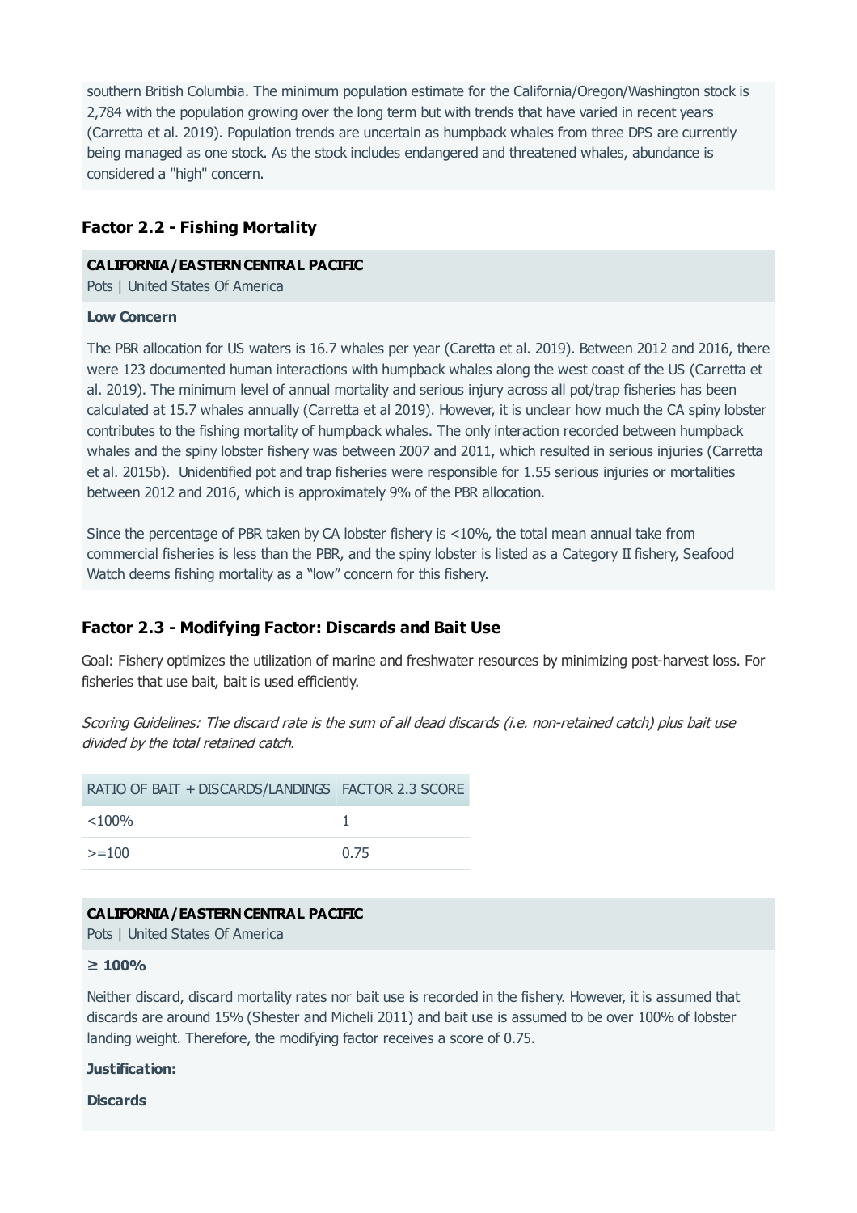southern British Columbia. The minimum population estimate for the California/Oregon/Washington stock is 2,784 with the population growing over the long term but with trends that have varied in recent years (Carretta et al. 2019). Population trends are uncertain as humpback whales from three DPS are currently being managed as one stock. As the stock includes endangered and threatened whales, abundance is considered a "high" concern.

### Factor 2.2 - Fishing Mortality

**CALIFORNIA / EASTERN CENTRAL PACIFIC**
Pots | United States Of America

**Low Concern**

The PBR allocation for US waters is 16.7 whales per year (Caretta et al. 2019). Between 2012 and 2016, there were 123 documented human interactions with humpback whales along the west coast of the US (Carretta et al. 2019). The minimum level of annual mortality and serious injury across all pot/trap fisheries has been calculated at 15.7 whales annually (Carretta et al 2019). However, it is unclear how much the CA spiny lobster contributes to the fishing mortality of humpback whales. The only interaction recorded between humpback whales and the spiny lobster fishery was between 2007 and 2011, which resulted in serious injuries (Carretta et al. 2015b). Unidentified pot and trap fisheries were responsible for 1.55 serious injuries or mortalities between 2012 and 2016, which is approximately 9% of the PBR allocation.

Since the percentage of PBR taken by CA lobster fishery is <10%, the total mean annual take from commercial fisheries is less than the PBR, and the spiny lobster is listed as a Category II fishery, Seafood Watch deems fishing mortality as a "low" concern for this fishery.

### Factor 2.3 - Modifying Factor: Discards and Bait Use

Goal: Fishery optimizes the utilization of marine and freshwater resources by minimizing post-harvest loss. For fisheries that use bait, bait is used efficiently.

*Scoring Guidelines: The discard rate is the sum of all dead discards (i.e. non-retained catch) plus bait use divided by the total retained catch.*

| RATIO OF BAIT + DISCARDS/LANDINGS | FACTOR 2.3 SCORE |
|---|---|
| <100% | 1 |
| >=100 | 0.75 |

**CALIFORNIA / EASTERN CENTRAL PACIFIC**
Pots | United States Of America

**≥ 100%**

Neither discard, discard mortality rates nor bait use is recorded in the fishery. However, it is assumed that discards are around 15% (Shester and Micheli 2011) and bait use is assumed to be over 100% of lobster landing weight. Therefore, the modifying factor receives a score of 0.75.

**Justification:**

**Discards**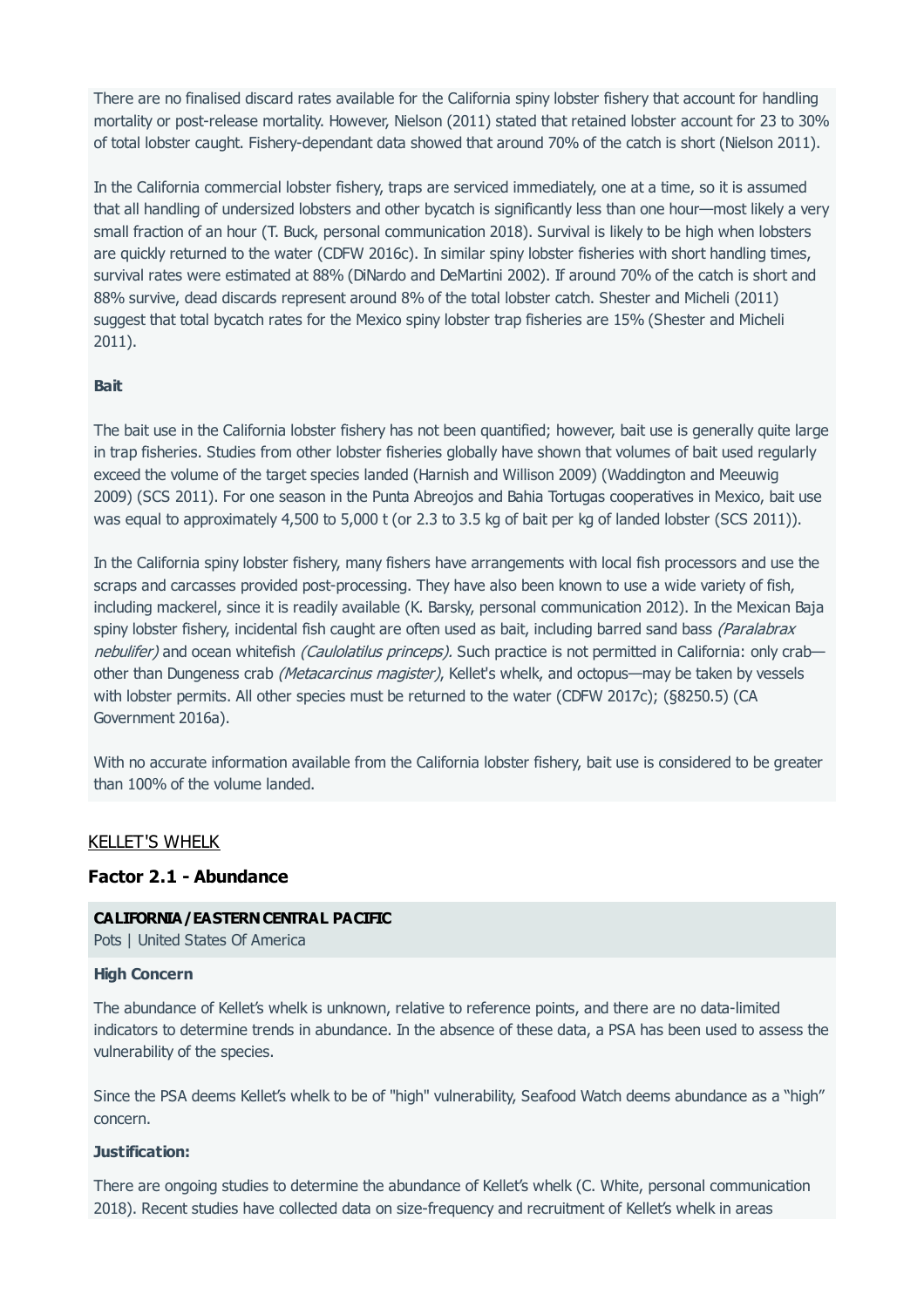There are no finalised discard rates available for the California spiny lobster fishery that account for handling mortality or post-release mortality. However, Nielson (2011) stated that retained lobster account for 23 to 30% of total lobster caught. Fishery-dependant data showed that around 70% of the catch is short (Nielson 2011).

In the California commercial lobster fishery, traps are serviced immediately, one at a time, so it is assumed that all handling of undersized lobsters and other bycatch is significantly less than one hour—most likely a very small fraction of an hour (T. Buck, personal communication 2018). Survival is likely to be high when lobsters are quickly returned to the water (CDFW 2016c). In similar spiny lobster fisheries with short handling times, survival rates were estimated at 88% (DiNardo and DeMartini 2002). If around 70% of the catch is short and 88% survive, dead discards represent around 8% of the total lobster catch. Shester and Micheli (2011) suggest that total bycatch rates for the Mexico spiny lobster trap fisheries are 15% (Shester and Micheli 2011).

**Bait**

The bait use in the California lobster fishery has not been quantified; however, bait use is generally quite large in trap fisheries. Studies from other lobster fisheries globally have shown that volumes of bait used regularly exceed the volume of the target species landed (Harnish and Willison 2009) (Waddington and Meeuwig 2009) (SCS 2011). For one season in the Punta Abreojos and Bahia Tortugas cooperatives in Mexico, bait use was equal to approximately 4,500 to 5,000 t (or 2.3 to 3.5 kg of bait per kg of landed lobster (SCS 2011)).

In the California spiny lobster fishery, many fishers have arrangements with local fish processors and use the scraps and carcasses provided post-processing. They have also been known to use a wide variety of fish, including mackerel, since it is readily available (K. Barsky, personal communication 2012). In the Mexican Baja spiny lobster fishery, incidental fish caught are often used as bait, including barred sand bass *(Paralabrax nebulifer)* and ocean whitefish *(Caulolatilus princeps)*. Such practice is not permitted in California: only crab—other than Dungeness crab *(Metacarcinus magister)*, Kellet's whelk, and octopus—may be taken by vessels with lobster permits. All other species must be returned to the water (CDFW 2017c); (§8250.5) (CA Government 2016a).

With no accurate information available from the California lobster fishery, bait use is considered to be greater than 100% of the volume landed.

## KELLET'S WHELK

### Factor 2.1 - Abundance

**CALIFORNIA / EASTERN CENTRAL PACIFIC**

Pots | United States Of America

**High Concern**

The abundance of Kellet's whelk is unknown, relative to reference points, and there are no data-limited indicators to determine trends in abundance. In the absence of these data, a PSA has been used to assess the vulnerability of the species.

Since the PSA deems Kellet's whelk to be of "high" vulnerability, Seafood Watch deems abundance as a "high" concern.

**Justification:**

There are ongoing studies to determine the abundance of Kellet's whelk (C. White, personal communication 2018). Recent studies have collected data on size-frequency and recruitment of Kellet's whelk in areas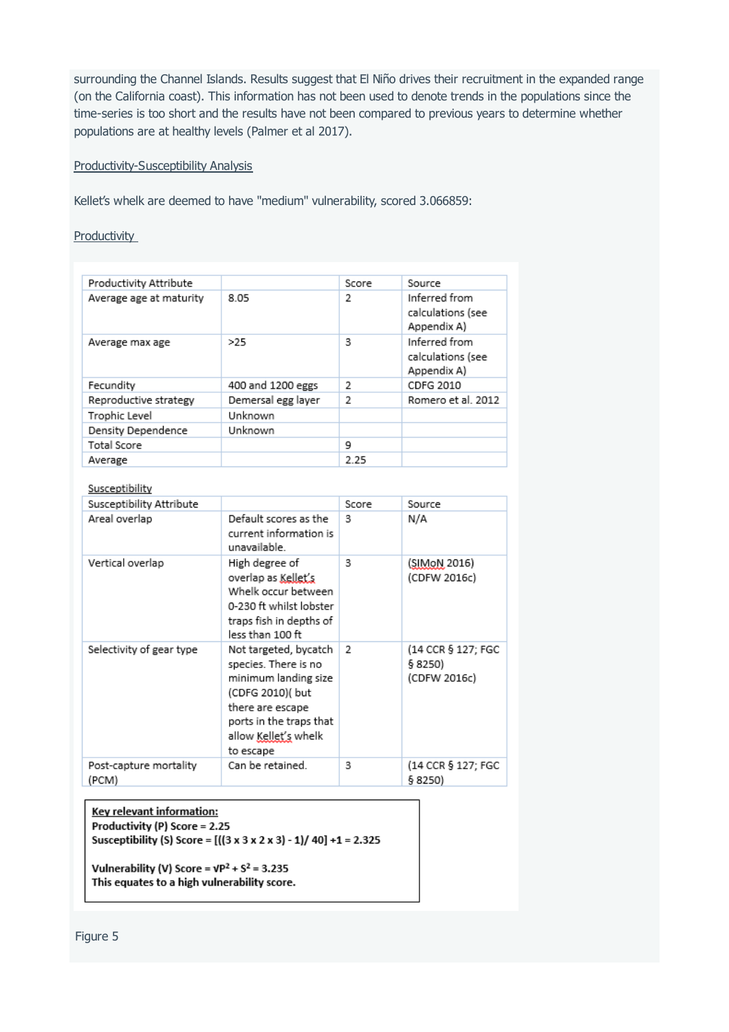surrounding the Channel Islands. Results suggest that El Niño drives their recruitment in the expanded range (on the California coast). This information has not been used to denote trends in the populations since the time-series is too short and the results have not been compared to previous years to determine whether populations are at healthy levels (Palmer et al 2017).

Productivity-Susceptibility Analysis

Kellet's whelk are deemed to have "medium" vulnerability, scored 3.066859:

Productivity

| Productivity Attribute | | Score | Source |
|---|---|---|---|
| Average age at maturity | 8.05 | 2 | Inferred from calculations (see Appendix A) |
| Average max age | >25 | 3 | Inferred from calculations (see Appendix A) |
| Fecundity | 400 and 1200 eggs | 2 | CDFG 2010 |
| Reproductive strategy | Demersal egg layer | 2 | Romero et al. 2012 |
| Trophic Level | Unknown | | |
| Density Dependence | Unknown | | |
| Total Score | | 9 | |
| Average | | 2.25 | |

Susceptibility

| Susceptibility Attribute | | Score | Source |
|---|---|---|---|
| Areal overlap | Default scores as the current information is unavailable. | 3 | N/A |
| Vertical overlap | High degree of overlap as Kellet's Whelk occur between 0-230 ft whilst lobster traps fish in depths of less than 100 ft | 3 | (SIMoN 2016) (CDFW 2016c) |
| Selectivity of gear type | Not targeted, bycatch species. There is no minimum landing size (CDFG 2010)( but there are escape ports in the traps that allow Kellet's whelk to escape | 2 | (14 CCR § 127; FGC § 8250) (CDFW 2016c) |
| Post-capture mortality (PCM) | Can be retained. | 3 | (14 CCR § 127; FGC § 8250) |

**Key relevant information:**
**Productivity (P) Score = 2.25**
**Susceptibility (S) Score = [((3 x 3 x 2 x 3) - 1)/ 40] +1 = 2.325**

**Vulnerability (V) Score = √P² + S² = 3.235**
**This equates to a high vulnerability score.**

Figure 5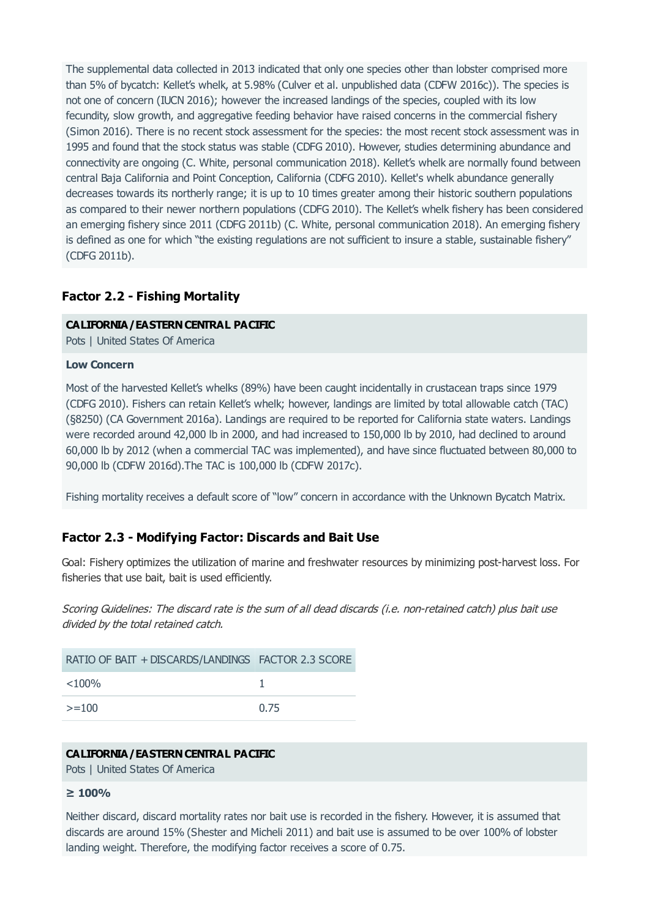The supplemental data collected in 2013 indicated that only one species other than lobster comprised more than 5% of bycatch: Kellet's whelk, at 5.98% (Culver et al. unpublished data (CDFW 2016c)). The species is not one of concern (IUCN 2016); however the increased landings of the species, coupled with its low fecundity, slow growth, and aggregative feeding behavior have raised concerns in the commercial fishery (Simon 2016). There is no recent stock assessment for the species: the most recent stock assessment was in 1995 and found that the stock status was stable (CDFG 2010). However, studies determining abundance and connectivity are ongoing (C. White, personal communication 2018). Kellet's whelk are normally found between central Baja California and Point Conception, California (CDFG 2010). Kellet's whelk abundance generally decreases towards its northerly range; it is up to 10 times greater among their historic southern populations as compared to their newer northern populations (CDFG 2010). The Kellet's whelk fishery has been considered an emerging fishery since 2011 (CDFG 2011b) (C. White, personal communication 2018). An emerging fishery is defined as one for which "the existing regulations are not sufficient to insure a stable, sustainable fishery" (CDFG 2011b).

### Factor 2.2 - Fishing Mortality

**CALIFORNIA / EASTERN CENTRAL PACIFIC**
Pots | United States Of America

**Low Concern**

Most of the harvested Kellet's whelks (89%) have been caught incidentally in crustacean traps since 1979 (CDFG 2010). Fishers can retain Kellet's whelk; however, landings are limited by total allowable catch (TAC) (§8250) (CA Government 2016a). Landings are required to be reported for California state waters. Landings were recorded around 42,000 lb in 2000, and had increased to 150,000 lb by 2010, had declined to around 60,000 lb by 2012 (when a commercial TAC was implemented), and have since fluctuated between 80,000 to 90,000 lb (CDFW 2016d).The TAC is 100,000 lb (CDFW 2017c).

Fishing mortality receives a default score of "low" concern in accordance with the Unknown Bycatch Matrix.

### Factor 2.3 - Modifying Factor: Discards and Bait Use

Goal: Fishery optimizes the utilization of marine and freshwater resources by minimizing post-harvest loss. For fisheries that use bait, bait is used efficiently.

*Scoring Guidelines: The discard rate is the sum of all dead discards (i.e. non-retained catch) plus bait use divided by the total retained catch.*

| RATIO OF BAIT + DISCARDS/LANDINGS | FACTOR 2.3 SCORE |
|---|---|
| <100% | 1 |
| >=100 | 0.75 |

**CALIFORNIA / EASTERN CENTRAL PACIFIC**
Pots | United States Of America

**≥ 100%**

Neither discard, discard mortality rates nor bait use is recorded in the fishery. However, it is assumed that discards are around 15% (Shester and Micheli 2011) and bait use is assumed to be over 100% of lobster landing weight. Therefore, the modifying factor receives a score of 0.75.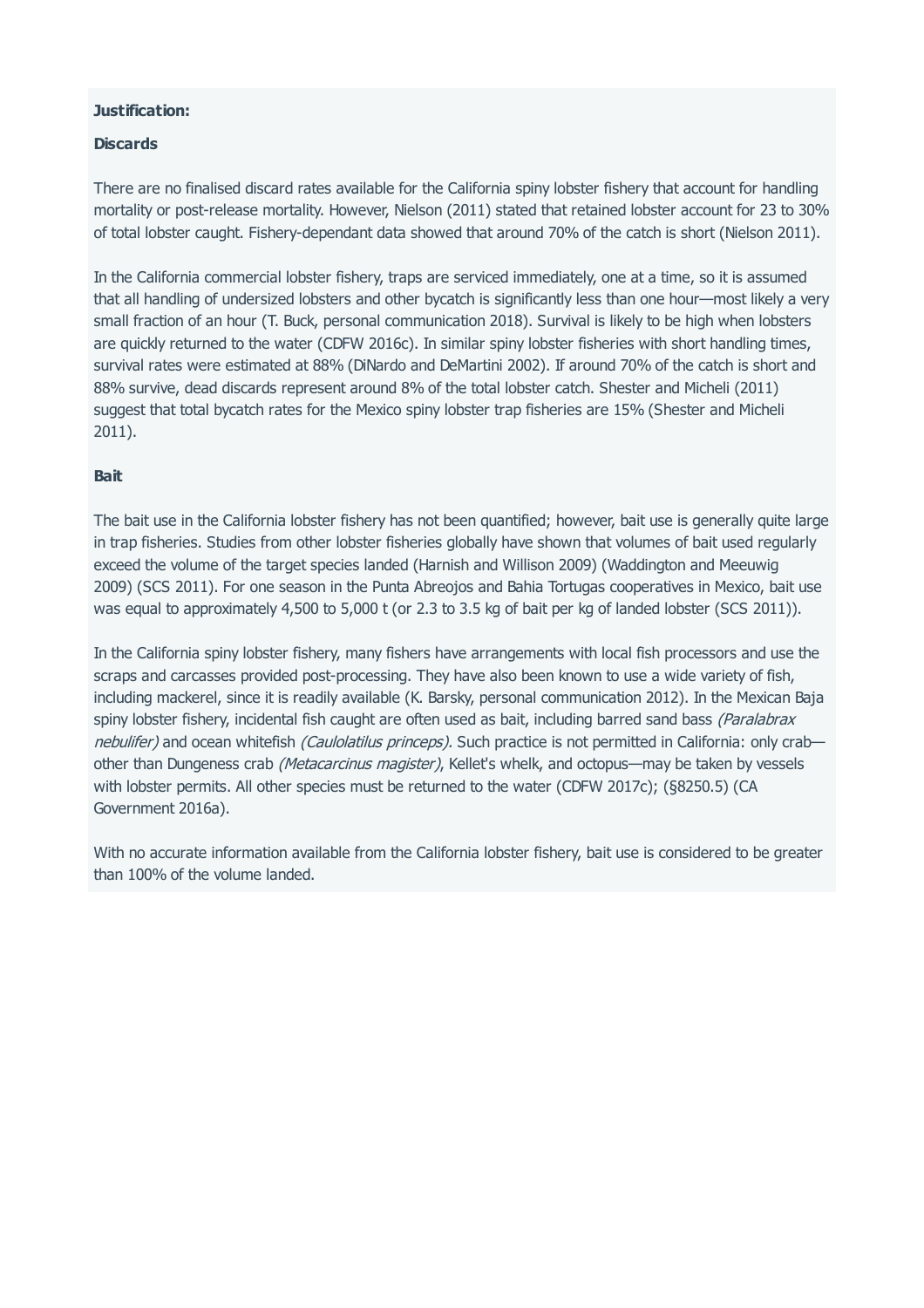**Justification:**

**Discards**

There are no finalised discard rates available for the California spiny lobster fishery that account for handling mortality or post-release mortality. However, Nielson (2011) stated that retained lobster account for 23 to 30% of total lobster caught. Fishery-dependant data showed that around 70% of the catch is short (Nielson 2011).

In the California commercial lobster fishery, traps are serviced immediately, one at a time, so it is assumed that all handling of undersized lobsters and other bycatch is significantly less than one hour—most likely a very small fraction of an hour (T. Buck, personal communication 2018). Survival is likely to be high when lobsters are quickly returned to the water (CDFW 2016c). In similar spiny lobster fisheries with short handling times, survival rates were estimated at 88% (DiNardo and DeMartini 2002). If around 70% of the catch is short and 88% survive, dead discards represent around 8% of the total lobster catch. Shester and Micheli (2011) suggest that total bycatch rates for the Mexico spiny lobster trap fisheries are 15% (Shester and Micheli 2011).

**Bait**

The bait use in the California lobster fishery has not been quantified; however, bait use is generally quite large in trap fisheries. Studies from other lobster fisheries globally have shown that volumes of bait used regularly exceed the volume of the target species landed (Harnish and Willison 2009) (Waddington and Meeuwig 2009) (SCS 2011). For one season in the Punta Abreojos and Bahia Tortugas cooperatives in Mexico, bait use was equal to approximately 4,500 to 5,000 t (or 2.3 to 3.5 kg of bait per kg of landed lobster (SCS 2011)).

In the California spiny lobster fishery, many fishers have arrangements with local fish processors and use the scraps and carcasses provided post-processing. They have also been known to use a wide variety of fish, including mackerel, since it is readily available (K. Barsky, personal communication 2012). In the Mexican Baja spiny lobster fishery, incidental fish caught are often used as bait, including barred sand bass *(Paralabrax nebulifer)* and ocean whitefish *(Caulolatilus princeps)*. Such practice is not permitted in California: only crab—other than Dungeness crab *(Metacarcinus magister)*, Kellet's whelk, and octopus—may be taken by vessels with lobster permits. All other species must be returned to the water (CDFW 2017c); (§8250.5) (CA Government 2016a).

With no accurate information available from the California lobster fishery, bait use is considered to be greater than 100% of the volume landed.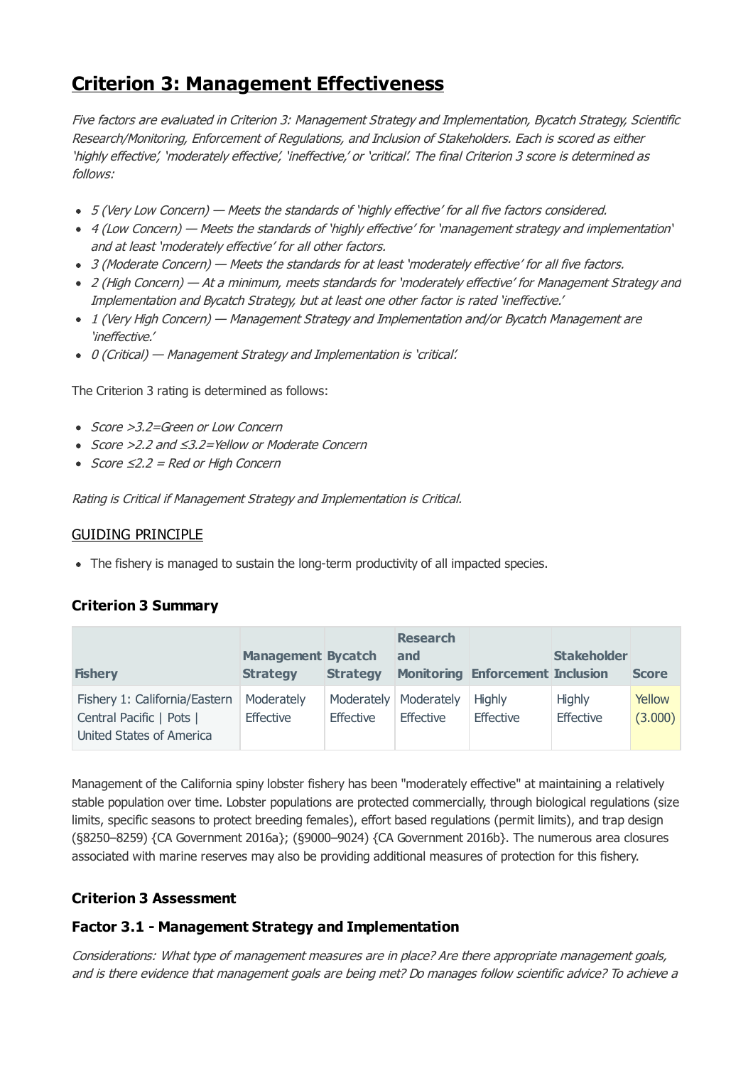## Criterion 3: Management Effectiveness

*Five factors are evaluated in Criterion 3: Management Strategy and Implementation, Bycatch Strategy, Scientific Research/Monitoring, Enforcement of Regulations, and Inclusion of Stakeholders. Each is scored as either 'highly effective', 'moderately effective', 'ineffective,' or 'critical'. The final Criterion 3 score is determined as follows:*

- *5 (Very Low Concern) — Meets the standards of 'highly effective' for all five factors considered.*
- *4 (Low Concern) — Meets the standards of 'highly effective' for 'management strategy and implementation' and at least 'moderately effective' for all other factors.*
- *3 (Moderate Concern) — Meets the standards for at least 'moderately effective' for all five factors.*
- *2 (High Concern) — At a minimum, meets standards for 'moderately effective' for Management Strategy and Implementation and Bycatch Strategy, but at least one other factor is rated 'ineffective.'*
- *1 (Very High Concern) — Management Strategy and Implementation and/or Bycatch Management are 'ineffective.'*
- *0 (Critical) — Management Strategy and Implementation is 'critical'.*

The Criterion 3 rating is determined as follows:

- *Score >3.2=Green or Low Concern*
- *Score >2.2 and ≤3.2=Yellow or Moderate Concern*
- *Score ≤2.2 = Red or High Concern*

*Rating is Critical if Management Strategy and Implementation is Critical.*

GUIDING PRINCIPLE

- The fishery is managed to sustain the long-term productivity of all impacted species.

### Criterion 3 Summary

| Fishery | Management Strategy | Bycatch Strategy | Research and Monitoring | Enforcement | Stakeholder Inclusion | Score |
|---|---|---|---|---|---|---|
| Fishery 1: California/Eastern Central Pacific \| Pots \| United States of America | Moderately Effective | Moderately Effective | Moderately Effective | Highly Effective | Highly Effective | Yellow (3.000) |

Management of the California spiny lobster fishery has been "moderately effective" at maintaining a relatively stable population over time. Lobster populations are protected commercially, through biological regulations (size limits, specific seasons to protect breeding females), effort based regulations (permit limits), and trap design (§8250–8259) {CA Government 2016a}; (§9000–9024) {CA Government 2016b}. The numerous area closures associated with marine reserves may also be providing additional measures of protection for this fishery.

### Criterion 3 Assessment

### Factor 3.1 - Management Strategy and Implementation

*Considerations: What type of management measures are in place? Are there appropriate management goals, and is there evidence that management goals are being met? Do manages follow scientific advice? To achieve a*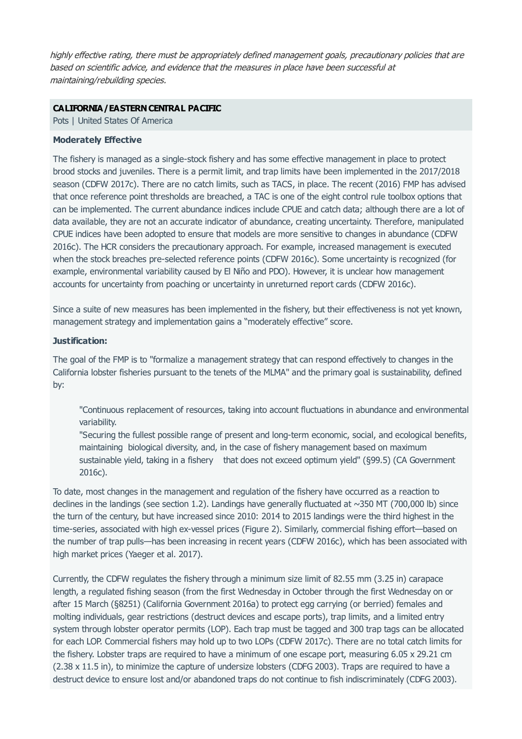*highly effective rating, there must be appropriately defined management goals, precautionary policies that are based on scientific advice, and evidence that the measures in place have been successful at maintaining/rebuilding species.*

**CALIFORNIA / EASTERN CENTRAL PACIFIC**

Pots | United States Of America

**Moderately Effective**

The fishery is managed as a single-stock fishery and has some effective management in place to protect brood stocks and juveniles. There is a permit limit, and trap limits have been implemented in the 2017/2018 season (CDFW 2017c). There are no catch limits, such as TACS, in place. The recent (2016) FMP has advised that once reference point thresholds are breached, a TAC is one of the eight control rule toolbox options that can be implemented. The current abundance indices include CPUE and catch data; although there are a lot of data available, they are not an accurate indicator of abundance, creating uncertainty. Therefore, manipulated CPUE indices have been adopted to ensure that models are more sensitive to changes in abundance (CDFW 2016c). The HCR considers the precautionary approach. For example, increased management is executed when the stock breaches pre-selected reference points (CDFW 2016c). Some uncertainty is recognized (for example, environmental variability caused by El Niño and PDO). However, it is unclear how management accounts for uncertainty from poaching or uncertainty in unreturned report cards (CDFW 2016c).

Since a suite of new measures has been implemented in the fishery, but their effectiveness is not yet known, management strategy and implementation gains a "moderately effective" score.

**Justification:**

The goal of the FMP is to "formalize a management strategy that can respond effectively to changes in the California lobster fisheries pursuant to the tenets of the MLMA" and the primary goal is sustainability, defined by:

> "Continuous replacement of resources, taking into account fluctuations in abundance and environmental variability.
>
> "Securing the fullest possible range of present and long-term economic, social, and ecological benefits, maintaining biological diversity, and, in the case of fishery management based on maximum sustainable yield, taking in a fishery that does not exceed optimum yield" (§99.5) (CA Government 2016c).

To date, most changes in the management and regulation of the fishery have occurred as a reaction to declines in the landings (see section 1.2). Landings have generally fluctuated at ~350 MT (700,000 lb) since the turn of the century, but have increased since 2010: 2014 to 2015 landings were the third highest in the time-series, associated with high ex-vessel prices (Figure 2). Similarly, commercial fishing effort—based on the number of trap pulls—has been increasing in recent years (CDFW 2016c), which has been associated with high market prices (Yaeger et al. 2017).

Currently, the CDFW regulates the fishery through a minimum size limit of 82.55 mm (3.25 in) carapace length, a regulated fishing season (from the first Wednesday in October through the first Wednesday on or after 15 March (§8251) (California Government 2016a) to protect egg carrying (or berried) females and molting individuals, gear restrictions (destruct devices and escape ports), trap limits, and a limited entry system through lobster operator permits (LOP). Each trap must be tagged and 300 trap tags can be allocated for each LOP. Commercial fishers may hold up to two LOPs (CDFW 2017c). There are no total catch limits for the fishery. Lobster traps are required to have a minimum of one escape port, measuring 6.05 x 29.21 cm (2.38 x 11.5 in), to minimize the capture of undersize lobsters (CDFG 2003). Traps are required to have a destruct device to ensure lost and/or abandoned traps do not continue to fish indiscriminately (CDFG 2003).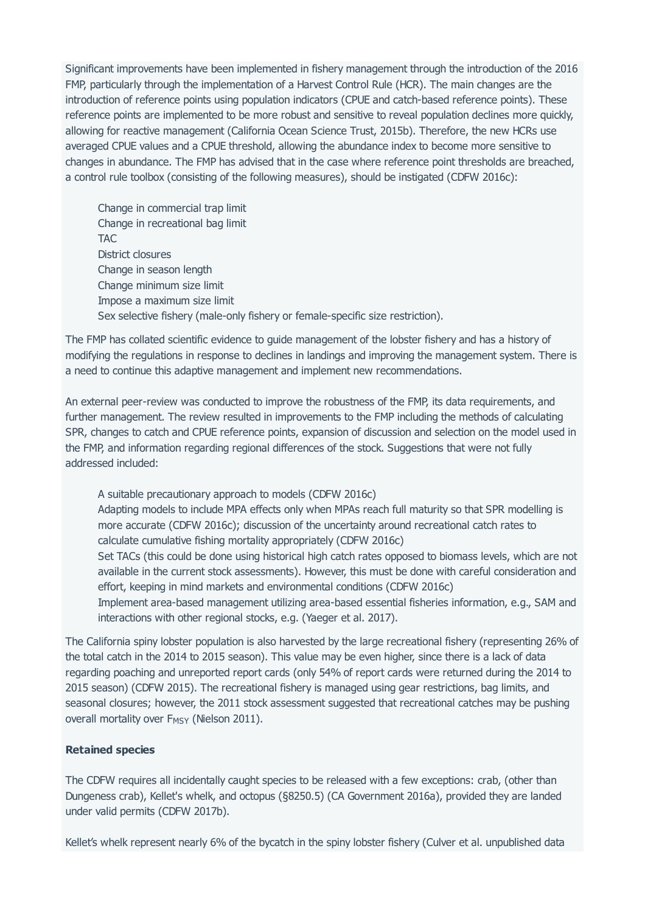Significant improvements have been implemented in fishery management through the introduction of the 2016 FMP, particularly through the implementation of a Harvest Control Rule (HCR). The main changes are the introduction of reference points using population indicators (CPUE and catch-based reference points). These reference points are implemented to be more robust and sensitive to reveal population declines more quickly, allowing for reactive management (California Ocean Science Trust, 2015b). Therefore, the new HCRs use averaged CPUE values and a CPUE threshold, allowing the abundance index to become more sensitive to changes in abundance. The FMP has advised that in the case where reference point thresholds are breached, a control rule toolbox (consisting of the following measures), should be instigated (CDFW 2016c):

- Change in commercial trap limit
- Change in recreational bag limit
- TAC
- District closures
- Change in season length
- Change minimum size limit
- Impose a maximum size limit
- Sex selective fishery (male-only fishery or female-specific size restriction).

The FMP has collated scientific evidence to guide management of the lobster fishery and has a history of modifying the regulations in response to declines in landings and improving the management system. There is a need to continue this adaptive management and implement new recommendations.

An external peer-review was conducted to improve the robustness of the FMP, its data requirements, and further management. The review resulted in improvements to the FMP including the methods of calculating SPR, changes to catch and CPUE reference points, expansion of discussion and selection on the model used in the FMP, and information regarding regional differences of the stock. Suggestions that were not fully addressed included:

- A suitable precautionary approach to models (CDFW 2016c)
- Adapting models to include MPA effects only when MPAs reach full maturity so that SPR modelling is more accurate (CDFW 2016c); discussion of the uncertainty around recreational catch rates to calculate cumulative fishing mortality appropriately (CDFW 2016c)
- Set TACs (this could be done using historical high catch rates opposed to biomass levels, which are not available in the current stock assessments). However, this must be done with careful consideration and effort, keeping in mind markets and environmental conditions (CDFW 2016c)
- Implement area-based management utilizing area-based essential fisheries information, e.g., SAM and interactions with other regional stocks, e.g. (Yaeger et al. 2017).

The California spiny lobster population is also harvested by the large recreational fishery (representing 26% of the total catch in the 2014 to 2015 season). This value may be even higher, since there is a lack of data regarding poaching and unreported report cards (only 54% of report cards were returned during the 2014 to 2015 season) (CDFW 2015). The recreational fishery is managed using gear restrictions, bag limits, and seasonal closures; however, the 2011 stock assessment suggested that recreational catches may be pushing overall mortality over $F_{MSY}$ (Nielson 2011).

**Retained species**

The CDFW requires all incidentally caught species to be released with a few exceptions: crab, (other than Dungeness crab), Kellet's whelk, and octopus (§8250.5) (CA Government 2016a), provided they are landed under valid permits (CDFW 2017b).

Kellet's whelk represent nearly 6% of the bycatch in the spiny lobster fishery (Culver et al. unpublished data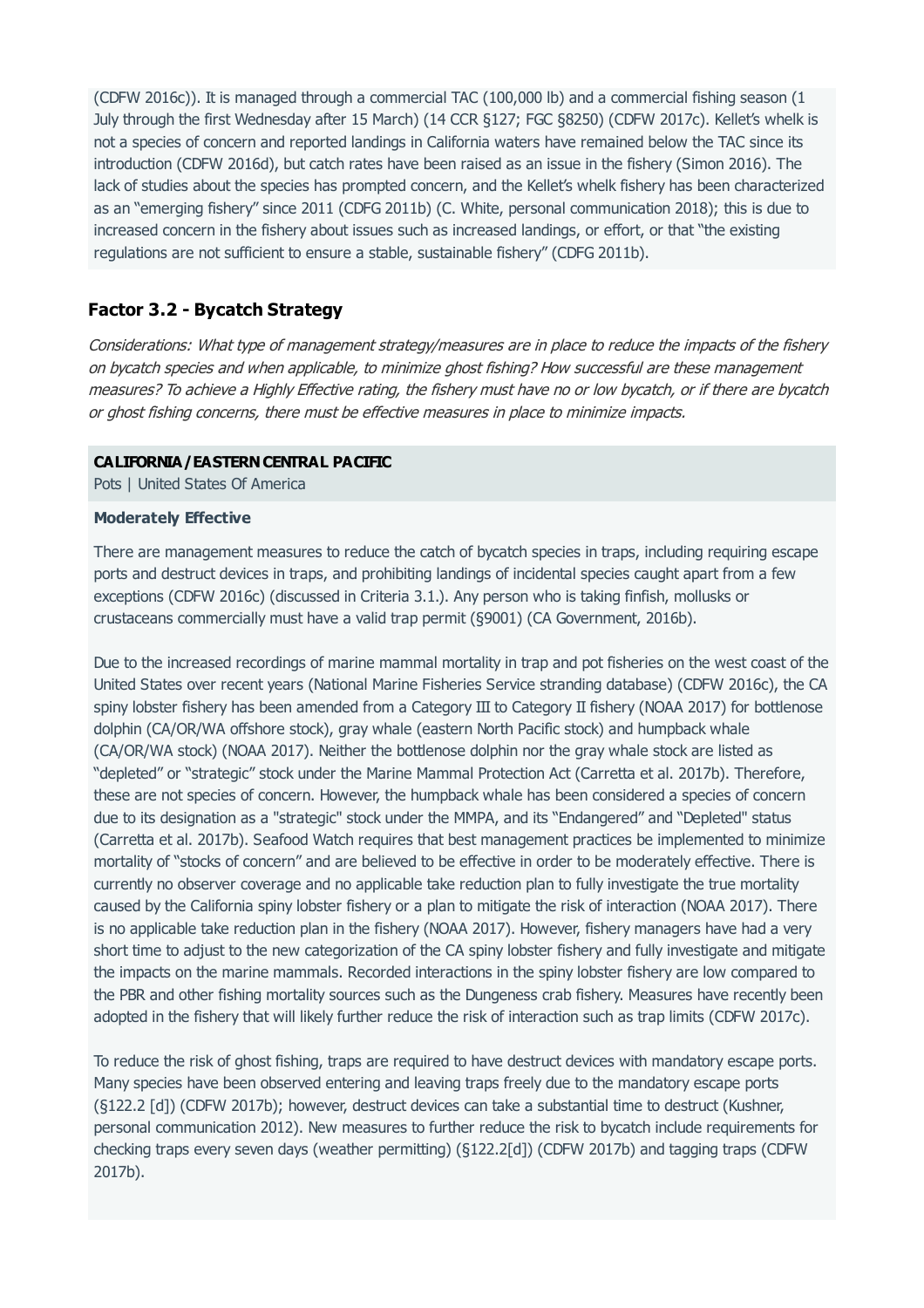(CDFW 2016c)). It is managed through a commercial TAC (100,000 lb) and a commercial fishing season (1 July through the first Wednesday after 15 March) (14 CCR §127; FGC §8250) (CDFW 2017c). Kellet's whelk is not a species of concern and reported landings in California waters have remained below the TAC since its introduction (CDFW 2016d), but catch rates have been raised as an issue in the fishery (Simon 2016). The lack of studies about the species has prompted concern, and the Kellet's whelk fishery has been characterized as an "emerging fishery" since 2011 (CDFG 2011b) (C. White, personal communication 2018); this is due to increased concern in the fishery about issues such as increased landings, or effort, or that "the existing regulations are not sufficient to ensure a stable, sustainable fishery" (CDFG 2011b).

### Factor 3.2 - Bycatch Strategy

*Considerations: What type of management strategy/measures are in place to reduce the impacts of the fishery on bycatch species and when applicable, to minimize ghost fishing? How successful are these management measures? To achieve a Highly Effective rating, the fishery must have no or low bycatch, or if there are bycatch or ghost fishing concerns, there must be effective measures in place to minimize impacts.*

**CALIFORNIA / EASTERN CENTRAL PACIFIC**

Pots | United States Of America

**Moderately Effective**

There are management measures to reduce the catch of bycatch species in traps, including requiring escape ports and destruct devices in traps, and prohibiting landings of incidental species caught apart from a few exceptions (CDFW 2016c) (discussed in Criteria 3.1.). Any person who is taking finfish, mollusks or crustaceans commercially must have a valid trap permit (§9001) (CA Government, 2016b).

Due to the increased recordings of marine mammal mortality in trap and pot fisheries on the west coast of the United States over recent years (National Marine Fisheries Service stranding database) (CDFW 2016c), the CA spiny lobster fishery has been amended from a Category III to Category II fishery (NOAA 2017) for bottlenose dolphin (CA/OR/WA offshore stock), gray whale (eastern North Pacific stock) and humpback whale (CA/OR/WA stock) (NOAA 2017). Neither the bottlenose dolphin nor the gray whale stock are listed as "depleted" or "strategic" stock under the Marine Mammal Protection Act (Carretta et al. 2017b). Therefore, these are not species of concern. However, the humpback whale has been considered a species of concern due to its designation as a "strategic" stock under the MMPA, and its "Endangered" and "Depleted" status (Carretta et al. 2017b). Seafood Watch requires that best management practices be implemented to minimize mortality of "stocks of concern" and are believed to be effective in order to be moderately effective. There is currently no observer coverage and no applicable take reduction plan to fully investigate the true mortality caused by the California spiny lobster fishery or a plan to mitigate the risk of interaction (NOAA 2017). There is no applicable take reduction plan in the fishery (NOAA 2017). However, fishery managers have had a very short time to adjust to the new categorization of the CA spiny lobster fishery and fully investigate and mitigate the impacts on the marine mammals. Recorded interactions in the spiny lobster fishery are low compared to the PBR and other fishing mortality sources such as the Dungeness crab fishery. Measures have recently been adopted in the fishery that will likely further reduce the risk of interaction such as trap limits (CDFW 2017c).

To reduce the risk of ghost fishing, traps are required to have destruct devices with mandatory escape ports. Many species have been observed entering and leaving traps freely due to the mandatory escape ports (§122.2 [d]) (CDFW 2017b); however, destruct devices can take a substantial time to destruct (Kushner, personal communication 2012). New measures to further reduce the risk to bycatch include requirements for checking traps every seven days (weather permitting) (§122.2[d]) (CDFW 2017b) and tagging traps (CDFW 2017b).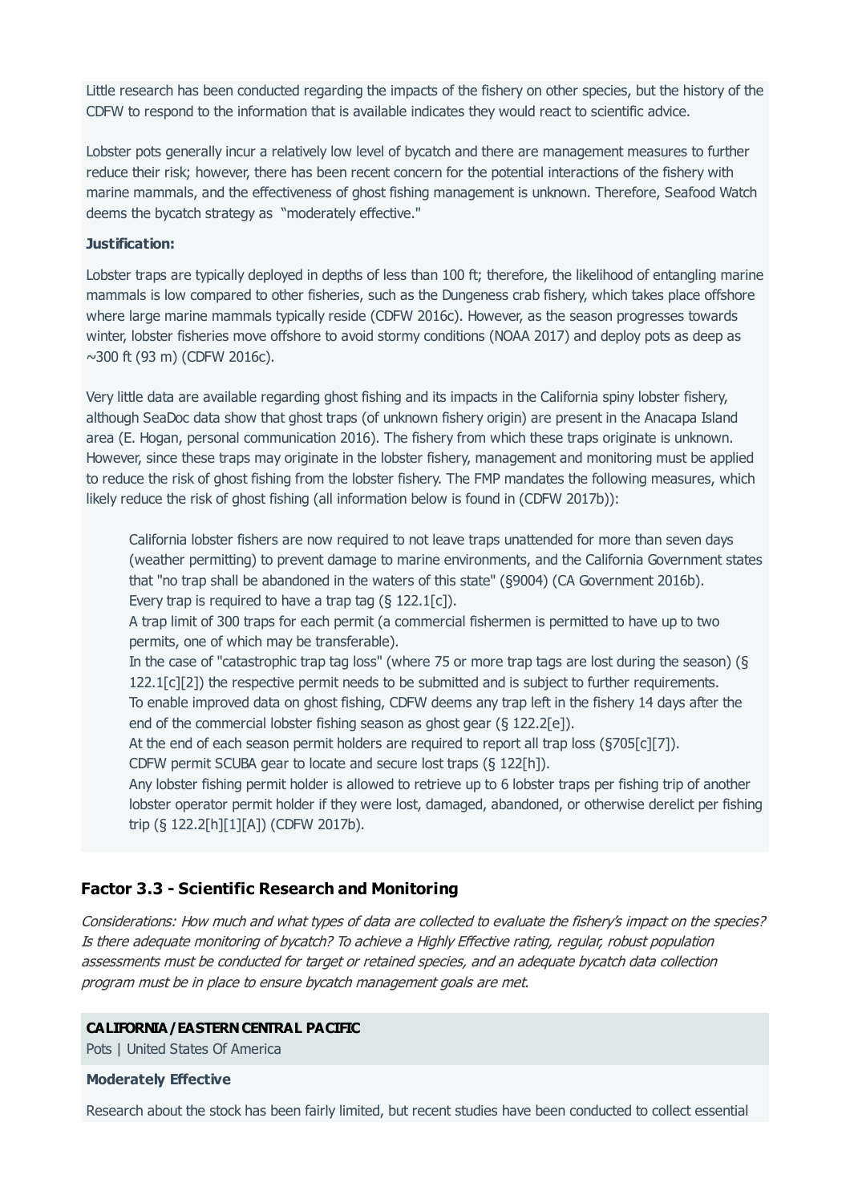Little research has been conducted regarding the impacts of the fishery on other species, but the history of the CDFW to respond to the information that is available indicates they would react to scientific advice.

Lobster pots generally incur a relatively low level of bycatch and there are management measures to further reduce their risk; however, there has been recent concern for the potential interactions of the fishery with marine mammals, and the effectiveness of ghost fishing management is unknown. Therefore, Seafood Watch deems the bycatch strategy as "moderately effective."

**Justification:**

Lobster traps are typically deployed in depths of less than 100 ft; therefore, the likelihood of entangling marine mammals is low compared to other fisheries, such as the Dungeness crab fishery, which takes place offshore where large marine mammals typically reside (CDFW 2016c). However, as the season progresses towards winter, lobster fisheries move offshore to avoid stormy conditions (NOAA 2017) and deploy pots as deep as ~300 ft (93 m) (CDFW 2016c).

Very little data are available regarding ghost fishing and its impacts in the California spiny lobster fishery, although SeaDoc data show that ghost traps (of unknown fishery origin) are present in the Anacapa Island area (E. Hogan, personal communication 2016). The fishery from which these traps originate is unknown. However, since these traps may originate in the lobster fishery, management and monitoring must be applied to reduce the risk of ghost fishing from the lobster fishery. The FMP mandates the following measures, which likely reduce the risk of ghost fishing (all information below is found in (CDFW 2017b)):

- California lobster fishers are now required to not leave traps unattended for more than seven days (weather permitting) to prevent damage to marine environments, and the California Government states that "no trap shall be abandoned in the waters of this state" (§9004) (CA Government 2016b).
- Every trap is required to have a trap tag (§ 122.1[c]).
- A trap limit of 300 traps for each permit (a commercial fishermen is permitted to have up to two permits, one of which may be transferable).
- In the case of "catastrophic trap tag loss" (where 75 or more trap tags are lost during the season) (§ 122.1[c][2]) the respective permit needs to be submitted and is subject to further requirements.
- To enable improved data on ghost fishing, CDFW deems any trap left in the fishery 14 days after the end of the commercial lobster fishing season as ghost gear (§ 122.2[e]).
- At the end of each season permit holders are required to report all trap loss (§705[c][7]).
- CDFW permit SCUBA gear to locate and secure lost traps (§ 122[h]).
- Any lobster fishing permit holder is allowed to retrieve up to 6 lobster traps per fishing trip of another lobster operator permit holder if they were lost, damaged, abandoned, or otherwise derelict per fishing trip (§ 122.2[h][1][A]) (CDFW 2017b).

## Factor 3.3 - Scientific Research and Monitoring

*Considerations: How much and what types of data are collected to evaluate the fishery's impact on the species? Is there adequate monitoring of bycatch? To achieve a Highly Effective rating, regular, robust population assessments must be conducted for target or retained species, and an adequate bycatch data collection program must be in place to ensure bycatch management goals are met.*

**CALIFORNIA / EASTERN CENTRAL PACIFIC**

Pots | United States Of America

**Moderately Effective**

Research about the stock has been fairly limited, but recent studies have been conducted to collect essential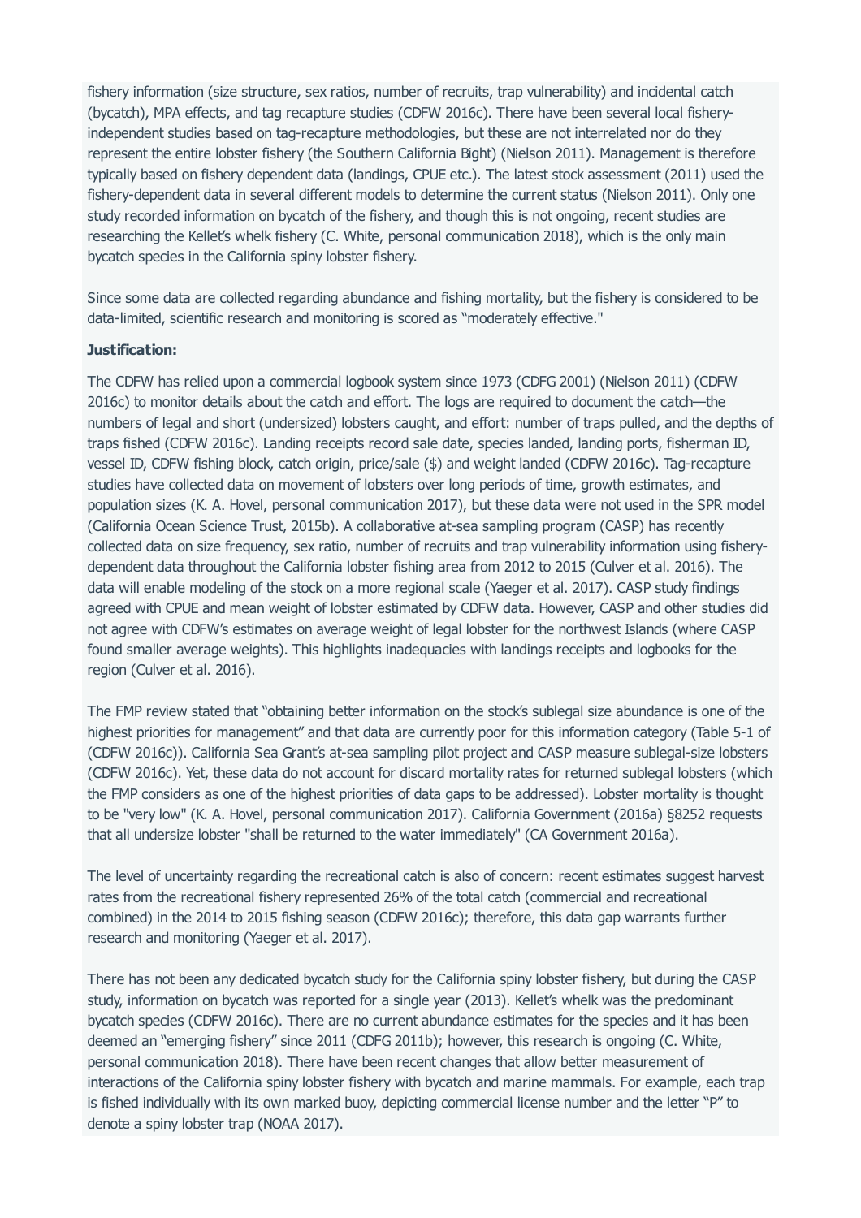fishery information (size structure, sex ratios, number of recruits, trap vulnerability) and incidental catch (bycatch), MPA effects, and tag recapture studies (CDFW 2016c). There have been several local fishery-independent studies based on tag-recapture methodologies, but these are not interrelated nor do they represent the entire lobster fishery (the Southern California Bight) (Nielson 2011). Management is therefore typically based on fishery dependent data (landings, CPUE etc.). The latest stock assessment (2011) used the fishery-dependent data in several different models to determine the current status (Nielson 2011). Only one study recorded information on bycatch of the fishery, and though this is not ongoing, recent studies are researching the Kellet's whelk fishery (C. White, personal communication 2018), which is the only main bycatch species in the California spiny lobster fishery.

Since some data are collected regarding abundance and fishing mortality, but the fishery is considered to be data-limited, scientific research and monitoring is scored as "moderately effective."

**Justification:**

The CDFW has relied upon a commercial logbook system since 1973 (CDFG 2001) (Nielson 2011) (CDFW 2016c) to monitor details about the catch and effort. The logs are required to document the catch—the numbers of legal and short (undersized) lobsters caught, and effort: number of traps pulled, and the depths of traps fished (CDFW 2016c). Landing receipts record sale date, species landed, landing ports, fisherman ID, vessel ID, CDFW fishing block, catch origin, price/sale ($) and weight landed (CDFW 2016c). Tag-recapture studies have collected data on movement of lobsters over long periods of time, growth estimates, and population sizes (K. A. Hovel, personal communication 2017), but these data were not used in the SPR model (California Ocean Science Trust, 2015b). A collaborative at-sea sampling program (CASP) has recently collected data on size frequency, sex ratio, number of recruits and trap vulnerability information using fishery-dependent data throughout the California lobster fishing area from 2012 to 2015 (Culver et al. 2016). The data will enable modeling of the stock on a more regional scale (Yaeger et al. 2017). CASP study findings agreed with CPUE and mean weight of lobster estimated by CDFW data. However, CASP and other studies did not agree with CDFW's estimates on average weight of legal lobster for the northwest Islands (where CASP found smaller average weights). This highlights inadequacies with landings receipts and logbooks for the region (Culver et al. 2016).

The FMP review stated that "obtaining better information on the stock's sublegal size abundance is one of the highest priorities for management" and that data are currently poor for this information category (Table 5-1 of (CDFW 2016c)). California Sea Grant's at-sea sampling pilot project and CASP measure sublegal-size lobsters (CDFW 2016c). Yet, these data do not account for discard mortality rates for returned sublegal lobsters (which the FMP considers as one of the highest priorities of data gaps to be addressed). Lobster mortality is thought to be "very low" (K. A. Hovel, personal communication 2017). California Government (2016a) §8252 requests that all undersize lobster "shall be returned to the water immediately" (CA Government 2016a).

The level of uncertainty regarding the recreational catch is also of concern: recent estimates suggest harvest rates from the recreational fishery represented 26% of the total catch (commercial and recreational combined) in the 2014 to 2015 fishing season (CDFW 2016c); therefore, this data gap warrants further research and monitoring (Yaeger et al. 2017).

There has not been any dedicated bycatch study for the California spiny lobster fishery, but during the CASP study, information on bycatch was reported for a single year (2013). Kellet's whelk was the predominant bycatch species (CDFW 2016c). There are no current abundance estimates for the species and it has been deemed an "emerging fishery" since 2011 (CDFG 2011b); however, this research is ongoing (C. White, personal communication 2018). There have been recent changes that allow better measurement of interactions of the California spiny lobster fishery with bycatch and marine mammals. For example, each trap is fished individually with its own marked buoy, depicting commercial license number and the letter "P" to denote a spiny lobster trap (NOAA 2017).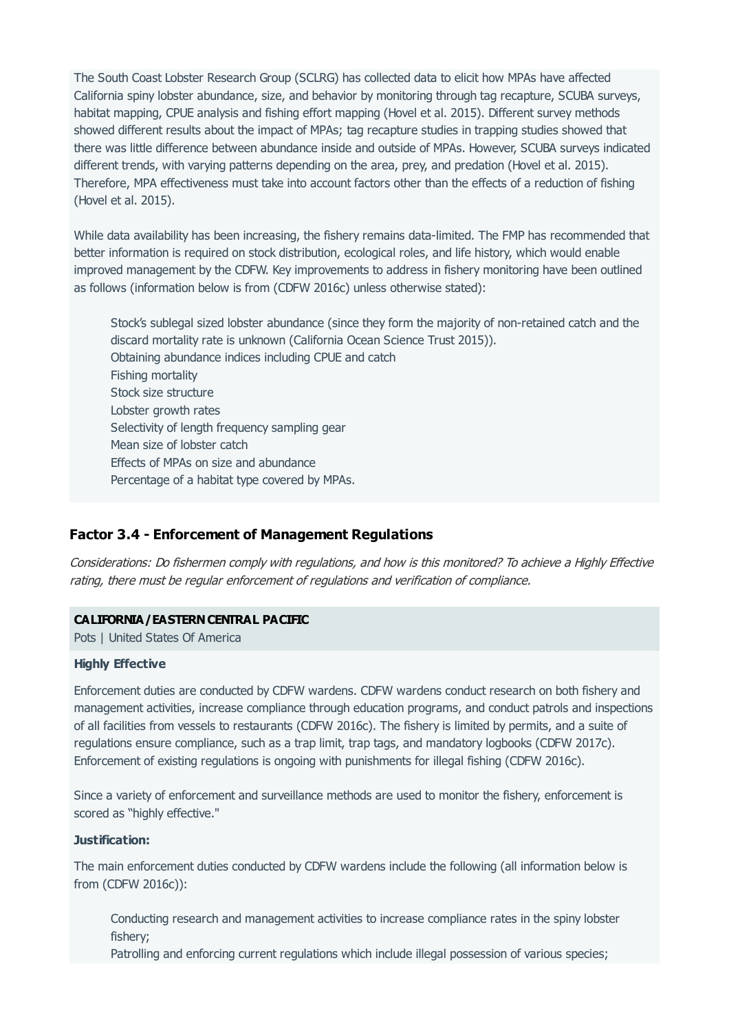The South Coast Lobster Research Group (SCLRG) has collected data to elicit how MPAs have affected California spiny lobster abundance, size, and behavior by monitoring through tag recapture, SCUBA surveys, habitat mapping, CPUE analysis and fishing effort mapping (Hovel et al. 2015). Different survey methods showed different results about the impact of MPAs; tag recapture studies in trapping studies showed that there was little difference between abundance inside and outside of MPAs. However, SCUBA surveys indicated different trends, with varying patterns depending on the area, prey, and predation (Hovel et al. 2015). Therefore, MPA effectiveness must take into account factors other than the effects of a reduction of fishing (Hovel et al. 2015).

While data availability has been increasing, the fishery remains data-limited. The FMP has recommended that better information is required on stock distribution, ecological roles, and life history, which would enable improved management by the CDFW. Key improvements to address in fishery monitoring have been outlined as follows (information below is from (CDFW 2016c) unless otherwise stated):

- Stock's sublegal sized lobster abundance (since they form the majority of non-retained catch and the discard mortality rate is unknown (California Ocean Science Trust 2015)).
- Obtaining abundance indices including CPUE and catch
- Fishing mortality
- Stock size structure
- Lobster growth rates
- Selectivity of length frequency sampling gear
- Mean size of lobster catch
- Effects of MPAs on size and abundance
- Percentage of a habitat type covered by MPAs.

## Factor 3.4 - Enforcement of Management Regulations

*Considerations: Do fishermen comply with regulations, and how is this monitored? To achieve a Highly Effective rating, there must be regular enforcement of regulations and verification of compliance.*

**CALIFORNIA / EASTERN CENTRAL PACIFIC**

Pots | United States Of America

**Highly Effective**

Enforcement duties are conducted by CDFW wardens. CDFW wardens conduct research on both fishery and management activities, increase compliance through education programs, and conduct patrols and inspections of all facilities from vessels to restaurants (CDFW 2016c). The fishery is limited by permits, and a suite of regulations ensure compliance, such as a trap limit, trap tags, and mandatory logbooks (CDFW 2017c). Enforcement of existing regulations is ongoing with punishments for illegal fishing (CDFW 2016c).

Since a variety of enforcement and surveillance methods are used to monitor the fishery, enforcement is scored as "highly effective."

**Justification:**

The main enforcement duties conducted by CDFW wardens include the following (all information below is from (CDFW 2016c)):

- Conducting research and management activities to increase compliance rates in the spiny lobster fishery;
- Patrolling and enforcing current regulations which include illegal possession of various species;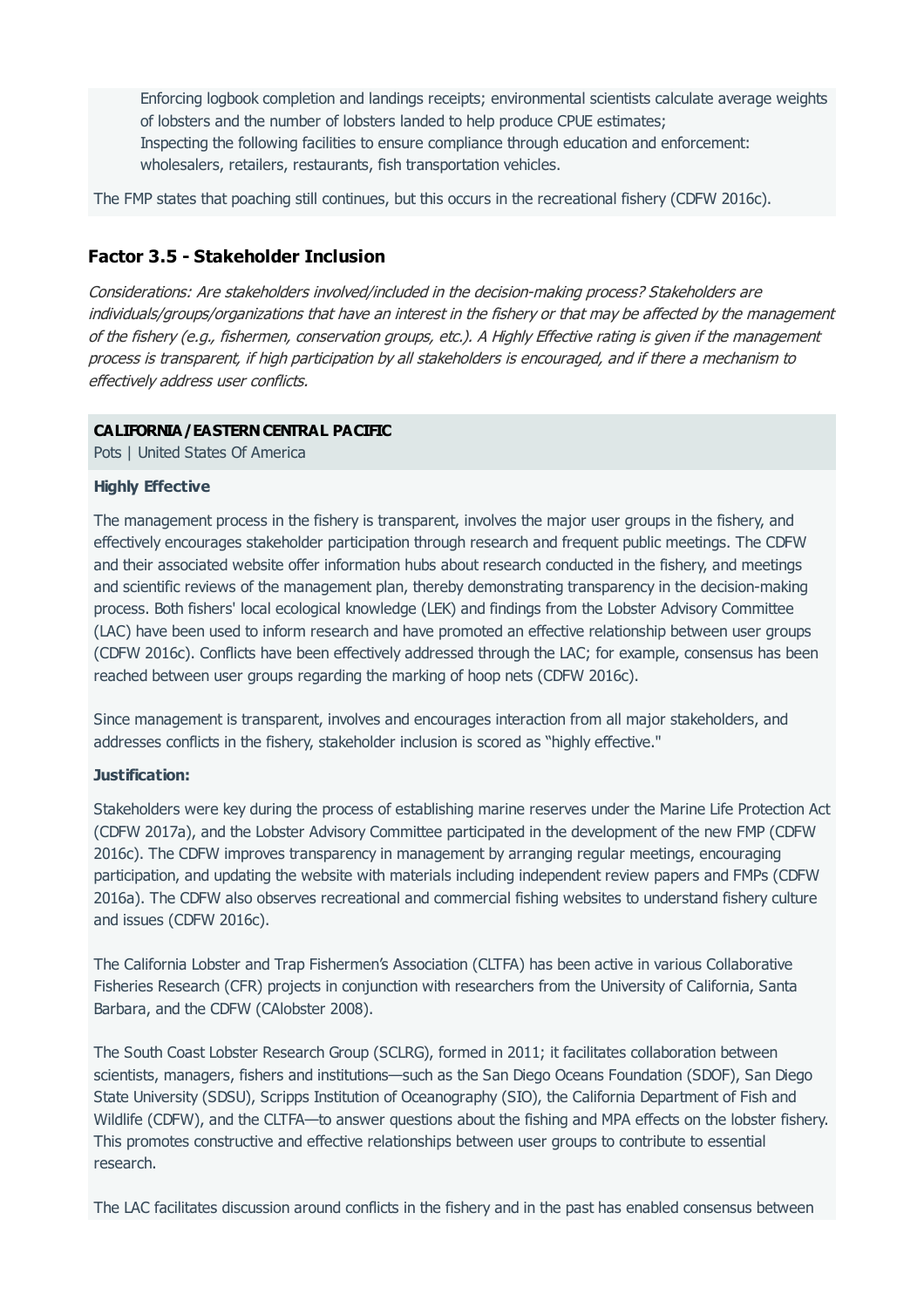Enforcing logbook completion and landings receipts; environmental scientists calculate average weights of lobsters and the number of lobsters landed to help produce CPUE estimates;
Inspecting the following facilities to ensure compliance through education and enforcement: wholesalers, retailers, restaurants, fish transportation vehicles.

The FMP states that poaching still continues, but this occurs in the recreational fishery (CDFW 2016c).

### Factor 3.5 - Stakeholder Inclusion

*Considerations: Are stakeholders involved/included in the decision-making process? Stakeholders are individuals/groups/organizations that have an interest in the fishery or that may be affected by the management of the fishery (e.g., fishermen, conservation groups, etc.). A Highly Effective rating is given if the management process is transparent, if high participation by all stakeholders is encouraged, and if there a mechanism to effectively address user conflicts.*

**CALIFORNIA / EASTERN CENTRAL PACIFIC**
Pots | United States Of America

**Highly Effective**

The management process in the fishery is transparent, involves the major user groups in the fishery, and effectively encourages stakeholder participation through research and frequent public meetings. The CDFW and their associated website offer information hubs about research conducted in the fishery, and meetings and scientific reviews of the management plan, thereby demonstrating transparency in the decision-making process. Both fishers' local ecological knowledge (LEK) and findings from the Lobster Advisory Committee (LAC) have been used to inform research and have promoted an effective relationship between user groups (CDFW 2016c). Conflicts have been effectively addressed through the LAC; for example, consensus has been reached between user groups regarding the marking of hoop nets (CDFW 2016c).

Since management is transparent, involves and encourages interaction from all major stakeholders, and addresses conflicts in the fishery, stakeholder inclusion is scored as "highly effective."

**Justification:**

Stakeholders were key during the process of establishing marine reserves under the Marine Life Protection Act (CDFW 2017a), and the Lobster Advisory Committee participated in the development of the new FMP (CDFW 2016c). The CDFW improves transparency in management by arranging regular meetings, encouraging participation, and updating the website with materials including independent review papers and FMPs (CDFW 2016a). The CDFW also observes recreational and commercial fishing websites to understand fishery culture and issues (CDFW 2016c).

The California Lobster and Trap Fishermen's Association (CLTFA) has been active in various Collaborative Fisheries Research (CFR) projects in conjunction with researchers from the University of California, Santa Barbara, and the CDFW (CAlobster 2008).

The South Coast Lobster Research Group (SCLRG), formed in 2011; it facilitates collaboration between scientists, managers, fishers and institutions—such as the San Diego Oceans Foundation (SDOF), San Diego State University (SDSU), Scripps Institution of Oceanography (SIO), the California Department of Fish and Wildlife (CDFW), and the CLTFA—to answer questions about the fishing and MPA effects on the lobster fishery. This promotes constructive and effective relationships between user groups to contribute to essential research.

The LAC facilitates discussion around conflicts in the fishery and in the past has enabled consensus between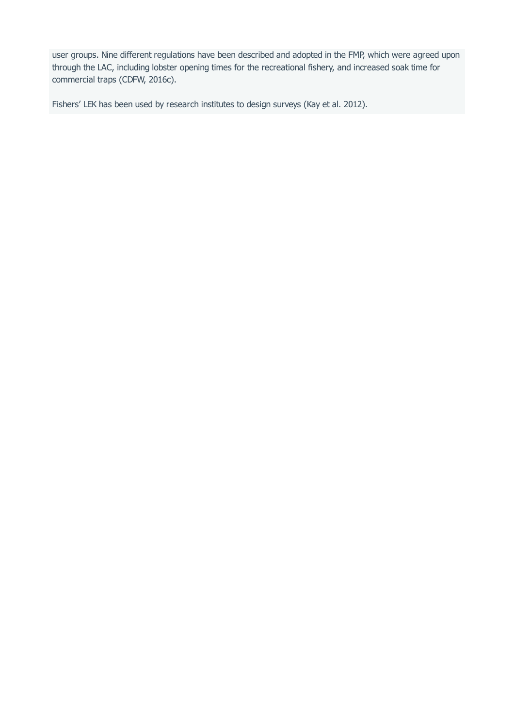user groups. Nine different regulations have been described and adopted in the FMP, which were agreed upon through the LAC, including lobster opening times for the recreational fishery, and increased soak time for commercial traps (CDFW, 2016c).

Fishers' LEK has been used by research institutes to design surveys (Kay et al. 2012).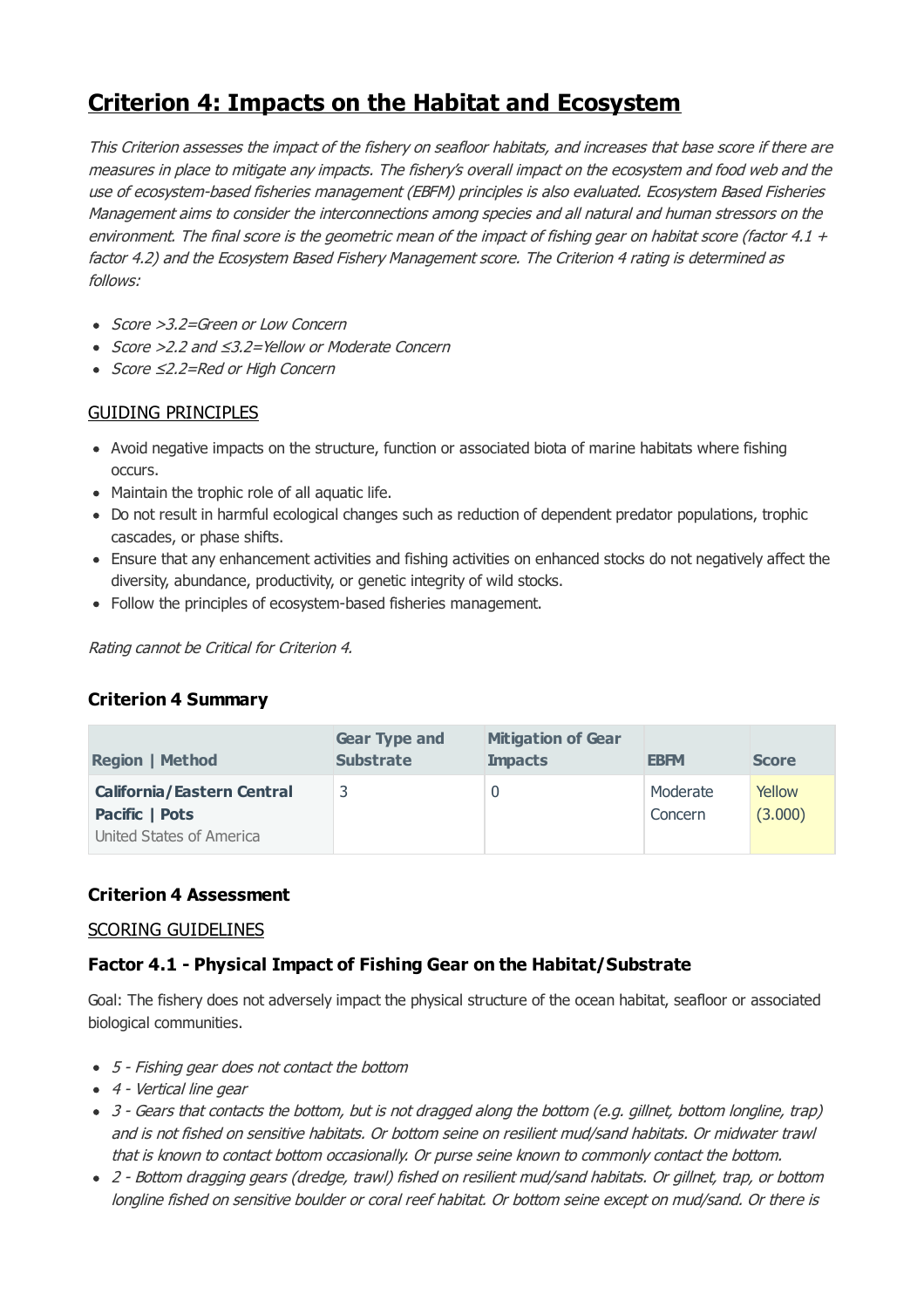# Criterion 4: Impacts on the Habitat and Ecosystem

*This Criterion assesses the impact of the fishery on seafloor habitats, and increases that base score if there are measures in place to mitigate any impacts. The fishery's overall impact on the ecosystem and food web and the use of ecosystem-based fisheries management (EBFM) principles is also evaluated. Ecosystem Based Fisheries Management aims to consider the interconnections among species and all natural and human stressors on the environment. The final score is the geometric mean of the impact of fishing gear on habitat score (factor 4.1 + factor 4.2) and the Ecosystem Based Fishery Management score. The Criterion 4 rating is determined as follows:*

- *Score >3.2=Green or Low Concern*
- *Score >2.2 and ≤3.2=Yellow or Moderate Concern*
- *Score ≤2.2=Red or High Concern*

GUIDING PRINCIPLES

- Avoid negative impacts on the structure, function or associated biota of marine habitats where fishing occurs.
- Maintain the trophic role of all aquatic life.
- Do not result in harmful ecological changes such as reduction of dependent predator populations, trophic cascades, or phase shifts.
- Ensure that any enhancement activities and fishing activities on enhanced stocks do not negatively affect the diversity, abundance, productivity, or genetic integrity of wild stocks.
- Follow the principles of ecosystem-based fisheries management.

*Rating cannot be Critical for Criterion 4.*

### Criterion 4 Summary

| Region \| Method | Gear Type and Substrate | Mitigation of Gear Impacts | EBFM | Score |
| --- | --- | --- | --- | --- |
| **California/Eastern Central Pacific \| Pots** United States of America | 3 | 0 | Moderate Concern | Yellow (3.000) |

### Criterion 4 Assessment

SCORING GUIDELINES

### Factor 4.1 - Physical Impact of Fishing Gear on the Habitat/Substrate

Goal: The fishery does not adversely impact the physical structure of the ocean habitat, seafloor or associated biological communities.

- *5 - Fishing gear does not contact the bottom*
- *4 - Vertical line gear*
- *3 - Gears that contacts the bottom, but is not dragged along the bottom (e.g. gillnet, bottom longline, trap) and is not fished on sensitive habitats. Or bottom seine on resilient mud/sand habitats. Or midwater trawl that is known to contact bottom occasionally. Or purse seine known to commonly contact the bottom.*
- *2 - Bottom dragging gears (dredge, trawl) fished on resilient mud/sand habitats. Or gillnet, trap, or bottom longline fished on sensitive boulder or coral reef habitat. Or bottom seine except on mud/sand. Or there is*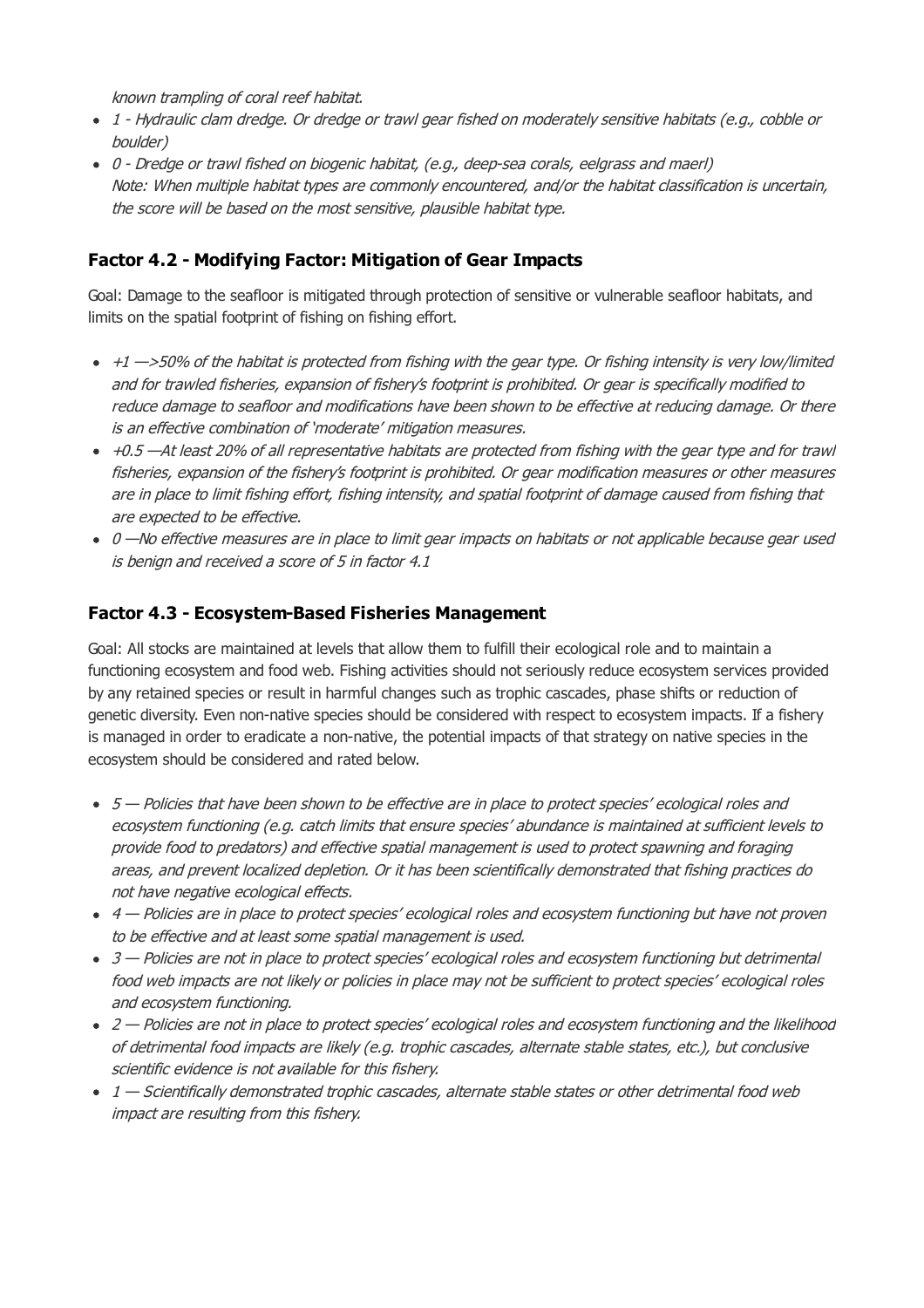*known trampling of coral reef habitat.*

- *1 - Hydraulic clam dredge. Or dredge or trawl gear fished on moderately sensitive habitats (e.g., cobble or boulder)*
- *0 - Dredge or trawl fished on biogenic habitat, (e.g., deep-sea corals, eelgrass and maerl)*
  *Note: When multiple habitat types are commonly encountered, and/or the habitat classification is uncertain, the score will be based on the most sensitive, plausible habitat type.*

### Factor 4.2 - Modifying Factor: Mitigation of Gear Impacts

Goal: Damage to the seafloor is mitigated through protection of sensitive or vulnerable seafloor habitats, and limits on the spatial footprint of fishing on fishing effort.

- *+1 —>50% of the habitat is protected from fishing with the gear type. Or fishing intensity is very low/limited and for trawled fisheries, expansion of fishery's footprint is prohibited. Or gear is specifically modified to reduce damage to seafloor and modifications have been shown to be effective at reducing damage. Or there is an effective combination of 'moderate' mitigation measures.*
- *+0.5 —At least 20% of all representative habitats are protected from fishing with the gear type and for trawl fisheries, expansion of the fishery's footprint is prohibited. Or gear modification measures or other measures are in place to limit fishing effort, fishing intensity, and spatial footprint of damage caused from fishing that are expected to be effective.*
- *0 —No effective measures are in place to limit gear impacts on habitats or not applicable because gear used is benign and received a score of 5 in factor 4.1*

### Factor 4.3 - Ecosystem-Based Fisheries Management

Goal: All stocks are maintained at levels that allow them to fulfill their ecological role and to maintain a functioning ecosystem and food web. Fishing activities should not seriously reduce ecosystem services provided by any retained species or result in harmful changes such as trophic cascades, phase shifts or reduction of genetic diversity. Even non-native species should be considered with respect to ecosystem impacts. If a fishery is managed in order to eradicate a non-native, the potential impacts of that strategy on native species in the ecosystem should be considered and rated below.

- *5 — Policies that have been shown to be effective are in place to protect species' ecological roles and ecosystem functioning (e.g. catch limits that ensure species' abundance is maintained at sufficient levels to provide food to predators) and effective spatial management is used to protect spawning and foraging areas, and prevent localized depletion. Or it has been scientifically demonstrated that fishing practices do not have negative ecological effects.*
- *4 — Policies are in place to protect species' ecological roles and ecosystem functioning but have not proven to be effective and at least some spatial management is used.*
- *3 — Policies are not in place to protect species' ecological roles and ecosystem functioning but detrimental food web impacts are not likely or policies in place may not be sufficient to protect species' ecological roles and ecosystem functioning.*
- *2 — Policies are not in place to protect species' ecological roles and ecosystem functioning and the likelihood of detrimental food impacts are likely (e.g. trophic cascades, alternate stable states, etc.), but conclusive scientific evidence is not available for this fishery.*
- *1 — Scientifically demonstrated trophic cascades, alternate stable states or other detrimental food web impact are resulting from this fishery.*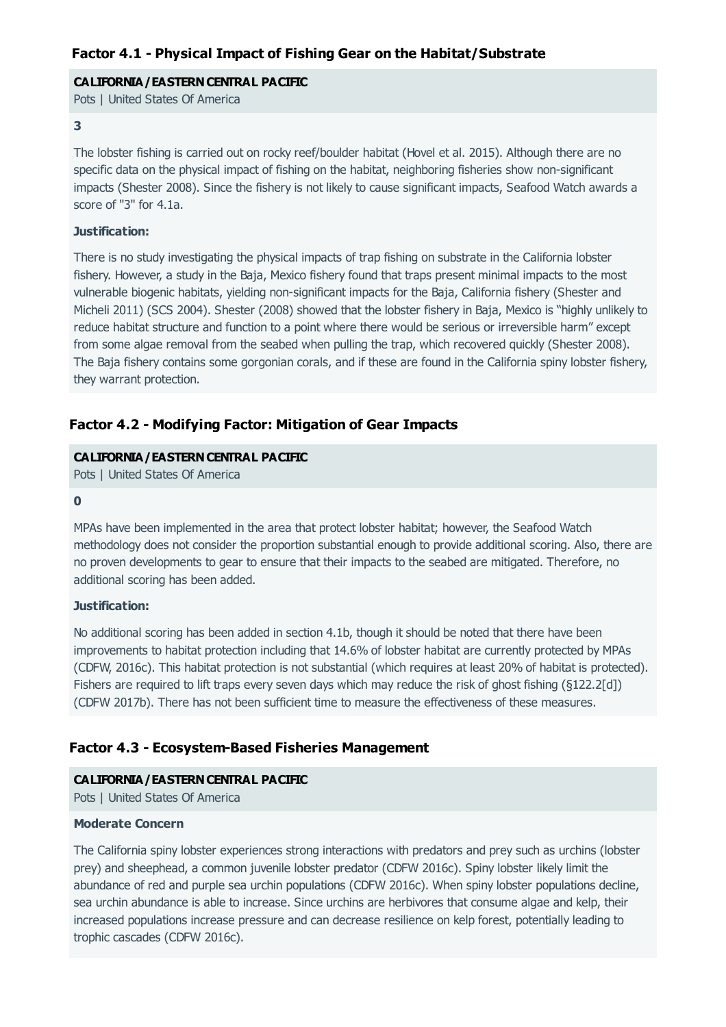### Factor 4.1 - Physical Impact of Fishing Gear on the Habitat/Substrate

**CALIFORNIA / EASTERN CENTRAL PACIFIC**

Pots | United States Of America

**3**

The lobster fishing is carried out on rocky reef/boulder habitat (Hovel et al. 2015). Although there are no specific data on the physical impact of fishing on the habitat, neighboring fisheries show non-significant impacts (Shester 2008). Since the fishery is not likely to cause significant impacts, Seafood Watch awards a score of "3" for 4.1a.

**Justification:**

There is no study investigating the physical impacts of trap fishing on substrate in the California lobster fishery. However, a study in the Baja, Mexico fishery found that traps present minimal impacts to the most vulnerable biogenic habitats, yielding non-significant impacts for the Baja, California fishery (Shester and Micheli 2011) (SCS 2004). Shester (2008) showed that the lobster fishery in Baja, Mexico is "highly unlikely to reduce habitat structure and function to a point where there would be serious or irreversible harm" except from some algae removal from the seabed when pulling the trap, which recovered quickly (Shester 2008). The Baja fishery contains some gorgonian corals, and if these are found in the California spiny lobster fishery, they warrant protection.

### Factor 4.2 - Modifying Factor: Mitigation of Gear Impacts

**CALIFORNIA / EASTERN CENTRAL PACIFIC**

Pots | United States Of America

**0**

MPAs have been implemented in the area that protect lobster habitat; however, the Seafood Watch methodology does not consider the proportion substantial enough to provide additional scoring. Also, there are no proven developments to gear to ensure that their impacts to the seabed are mitigated. Therefore, no additional scoring has been added.

**Justification:**

No additional scoring has been added in section 4.1b, though it should be noted that there have been improvements to habitat protection including that 14.6% of lobster habitat are currently protected by MPAs (CDFW, 2016c). This habitat protection is not substantial (which requires at least 20% of habitat is protected). Fishers are required to lift traps every seven days which may reduce the risk of ghost fishing (§122.2[d]) (CDFW 2017b). There has not been sufficient time to measure the effectiveness of these measures.

### Factor 4.3 - Ecosystem-Based Fisheries Management

**CALIFORNIA / EASTERN CENTRAL PACIFIC**

Pots | United States Of America

**Moderate Concern**

The California spiny lobster experiences strong interactions with predators and prey such as urchins (lobster prey) and sheephead, a common juvenile lobster predator (CDFW 2016c). Spiny lobster likely limit the abundance of red and purple sea urchin populations (CDFW 2016c). When spiny lobster populations decline, sea urchin abundance is able to increase. Since urchins are herbivores that consume algae and kelp, their increased populations increase pressure and can decrease resilience on kelp forest, potentially leading to trophic cascades (CDFW 2016c).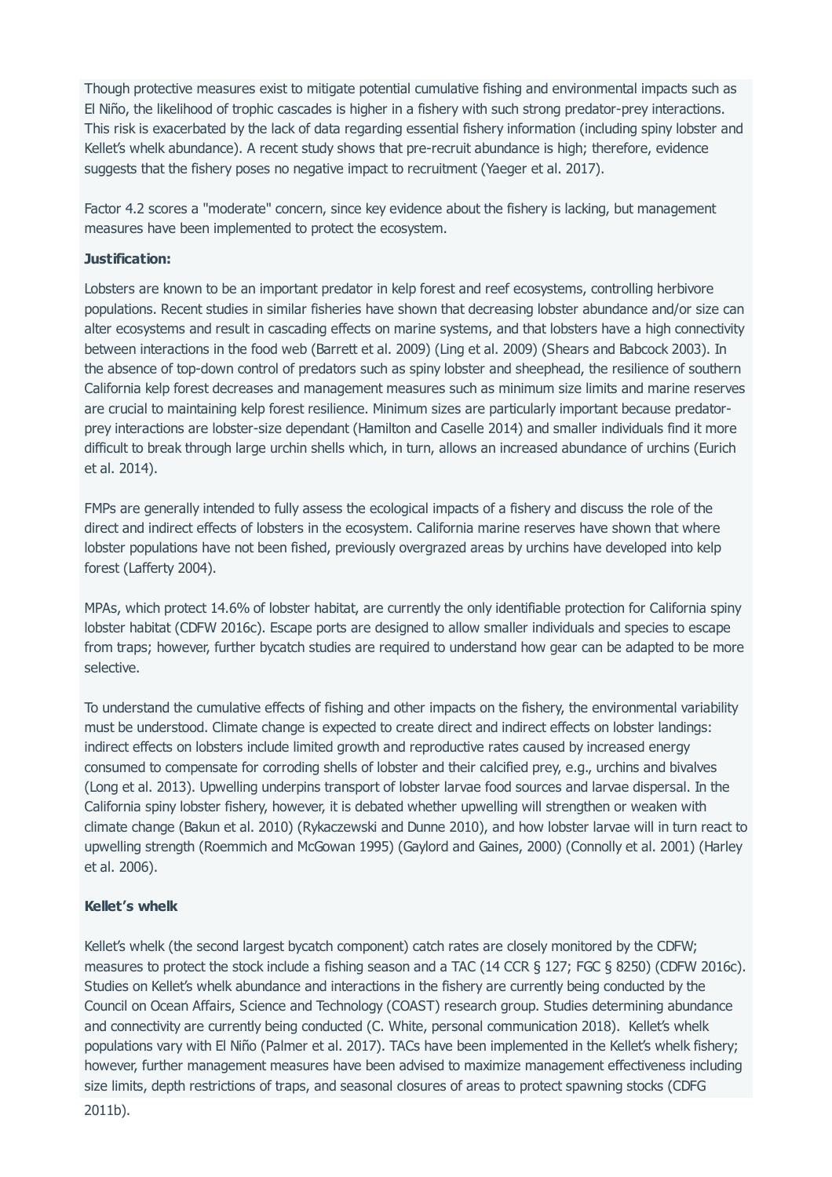Though protective measures exist to mitigate potential cumulative fishing and environmental impacts such as El Niño, the likelihood of trophic cascades is higher in a fishery with such strong predator-prey interactions. This risk is exacerbated by the lack of data regarding essential fishery information (including spiny lobster and Kellet's whelk abundance). A recent study shows that pre-recruit abundance is high; therefore, evidence suggests that the fishery poses no negative impact to recruitment (Yaeger et al. 2017).

Factor 4.2 scores a "moderate" concern, since key evidence about the fishery is lacking, but management measures have been implemented to protect the ecosystem.

**Justification:**

Lobsters are known to be an important predator in kelp forest and reef ecosystems, controlling herbivore populations. Recent studies in similar fisheries have shown that decreasing lobster abundance and/or size can alter ecosystems and result in cascading effects on marine systems, and that lobsters have a high connectivity between interactions in the food web (Barrett et al. 2009) (Ling et al. 2009) (Shears and Babcock 2003). In the absence of top-down control of predators such as spiny lobster and sheephead, the resilience of southern California kelp forest decreases and management measures such as minimum size limits and marine reserves are crucial to maintaining kelp forest resilience. Minimum sizes are particularly important because predator-prey interactions are lobster-size dependant (Hamilton and Caselle 2014) and smaller individuals find it more difficult to break through large urchin shells which, in turn, allows an increased abundance of urchins (Eurich et al. 2014).

FMPs are generally intended to fully assess the ecological impacts of a fishery and discuss the role of the direct and indirect effects of lobsters in the ecosystem. California marine reserves have shown that where lobster populations have not been fished, previously overgrazed areas by urchins have developed into kelp forest (Lafferty 2004).

MPAs, which protect 14.6% of lobster habitat, are currently the only identifiable protection for California spiny lobster habitat (CDFW 2016c). Escape ports are designed to allow smaller individuals and species to escape from traps; however, further bycatch studies are required to understand how gear can be adapted to be more selective.

To understand the cumulative effects of fishing and other impacts on the fishery, the environmental variability must be understood. Climate change is expected to create direct and indirect effects on lobster landings: indirect effects on lobsters include limited growth and reproductive rates caused by increased energy consumed to compensate for corroding shells of lobster and their calcified prey, e.g., urchins and bivalves (Long et al. 2013). Upwelling underpins transport of lobster larvae food sources and larvae dispersal. In the California spiny lobster fishery, however, it is debated whether upwelling will strengthen or weaken with climate change (Bakun et al. 2010) (Rykaczewski and Dunne 2010), and how lobster larvae will in turn react to upwelling strength (Roemmich and McGowan 1995) (Gaylord and Gaines, 2000) (Connolly et al. 2001) (Harley et al. 2006).

**Kellet's whelk**

Kellet's whelk (the second largest bycatch component) catch rates are closely monitored by the CDFW; measures to protect the stock include a fishing season and a TAC (14 CCR § 127; FGC § 8250) (CDFW 2016c). Studies on Kellet's whelk abundance and interactions in the fishery are currently being conducted by the Council on Ocean Affairs, Science and Technology (COAST) research group. Studies determining abundance and connectivity are currently being conducted (C. White, personal communication 2018). Kellet's whelk populations vary with El Niño (Palmer et al. 2017). TACs have been implemented in the Kellet's whelk fishery; however, further management measures have been advised to maximize management effectiveness including size limits, depth restrictions of traps, and seasonal closures of areas to protect spawning stocks (CDFG 2011b).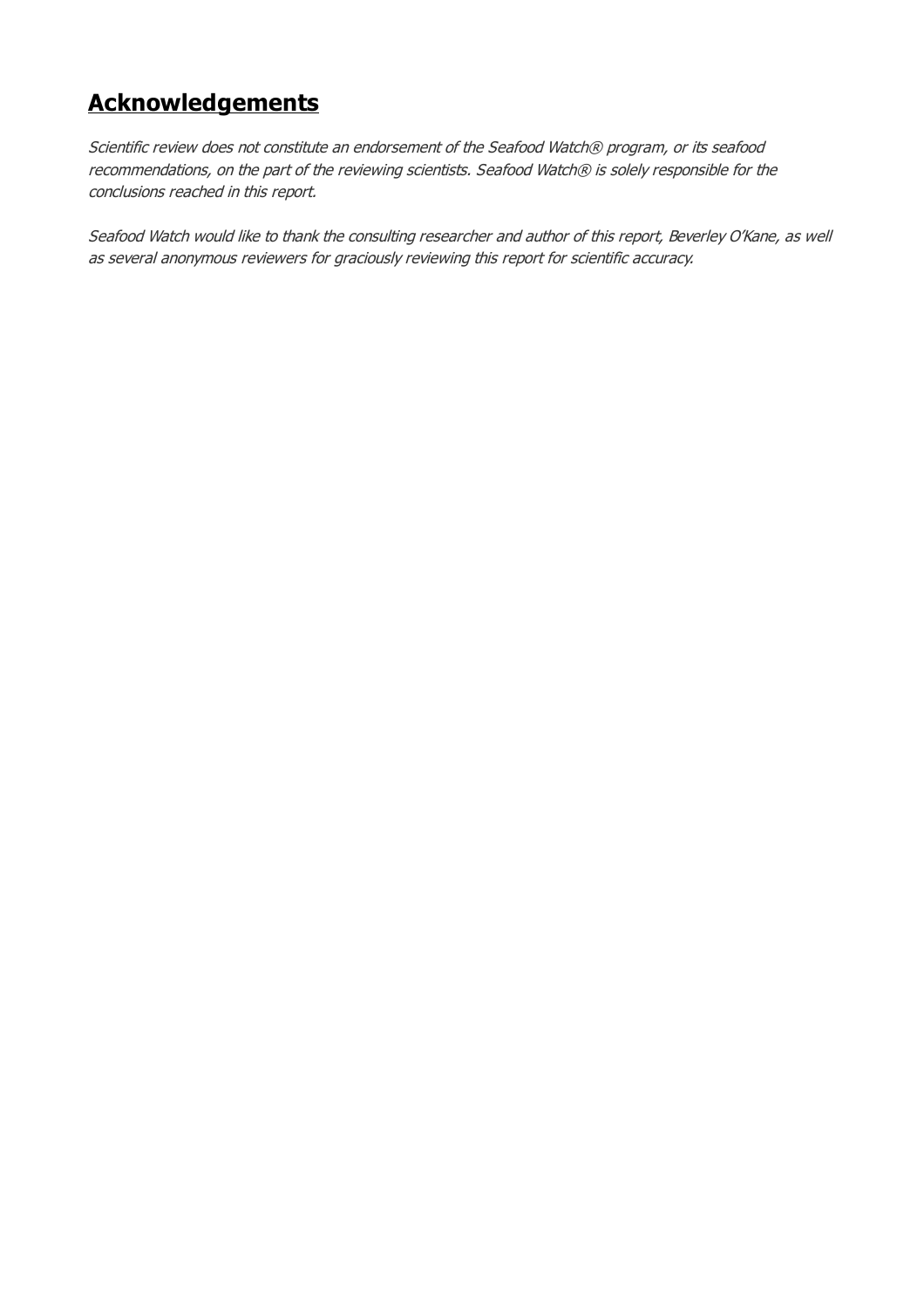## Acknowledgements

*Scientific review does not constitute an endorsement of the Seafood Watch® program, or its seafood recommendations, on the part of the reviewing scientists. Seafood Watch® is solely responsible for the conclusions reached in this report.*

*Seafood Watch would like to thank the consulting researcher and author of this report, Beverley O'Kane, as well as several anonymous reviewers for graciously reviewing this report for scientific accuracy.*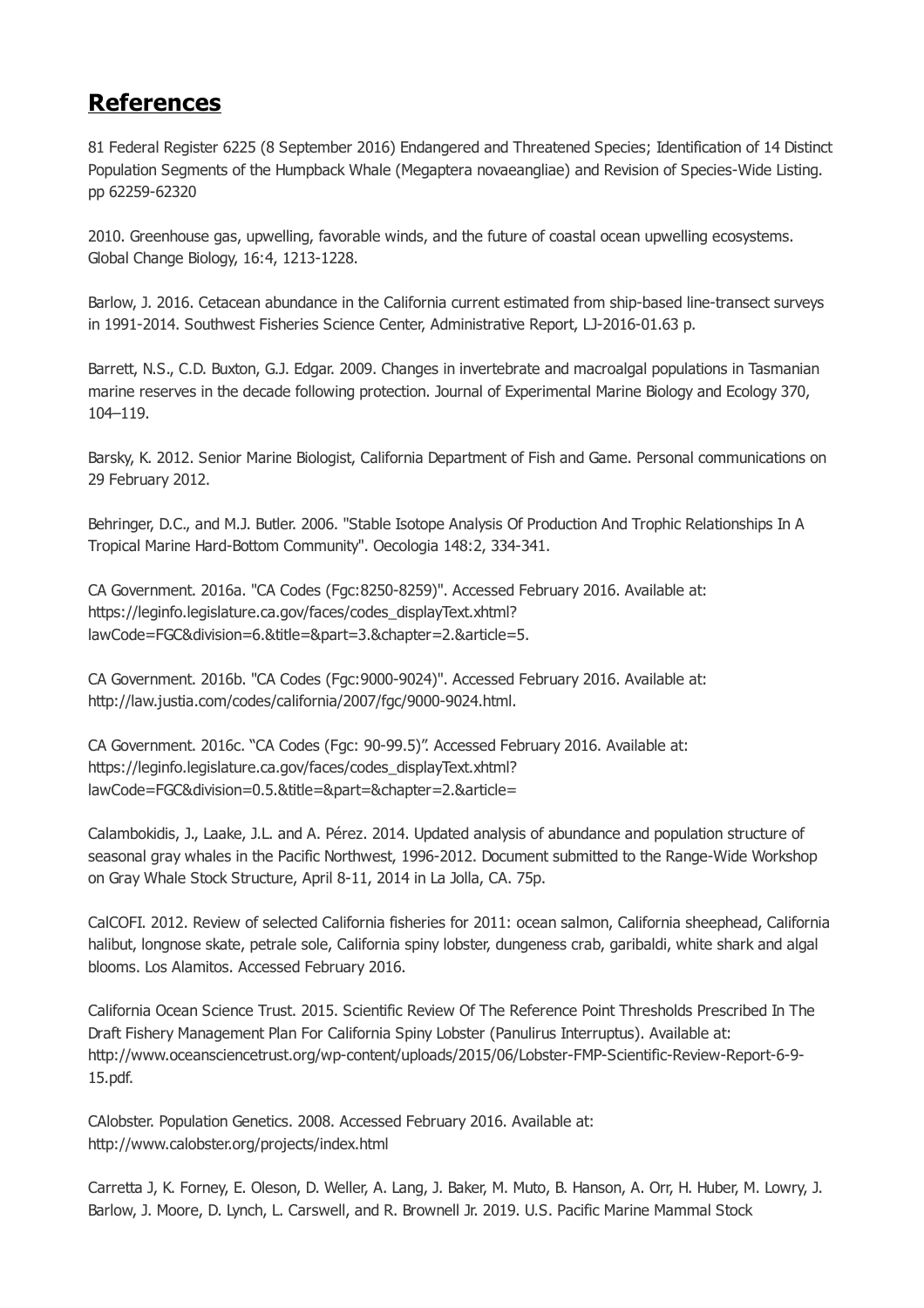# References

81 Federal Register 6225 (8 September 2016) Endangered and Threatened Species; Identification of 14 Distinct Population Segments of the Humpback Whale (Megaptera novaeangliae) and Revision of Species-Wide Listing. pp 62259-62320

2010. Greenhouse gas, upwelling, favorable winds, and the future of coastal ocean upwelling ecosystems. Global Change Biology, 16:4, 1213-1228.

Barlow, J. 2016. Cetacean abundance in the California current estimated from ship-based line-transect surveys in 1991-2014. Southwest Fisheries Science Center, Administrative Report, LJ-2016-01.63 p.

Barrett, N.S., C.D. Buxton, G.J. Edgar. 2009. Changes in invertebrate and macroalgal populations in Tasmanian marine reserves in the decade following protection. Journal of Experimental Marine Biology and Ecology 370, 104–119.

Barsky, K. 2012. Senior Marine Biologist, California Department of Fish and Game. Personal communications on 29 February 2012.

Behringer, D.C., and M.J. Butler. 2006. "Stable Isotope Analysis Of Production And Trophic Relationships In A Tropical Marine Hard-Bottom Community". Oecologia 148:2, 334-341.

CA Government. 2016a. "CA Codes (Fgc:8250-8259)". Accessed February 2016. Available at: https://leginfo.legislature.ca.gov/faces/codes_displayText.xhtml?lawCode=FGC&division=6.&title=&part=3.&chapter=2.&article=5.

CA Government. 2016b. "CA Codes (Fgc:9000-9024)". Accessed February 2016. Available at: http://law.justia.com/codes/california/2007/fgc/9000-9024.html.

CA Government. 2016c. "CA Codes (Fgc: 90-99.5)". Accessed February 2016. Available at: https://leginfo.legislature.ca.gov/faces/codes_displayText.xhtml?lawCode=FGC&division=0.5.&title=&part=&chapter=2.&article=

Calambokidis, J., Laake, J.L. and A. Pérez. 2014. Updated analysis of abundance and population structure of seasonal gray whales in the Pacific Northwest, 1996-2012. Document submitted to the Range-Wide Workshop on Gray Whale Stock Structure, April 8-11, 2014 in La Jolla, CA. 75p.

CalCOFI. 2012. Review of selected California fisheries for 2011: ocean salmon, California sheephead, California halibut, longnose skate, petrale sole, California spiny lobster, dungeness crab, garibaldi, white shark and algal blooms. Los Alamitos. Accessed February 2016.

California Ocean Science Trust. 2015. Scientific Review Of The Reference Point Thresholds Prescribed In The Draft Fishery Management Plan For California Spiny Lobster (Panulirus Interruptus). Available at: http://www.oceansciencetrust.org/wp-content/uploads/2015/06/Lobster-FMP-Scientific-Review-Report-6-9-15.pdf.

CAlobster. Population Genetics. 2008. Accessed February 2016. Available at: http://www.calobster.org/projects/index.html

Carretta J, K. Forney, E. Oleson, D. Weller, A. Lang, J. Baker, M. Muto, B. Hanson, A. Orr, H. Huber, M. Lowry, J. Barlow, J. Moore, D. Lynch, L. Carswell, and R. Brownell Jr. 2019. U.S. Pacific Marine Mammal Stock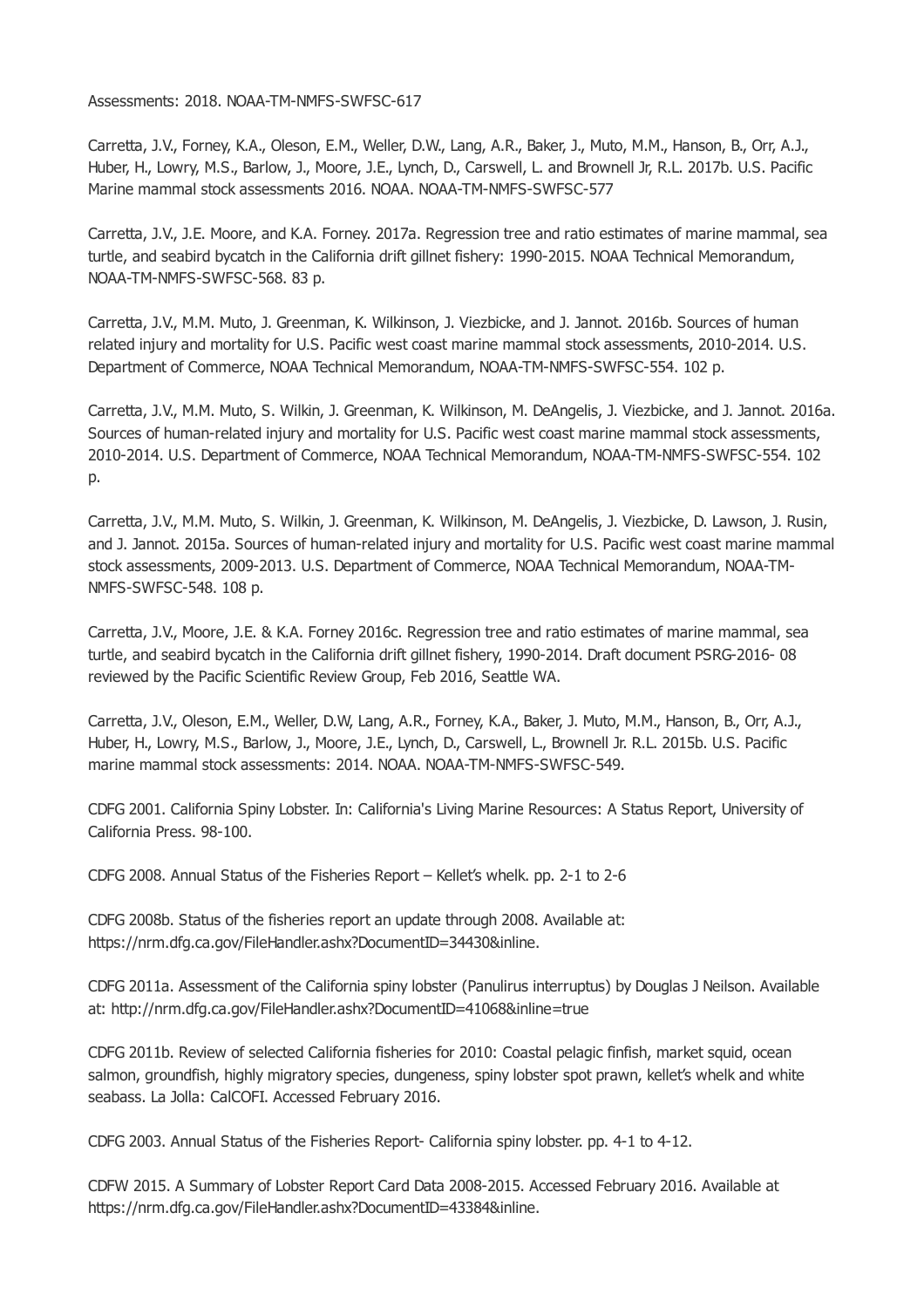Assessments: 2018. NOAA-TM-NMFS-SWFSC-617

Carretta, J.V., Forney, K.A., Oleson, E.M., Weller, D.W., Lang, A.R., Baker, J., Muto, M.M., Hanson, B., Orr, A.J., Huber, H., Lowry, M.S., Barlow, J., Moore, J.E., Lynch, D., Carswell, L. and Brownell Jr, R.L. 2017b. U.S. Pacific Marine mammal stock assessments 2016. NOAA. NOAA-TM-NMFS-SWFSC-577

Carretta, J.V., J.E. Moore, and K.A. Forney. 2017a. Regression tree and ratio estimates of marine mammal, sea turtle, and seabird bycatch in the California drift gillnet fishery: 1990-2015. NOAA Technical Memorandum, NOAA-TM-NMFS-SWFSC-568. 83 p.

Carretta, J.V., M.M. Muto, J. Greenman, K. Wilkinson, J. Viezbicke, and J. Jannot. 2016b. Sources of human related injury and mortality for U.S. Pacific west coast marine mammal stock assessments, 2010-2014. U.S. Department of Commerce, NOAA Technical Memorandum, NOAA-TM-NMFS-SWFSC-554. 102 p.

Carretta, J.V., M.M. Muto, S. Wilkin, J. Greenman, K. Wilkinson, M. DeAngelis, J. Viezbicke, and J. Jannot. 2016a. Sources of human-related injury and mortality for U.S. Pacific west coast marine mammal stock assessments, 2010-2014. U.S. Department of Commerce, NOAA Technical Memorandum, NOAA-TM-NMFS-SWFSC-554. 102 p.

Carretta, J.V., M.M. Muto, S. Wilkin, J. Greenman, K. Wilkinson, M. DeAngelis, J. Viezbicke, D. Lawson, J. Rusin, and J. Jannot. 2015a. Sources of human-related injury and mortality for U.S. Pacific west coast marine mammal stock assessments, 2009-2013. U.S. Department of Commerce, NOAA Technical Memorandum, NOAA-TM-NMFS-SWFSC-548. 108 p.

Carretta, J.V., Moore, J.E. & K.A. Forney 2016c. Regression tree and ratio estimates of marine mammal, sea turtle, and seabird bycatch in the California drift gillnet fishery, 1990-2014. Draft document PSRG-2016- 08 reviewed by the Pacific Scientific Review Group, Feb 2016, Seattle WA.

Carretta, J.V., Oleson, E.M., Weller, D.W, Lang, A.R., Forney, K.A., Baker, J. Muto, M.M., Hanson, B., Orr, A.J., Huber, H., Lowry, M.S., Barlow, J., Moore, J.E., Lynch, D., Carswell, L., Brownell Jr. R.L. 2015b. U.S. Pacific marine mammal stock assessments: 2014. NOAA. NOAA-TM-NMFS-SWFSC-549.

CDFG 2001. California Spiny Lobster. In: California's Living Marine Resources: A Status Report, University of California Press. 98-100.

CDFG 2008. Annual Status of the Fisheries Report – Kellet's whelk. pp. 2-1 to 2-6

CDFG 2008b. Status of the fisheries report an update through 2008. Available at: https://nrm.dfg.ca.gov/FileHandler.ashx?DocumentID=34430&inline.

CDFG 2011a. Assessment of the California spiny lobster (Panulirus interruptus) by Douglas J Neilson. Available at: http://nrm.dfg.ca.gov/FileHandler.ashx?DocumentID=41068&inline=true

CDFG 2011b. Review of selected California fisheries for 2010: Coastal pelagic finfish, market squid, ocean salmon, groundfish, highly migratory species, dungeness, spiny lobster spot prawn, kellet's whelk and white seabass. La Jolla: CalCOFI. Accessed February 2016.

CDFG 2003. Annual Status of the Fisheries Report- California spiny lobster. pp. 4-1 to 4-12.

CDFW 2015. A Summary of Lobster Report Card Data 2008-2015. Accessed February 2016. Available at https://nrm.dfg.ca.gov/FileHandler.ashx?DocumentID=43384&inline.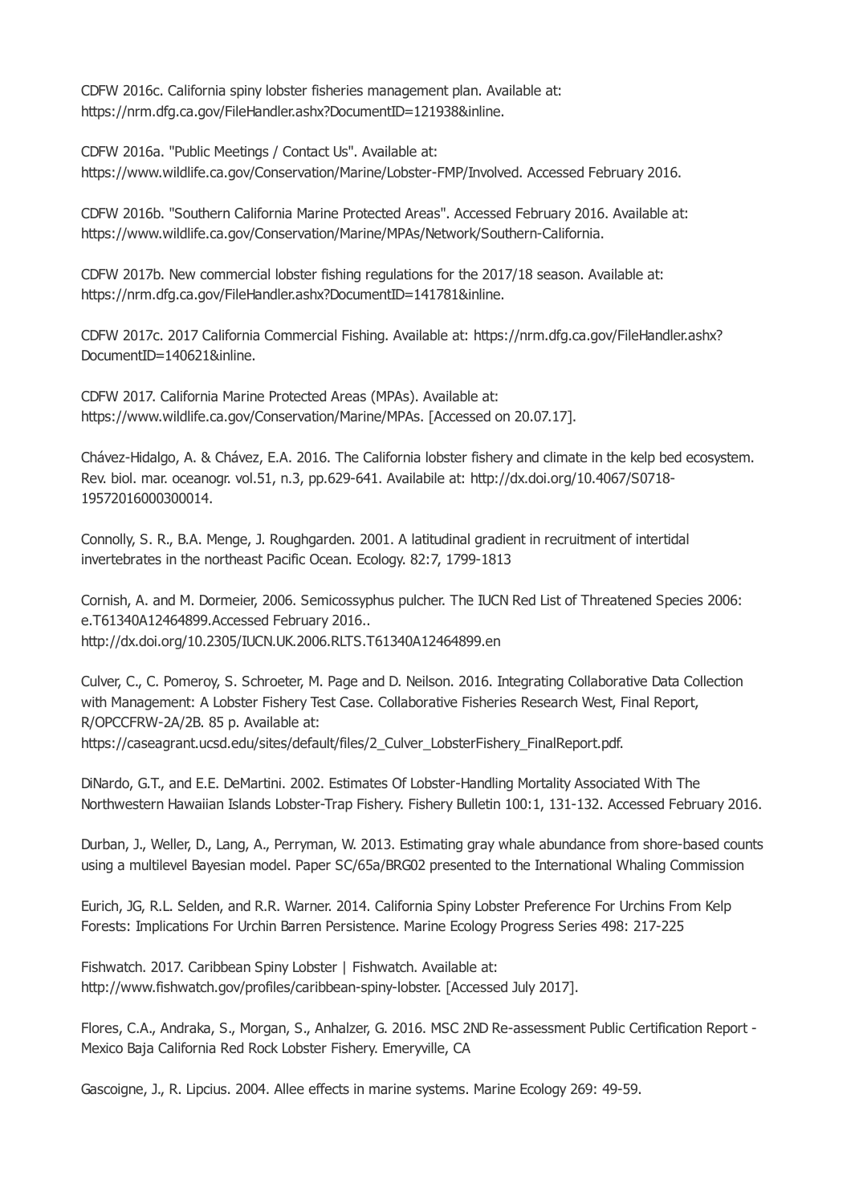CDFW 2016c. California spiny lobster fisheries management plan. Available at: https://nrm.dfg.ca.gov/FileHandler.ashx?DocumentID=121938&inline.

CDFW 2016a. "Public Meetings / Contact Us". Available at: https://www.wildlife.ca.gov/Conservation/Marine/Lobster-FMP/Involved. Accessed February 2016.

CDFW 2016b. "Southern California Marine Protected Areas". Accessed February 2016. Available at: https://www.wildlife.ca.gov/Conservation/Marine/MPAs/Network/Southern-California.

CDFW 2017b. New commercial lobster fishing regulations for the 2017/18 season. Available at: https://nrm.dfg.ca.gov/FileHandler.ashx?DocumentID=141781&inline.

CDFW 2017c. 2017 California Commercial Fishing. Available at: https://nrm.dfg.ca.gov/FileHandler.ashx?DocumentID=140621&inline.

CDFW 2017. California Marine Protected Areas (MPAs). Available at: https://www.wildlife.ca.gov/Conservation/Marine/MPAs. [Accessed on 20.07.17].

Chávez-Hidalgo, A. & Chávez, E.A. 2016. The California lobster fishery and climate in the kelp bed ecosystem. Rev. biol. mar. oceanogr. vol.51, n.3, pp.629-641. Availabile at: http://dx.doi.org/10.4067/S0718-19572016000300014.

Connolly, S. R., B.A. Menge, J. Roughgarden. 2001. A latitudinal gradient in recruitment of intertidal invertebrates in the northeast Pacific Ocean. Ecology. 82:7, 1799-1813

Cornish, A. and M. Dormeier, 2006. Semicossyphus pulcher. The IUCN Red List of Threatened Species 2006: e.T61340A12464899.Accessed February 2016.. http://dx.doi.org/10.2305/IUCN.UK.2006.RLTS.T61340A12464899.en

Culver, C., C. Pomeroy, S. Schroeter, M. Page and D. Neilson. 2016. Integrating Collaborative Data Collection with Management: A Lobster Fishery Test Case. Collaborative Fisheries Research West, Final Report, R/OPCCFRW-2A/2B. 85 p. Available at: https://caseagrant.ucsd.edu/sites/default/files/2_Culver_LobsterFishery_FinalReport.pdf.

DiNardo, G.T., and E.E. DeMartini. 2002. Estimates Of Lobster-Handling Mortality Associated With The Northwestern Hawaiian Islands Lobster-Trap Fishery. Fishery Bulletin 100:1, 131-132. Accessed February 2016.

Durban, J., Weller, D., Lang, A., Perryman, W. 2013. Estimating gray whale abundance from shore-based counts using a multilevel Bayesian model. Paper SC/65a/BRG02 presented to the International Whaling Commission

Eurich, JG, R.L. Selden, and R.R. Warner. 2014. California Spiny Lobster Preference For Urchins From Kelp Forests: Implications For Urchin Barren Persistence. Marine Ecology Progress Series 498: 217-225

Fishwatch. 2017. Caribbean Spiny Lobster | Fishwatch. Available at: http://www.fishwatch.gov/profiles/caribbean-spiny-lobster. [Accessed July 2017].

Flores, C.A., Andraka, S., Morgan, S., Anhalzer, G. 2016. MSC 2ND Re-assessment Public Certification Report - Mexico Baja California Red Rock Lobster Fishery. Emeryville, CA

Gascoigne, J., R. Lipcius. 2004. Allee effects in marine systems. Marine Ecology 269: 49-59.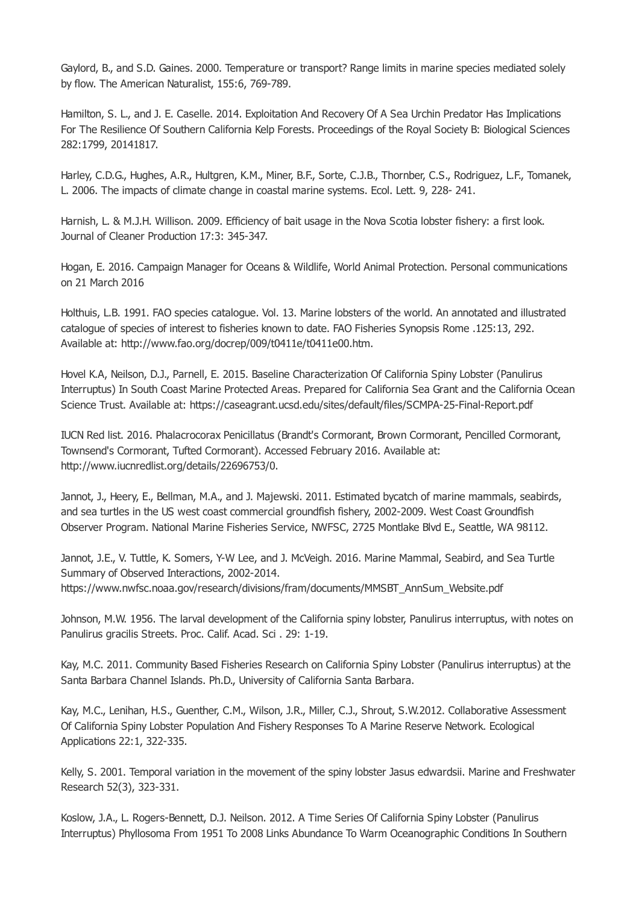Gaylord, B., and S.D. Gaines. 2000. Temperature or transport? Range limits in marine species mediated solely by flow. The American Naturalist, 155:6, 769-789.

Hamilton, S. L., and J. E. Caselle. 2014. Exploitation And Recovery Of A Sea Urchin Predator Has Implications For The Resilience Of Southern California Kelp Forests. Proceedings of the Royal Society B: Biological Sciences 282:1799, 20141817.

Harley, C.D.G., Hughes, A.R., Hultgren, K.M., Miner, B.F., Sorte, C.J.B., Thornber, C.S., Rodriguez, L.F., Tomanek, L. 2006. The impacts of climate change in coastal marine systems. Ecol. Lett. 9, 228- 241.

Harnish, L. & M.J.H. Willison. 2009. Efficiency of bait usage in the Nova Scotia lobster fishery: a first look. Journal of Cleaner Production 17:3: 345-347.

Hogan, E. 2016. Campaign Manager for Oceans & Wildlife, World Animal Protection. Personal communications on 21 March 2016

Holthuis, L.B. 1991. FAO species catalogue. Vol. 13. Marine lobsters of the world. An annotated and illustrated catalogue of species of interest to fisheries known to date. FAO Fisheries Synopsis Rome .125:13, 292. Available at: http://www.fao.org/docrep/009/t0411e/t0411e00.htm.

Hovel K.A, Neilson, D.J., Parnell, E. 2015. Baseline Characterization Of California Spiny Lobster (Panulirus Interruptus) In South Coast Marine Protected Areas. Prepared for California Sea Grant and the California Ocean Science Trust. Available at: https://caseagrant.ucsd.edu/sites/default/files/SCMPA-25-Final-Report.pdf

IUCN Red list. 2016. Phalacrocorax Penicillatus (Brandt's Cormorant, Brown Cormorant, Pencilled Cormorant, Townsend's Cormorant, Tufted Cormorant). Accessed February 2016. Available at: http://www.iucnredlist.org/details/22696753/0.

Jannot, J., Heery, E., Bellman, M.A., and J. Majewski. 2011. Estimated bycatch of marine mammals, seabirds, and sea turtles in the US west coast commercial groundfish fishery, 2002-2009. West Coast Groundfish Observer Program. National Marine Fisheries Service, NWFSC, 2725 Montlake Blvd E., Seattle, WA 98112.

Jannot, J.E., V. Tuttle, K. Somers, Y-W Lee, and J. McVeigh. 2016. Marine Mammal, Seabird, and Sea Turtle Summary of Observed Interactions, 2002-2014. https://www.nwfsc.noaa.gov/research/divisions/fram/documents/MMSBT_AnnSum_Website.pdf

Johnson, M.W. 1956. The larval development of the California spiny lobster, Panulirus interruptus, with notes on Panulirus gracilis Streets. Proc. Calif. Acad. Sci . 29: 1-19.

Kay, M.C. 2011. Community Based Fisheries Research on California Spiny Lobster (Panulirus interruptus) at the Santa Barbara Channel Islands. Ph.D., University of California Santa Barbara.

Kay, M.C., Lenihan, H.S., Guenther, C.M., Wilson, J.R., Miller, C.J., Shrout, S.W.2012. Collaborative Assessment Of California Spiny Lobster Population And Fishery Responses To A Marine Reserve Network. Ecological Applications 22:1, 322-335.

Kelly, S. 2001. Temporal variation in the movement of the spiny lobster Jasus edwardsii. Marine and Freshwater Research 52(3), 323-331.

Koslow, J.A., L. Rogers-Bennett, D.J. Neilson. 2012. A Time Series Of California Spiny Lobster (Panulirus Interruptus) Phyllosoma From 1951 To 2008 Links Abundance To Warm Oceanographic Conditions In Southern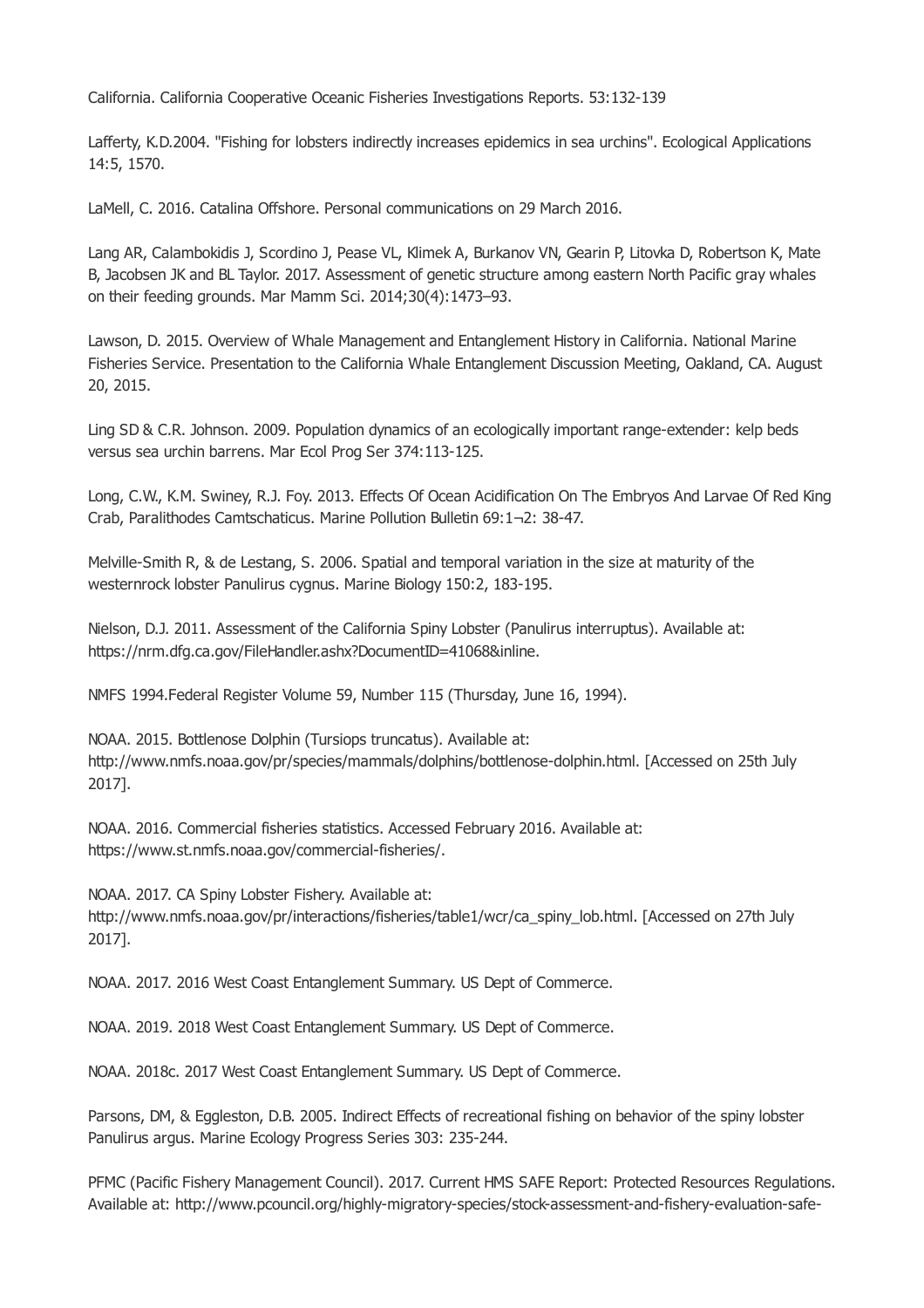California. California Cooperative Oceanic Fisheries Investigations Reports. 53:132-139

Lafferty, K.D.2004. "Fishing for lobsters indirectly increases epidemics in sea urchins". Ecological Applications 14:5, 1570.

LaMell, C. 2016. Catalina Offshore. Personal communications on 29 March 2016.

Lang AR, Calambokidis J, Scordino J, Pease VL, Klimek A, Burkanov VN, Gearin P, Litovka D, Robertson K, Mate B, Jacobsen JK and BL Taylor. 2017. Assessment of genetic structure among eastern North Pacific gray whales on their feeding grounds. Mar Mamm Sci. 2014;30(4):1473–93.

Lawson, D. 2015. Overview of Whale Management and Entanglement History in California. National Marine Fisheries Service. Presentation to the California Whale Entanglement Discussion Meeting, Oakland, CA. August 20, 2015.

Ling SD & C.R. Johnson. 2009. Population dynamics of an ecologically important range-extender: kelp beds versus sea urchin barrens. Mar Ecol Prog Ser 374:113-125.

Long, C.W., K.M. Swiney, R.J. Foy. 2013. Effects Of Ocean Acidification On The Embryos And Larvae Of Red King Crab, Paralithodes Camtschaticus. Marine Pollution Bulletin 69:1¬2: 38-47.

Melville-Smith R, & de Lestang, S. 2006. Spatial and temporal variation in the size at maturity of the westernrock lobster Panulirus cygnus. Marine Biology 150:2, 183-195.

Nielson, D.J. 2011. Assessment of the California Spiny Lobster (Panulirus interruptus). Available at: https://nrm.dfg.ca.gov/FileHandler.ashx?DocumentID=41068&inline.

NMFS 1994.Federal Register Volume 59, Number 115 (Thursday, June 16, 1994).

NOAA. 2015. Bottlenose Dolphin (Tursiops truncatus). Available at: http://www.nmfs.noaa.gov/pr/species/mammals/dolphins/bottlenose-dolphin.html. [Accessed on 25th July 2017].

NOAA. 2016. Commercial fisheries statistics. Accessed February 2016. Available at: https://www.st.nmfs.noaa.gov/commercial-fisheries/.

NOAA. 2017. CA Spiny Lobster Fishery. Available at: http://www.nmfs.noaa.gov/pr/interactions/fisheries/table1/wcr/ca_spiny_lob.html. [Accessed on 27th July 2017].

NOAA. 2017. 2016 West Coast Entanglement Summary. US Dept of Commerce.

NOAA. 2019. 2018 West Coast Entanglement Summary. US Dept of Commerce.

NOAA. 2018c. 2017 West Coast Entanglement Summary. US Dept of Commerce.

Parsons, DM, & Eggleston, D.B. 2005. Indirect Effects of recreational fishing on behavior of the spiny lobster Panulirus argus. Marine Ecology Progress Series 303: 235-244.

PFMC (Pacific Fishery Management Council). 2017. Current HMS SAFE Report: Protected Resources Regulations. Available at: http://www.pcouncil.org/highly-migratory-species/stock-assessment-and-fishery-evaluation-safe-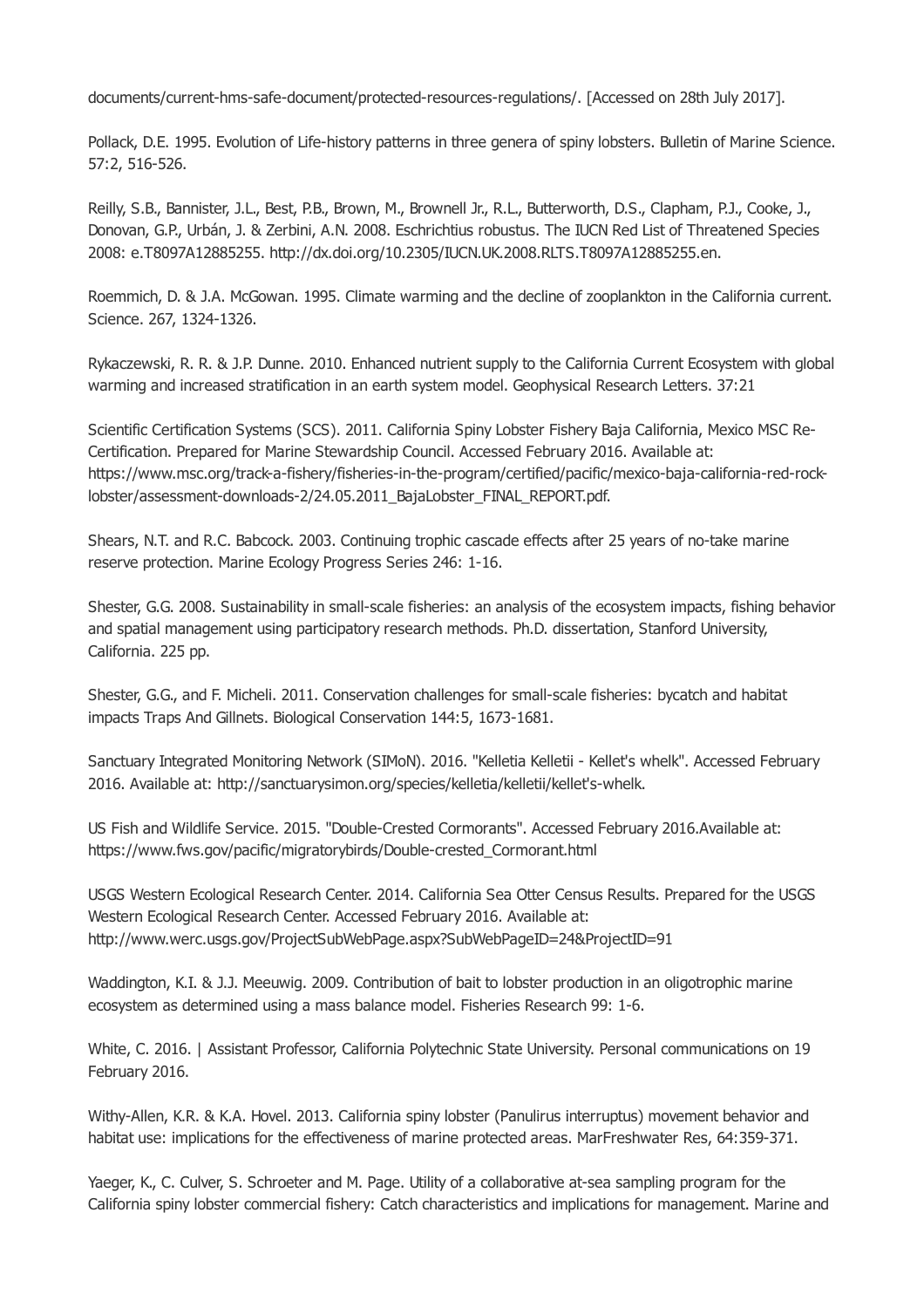documents/current-hms-safe-document/protected-resources-regulations/. [Accessed on 28th July 2017].

Pollack, D.E. 1995. Evolution of Life-history patterns in three genera of spiny lobsters. Bulletin of Marine Science. 57:2, 516-526.

Reilly, S.B., Bannister, J.L., Best, P.B., Brown, M., Brownell Jr., R.L., Butterworth, D.S., Clapham, P.J., Cooke, J., Donovan, G.P., Urbán, J. & Zerbini, A.N. 2008. Eschrichtius robustus. The IUCN Red List of Threatened Species 2008: e.T8097A12885255. http://dx.doi.org/10.2305/IUCN.UK.2008.RLTS.T8097A12885255.en.

Roemmich, D. & J.A. McGowan. 1995. Climate warming and the decline of zooplankton in the California current. Science. 267, 1324-1326.

Rykaczewski, R. R. & J.P. Dunne. 2010. Enhanced nutrient supply to the California Current Ecosystem with global warming and increased stratification in an earth system model. Geophysical Research Letters. 37:21

Scientific Certification Systems (SCS). 2011. California Spiny Lobster Fishery Baja California, Mexico MSC Re-Certification. Prepared for Marine Stewardship Council. Accessed February 2016. Available at: https://www.msc.org/track-a-fishery/fisheries-in-the-program/certified/pacific/mexico-baja-california-red-rock-lobster/assessment-downloads-2/24.05.2011_BajaLobster_FINAL_REPORT.pdf.

Shears, N.T. and R.C. Babcock. 2003. Continuing trophic cascade effects after 25 years of no-take marine reserve protection. Marine Ecology Progress Series 246: 1-16.

Shester, G.G. 2008. Sustainability in small-scale fisheries: an analysis of the ecosystem impacts, fishing behavior and spatial management using participatory research methods. Ph.D. dissertation, Stanford University, California. 225 pp.

Shester, G.G., and F. Micheli. 2011. Conservation challenges for small-scale fisheries: bycatch and habitat impacts Traps And Gillnets. Biological Conservation 144:5, 1673-1681.

Sanctuary Integrated Monitoring Network (SIMoN). 2016. "Kelletia Kelletii - Kellet's whelk". Accessed February 2016. Available at: http://sanctuarysimon.org/species/kelletia/kelletii/kellet's-whelk.

US Fish and Wildlife Service. 2015. "Double-Crested Cormorants". Accessed February 2016.Available at: https://www.fws.gov/pacific/migratorybirds/Double-crested_Cormorant.html

USGS Western Ecological Research Center. 2014. California Sea Otter Census Results. Prepared for the USGS Western Ecological Research Center. Accessed February 2016. Available at: http://www.werc.usgs.gov/ProjectSubWebPage.aspx?SubWebPageID=24&ProjectID=91

Waddington, K.I. & J.J. Meeuwig. 2009. Contribution of bait to lobster production in an oligotrophic marine ecosystem as determined using a mass balance model. Fisheries Research 99: 1-6.

White, C. 2016. | Assistant Professor, California Polytechnic State University. Personal communications on 19 February 2016.

Withy-Allen, K.R. & K.A. Hovel. 2013. California spiny lobster (Panulirus interruptus) movement behavior and habitat use: implications for the effectiveness of marine protected areas. MarFreshwater Res, 64:359-371.

Yaeger, K., C. Culver, S. Schroeter and M. Page. Utility of a collaborative at-sea sampling program for the California spiny lobster commercial fishery: Catch characteristics and implications for management. Marine and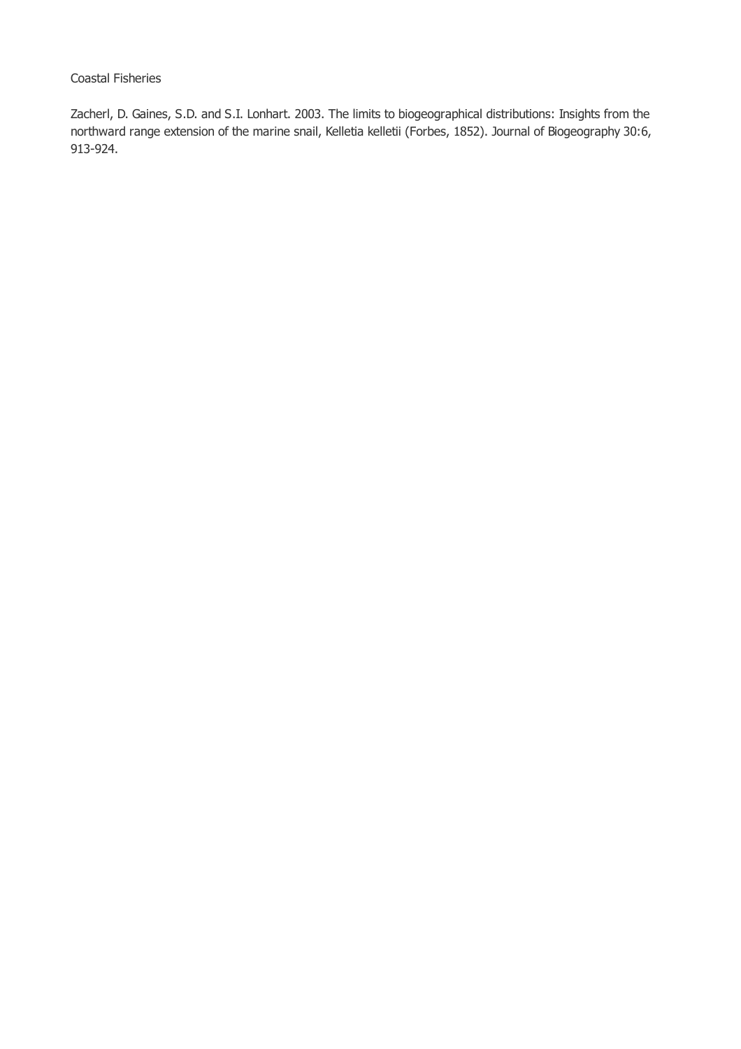Coastal Fisheries

Zacherl, D. Gaines, S.D. and S.I. Lonhart. 2003. The limits to biogeographical distributions: Insights from the northward range extension of the marine snail, Kelletia kelletii (Forbes, 1852). Journal of Biogeography 30:6, 913-924.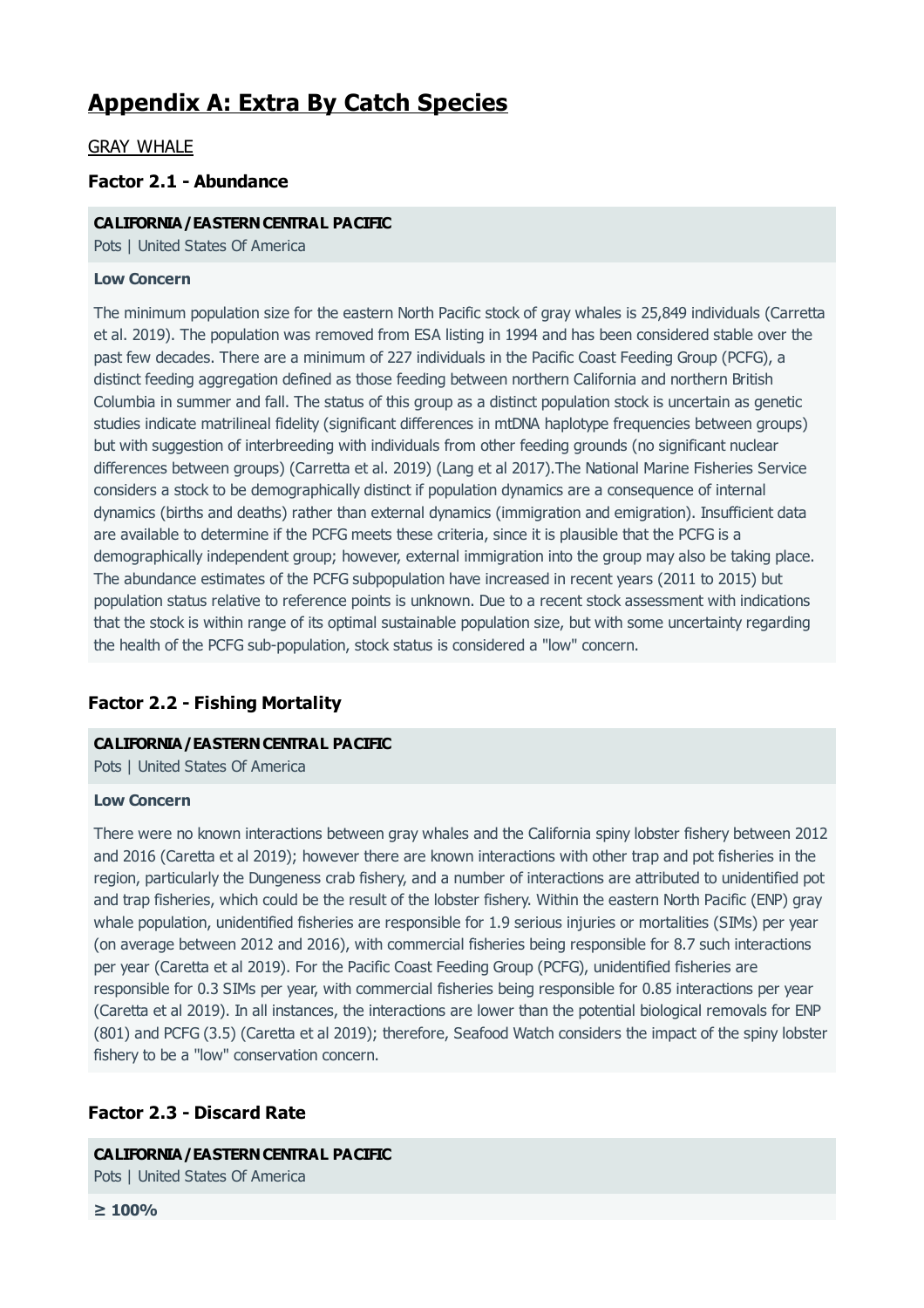# Appendix A: Extra By Catch Species

GRAY WHALE

### Factor 2.1 - Abundance

**CALIFORNIA / EASTERN CENTRAL PACIFIC**

Pots | United States Of America

**Low Concern**

The minimum population size for the eastern North Pacific stock of gray whales is 25,849 individuals (Carretta et al. 2019). The population was removed from ESA listing in 1994 and has been considered stable over the past few decades. There are a minimum of 227 individuals in the Pacific Coast Feeding Group (PCFG), a distinct feeding aggregation defined as those feeding between northern California and northern British Columbia in summer and fall. The status of this group as a distinct population stock is uncertain as genetic studies indicate matrilineal fidelity (significant differences in mtDNA haplotype frequencies between groups) but with suggestion of interbreeding with individuals from other feeding grounds (no significant nuclear differences between groups) (Carretta et al. 2019) (Lang et al 2017).The National Marine Fisheries Service considers a stock to be demographically distinct if population dynamics are a consequence of internal dynamics (births and deaths) rather than external dynamics (immigration and emigration). Insufficient data are available to determine if the PCFG meets these criteria, since it is plausible that the PCFG is a demographically independent group; however, external immigration into the group may also be taking place. The abundance estimates of the PCFG subpopulation have increased in recent years (2011 to 2015) but population status relative to reference points is unknown. Due to a recent stock assessment with indications that the stock is within range of its optimal sustainable population size, but with some uncertainty regarding the health of the PCFG sub-population, stock status is considered a "low" concern.

### Factor 2.2 - Fishing Mortality

**CALIFORNIA / EASTERN CENTRAL PACIFIC**

Pots | United States Of America

**Low Concern**

There were no known interactions between gray whales and the California spiny lobster fishery between 2012 and 2016 (Caretta et al 2019); however there are known interactions with other trap and pot fisheries in the region, particularly the Dungeness crab fishery, and a number of interactions are attributed to unidentified pot and trap fisheries, which could be the result of the lobster fishery. Within the eastern North Pacific (ENP) gray whale population, unidentified fisheries are responsible for 1.9 serious injuries or mortalities (SIMs) per year (on average between 2012 and 2016), with commercial fisheries being responsible for 8.7 such interactions per year (Caretta et al 2019). For the Pacific Coast Feeding Group (PCFG), unidentified fisheries are responsible for 0.3 SIMs per year, with commercial fisheries being responsible for 0.85 interactions per year (Caretta et al 2019). In all instances, the interactions are lower than the potential biological removals for ENP (801) and PCFG (3.5) (Caretta et al 2019); therefore, Seafood Watch considers the impact of the spiny lobster fishery to be a "low" conservation concern.

### Factor 2.3 - Discard Rate

**CALIFORNIA / EASTERN CENTRAL PACIFIC**

Pots | United States Of America

**≥ 100%**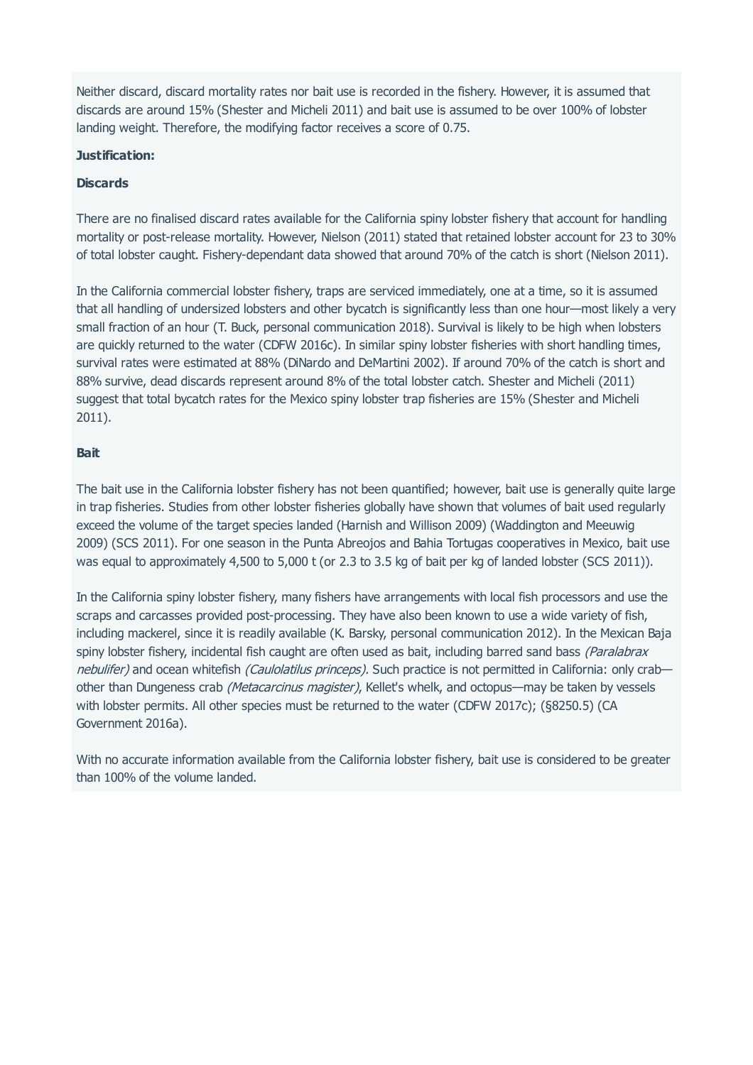Neither discard, discard mortality rates nor bait use is recorded in the fishery. However, it is assumed that discards are around 15% (Shester and Micheli 2011) and bait use is assumed to be over 100% of lobster landing weight. Therefore, the modifying factor receives a score of 0.75.

**Justification:**

**Discards**

There are no finalised discard rates available for the California spiny lobster fishery that account for handling mortality or post-release mortality. However, Nielson (2011) stated that retained lobster account for 23 to 30% of total lobster caught. Fishery-dependant data showed that around 70% of the catch is short (Nielson 2011).

In the California commercial lobster fishery, traps are serviced immediately, one at a time, so it is assumed that all handling of undersized lobsters and other bycatch is significantly less than one hour—most likely a very small fraction of an hour (T. Buck, personal communication 2018). Survival is likely to be high when lobsters are quickly returned to the water (CDFW 2016c). In similar spiny lobster fisheries with short handling times, survival rates were estimated at 88% (DiNardo and DeMartini 2002). If around 70% of the catch is short and 88% survive, dead discards represent around 8% of the total lobster catch. Shester and Micheli (2011) suggest that total bycatch rates for the Mexico spiny lobster trap fisheries are 15% (Shester and Micheli 2011).

**Bait**

The bait use in the California lobster fishery has not been quantified; however, bait use is generally quite large in trap fisheries. Studies from other lobster fisheries globally have shown that volumes of bait used regularly exceed the volume of the target species landed (Harnish and Willison 2009) (Waddington and Meeuwig 2009) (SCS 2011). For one season in the Punta Abreojos and Bahia Tortugas cooperatives in Mexico, bait use was equal to approximately 4,500 to 5,000 t (or 2.3 to 3.5 kg of bait per kg of landed lobster (SCS 2011)).

In the California spiny lobster fishery, many fishers have arrangements with local fish processors and use the scraps and carcasses provided post-processing. They have also been known to use a wide variety of fish, including mackerel, since it is readily available (K. Barsky, personal communication 2012). In the Mexican Baja spiny lobster fishery, incidental fish caught are often used as bait, including barred sand bass *(Paralabrax nebulifer)* and ocean whitefish *(Caulolatilus princeps)*. Such practice is not permitted in California: only crab—other than Dungeness crab *(Metacarcinus magister)*, Kellet's whelk, and octopus—may be taken by vessels with lobster permits. All other species must be returned to the water (CDFW 2017c); (§8250.5) (CA Government 2016a).

With no accurate information available from the California lobster fishery, bait use is considered to be greater than 100% of the volume landed.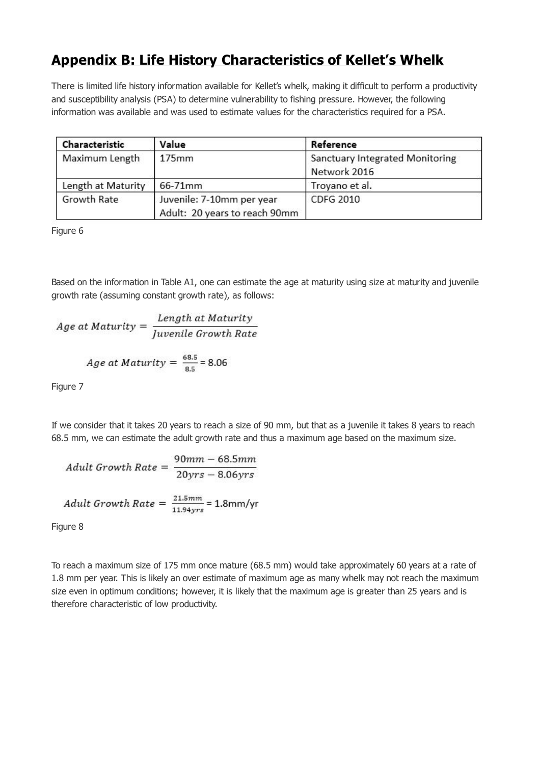# Appendix B: Life History Characteristics of Kellet's Whelk

There is limited life history information available for Kellet's whelk, making it difficult to perform a productivity and susceptibility analysis (PSA) to determine vulnerability to fishing pressure. However, the following information was available and was used to estimate values for the characteristics required for a PSA.

| Characteristic | Value | Reference |
| --- | --- | --- |
| Maximum Length | 175mm | Sanctuary Integrated Monitoring Network 2016 |
| Length at Maturity | 66-71mm | Troyano et al. |
| Growth Rate | Juvenile: 7-10mm per year<br>Adult: 20 years to reach 90mm | CDFG 2010 |

Figure 6

Based on the information in Table A1, one can estimate the age at maturity using size at maturity and juvenile growth rate (assuming constant growth rate), as follows:

$$Age\ at\ Maturity = \frac{Length\ at\ Maturity}{Juvenile\ Growth\ Rate}$$

$$Age\ at\ Maturity = \frac{68.5}{8.5} = 8.06$$

Figure 7

If we consider that it takes 20 years to reach a size of 90 mm, but that as a juvenile it takes 8 years to reach 68.5 mm, we can estimate the adult growth rate and thus a maximum age based on the maximum size.

$$Adult\ Growth\ Rate = \frac{90mm - 68.5mm}{20yrs - 8.06yrs}$$

$$Adult\ Growth\ Rate = \frac{21.5mm}{11.94yrs} = 1.8mm/yr$$

Figure 8

To reach a maximum size of 175 mm once mature (68.5 mm) would take approximately 60 years at a rate of 1.8 mm per year. This is likely an over estimate of maximum age as many whelk may not reach the maximum size even in optimum conditions; however, it is likely that the maximum age is greater than 25 years and is therefore characteristic of low productivity.